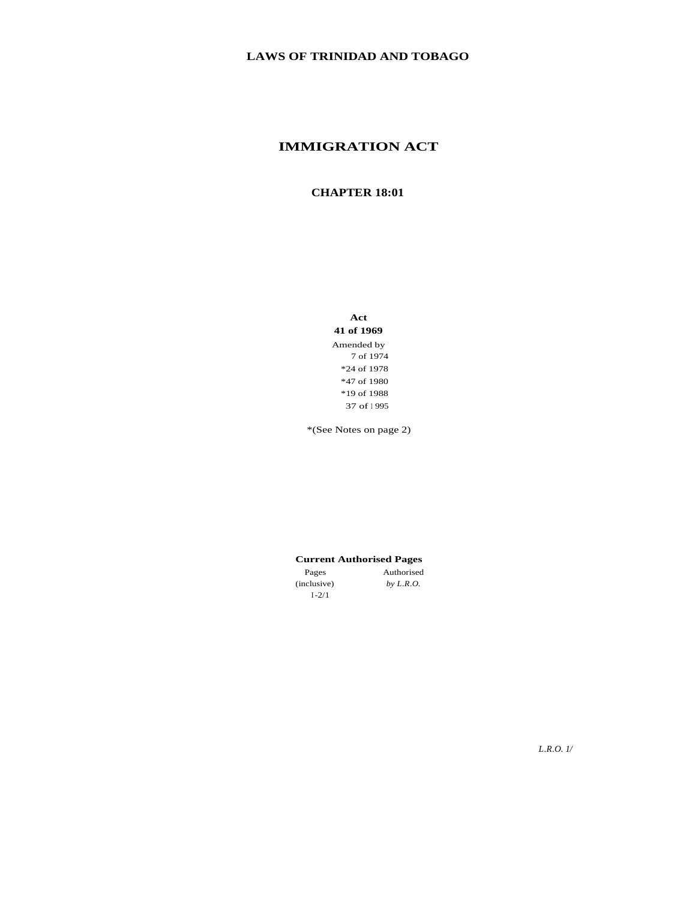**LAWS OF TRINIDAD AND TOBAGO**

# IMMIGRATION ACT

## CHAPTER 18:01

**Act**
**41 of 1969**

Amended by
7 of 1974
*24 of 1978
*47 of 1980
*19 of 1988
37 of 1995

*(See Notes on page 2)

**Current Authorised Pages**

| Pages (inclusive) | Authorised *by L.R.O.* |
| --- | --- |
| 1-2/1 | |

*L.R.O. 1/*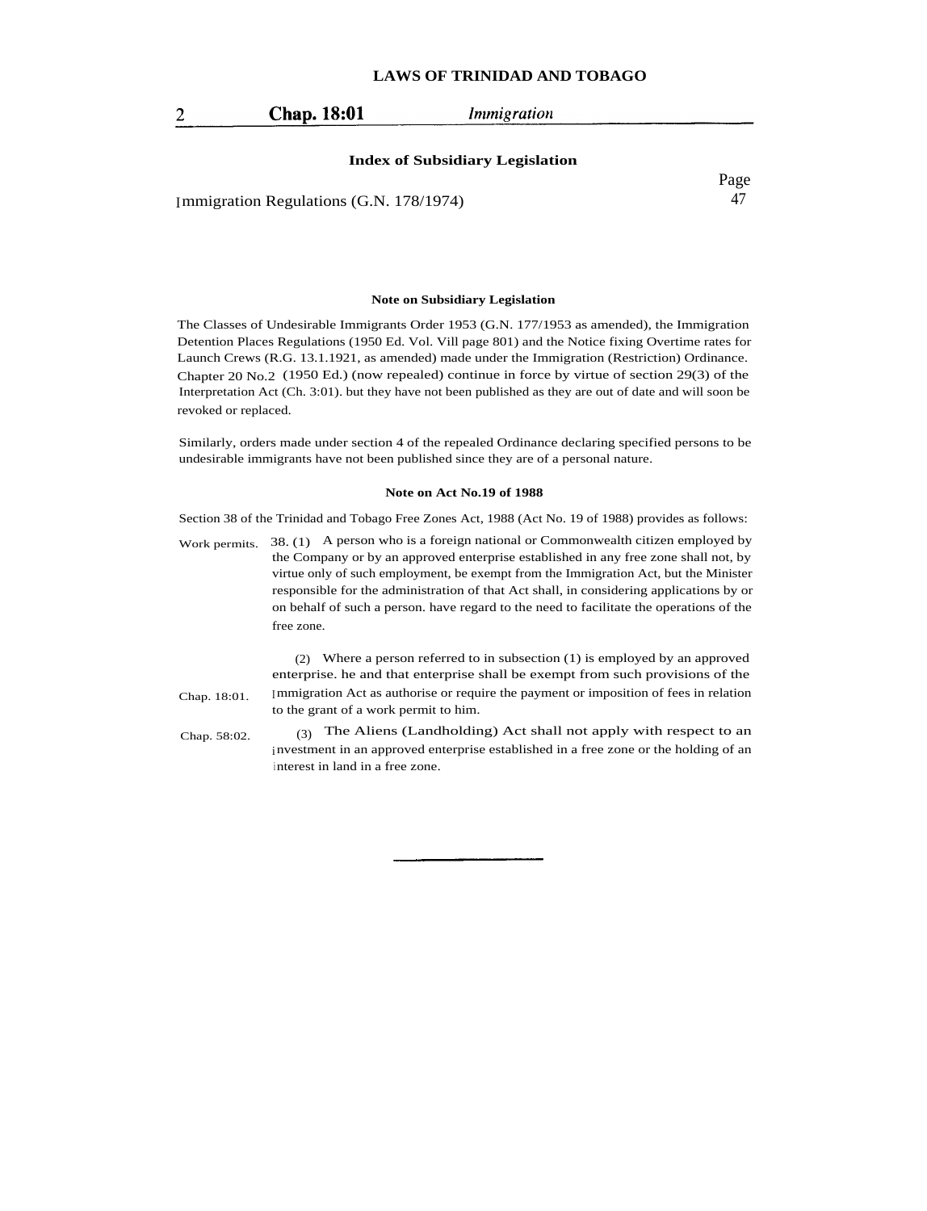### Index of Subsidiary Legislation

| | Page |
|---|---|
| Immigration Regulations (G.N. 178/1974) | 47 |

### Note on Subsidiary Legislation

The Classes of Undesirable Immigrants Order 1953 (G.N. 177/1953 as amended), the Immigration Detention Places Regulations (1950 Ed. Vol. Vill page 801) and the Notice fixing Overtime rates for Launch Crews (R.G. 13.1.1921, as amended) made under the Immigration (Restriction) Ordinance. Chapter 20 No.2 (1950 Ed.) (now repealed) continue in force by virtue of section 29(3) of the Interpretation Act (Ch. 3:01). but they have not been published as they are out of date and will soon be revoked or replaced.

Similarly, orders made under section 4 of the repealed Ordinance declaring specified persons to be undesirable immigrants have not been published since they are of a personal nature.

### Note on Act No.19 of 1988

Section 38 of the Trinidad and Tobago Free Zones Act, 1988 (Act No. 19 of 1988) provides as follows:

Work permits.

38. (1) A person who is a foreign national or Commonwealth citizen employed by the Company or by an approved enterprise established in any free zone shall not, by virtue only of such employment, be exempt from the Immigration Act, but the Minister responsible for the administration of that Act shall, in considering applications by or on behalf of such a person. have regard to the need to facilitate the operations of the free zone.

Chap. 18:01.

(2) Where a person referred to in subsection (1) is employed by an approved enterprise. he and that enterprise shall be exempt from such provisions of the Immigration Act as authorise or require the payment or imposition of fees in relation to the grant of a work permit to him.

Chap. 58:02.

(3) The Aliens (Landholding) Act shall not apply with respect to an investment in an approved enterprise established in a free zone or the holding of an interest in land in a free zone.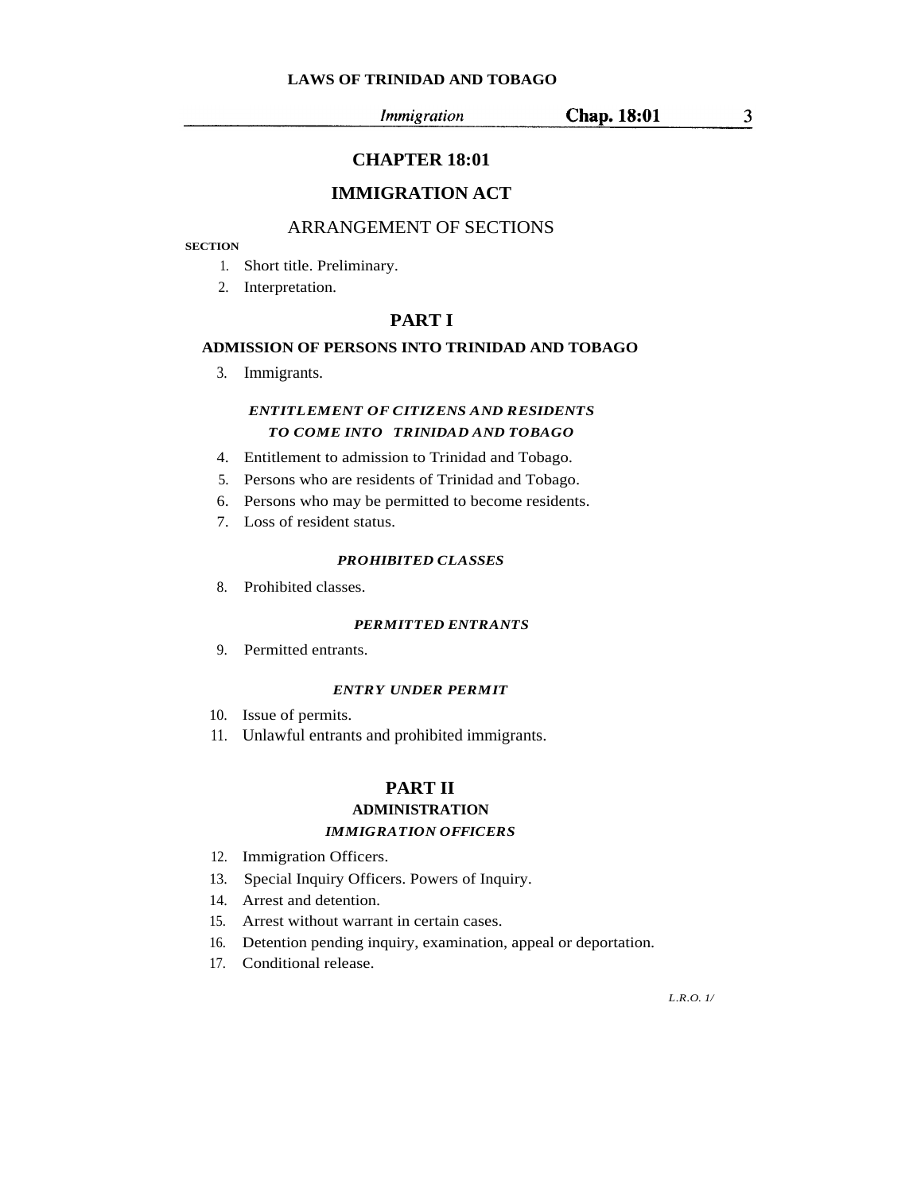# CHAPTER 18:01

# IMMIGRATION ACT

## ARRANGEMENT OF SECTIONS

**SECTION**

1. Short title. Preliminary.
2. Interpretation.

## PART I

### ADMISSION OF PERSONS INTO TRINIDAD AND TOBAGO

3. Immigrants.

***ENTITLEMENT OF CITIZENS AND RESIDENTS TO COME INTO TRINIDAD AND TOBAGO***

4. Entitlement to admission to Trinidad and Tobago.
5. Persons who are residents of Trinidad and Tobago.
6. Persons who may be permitted to become residents.
7. Loss of resident status.

***PROHIBITED CLASSES***

8. Prohibited classes.

***PERMITTED ENTRANTS***

9. Permitted entrants.

***ENTRY UNDER PERMIT***

10. Issue of permits.
11. Unlawful entrants and prohibited immigrants.

## PART II

### ADMINISTRATION

***IMMIGRATION OFFICERS***

12. Immigration Officers.
13. Special Inquiry Officers. Powers of Inquiry.
14. Arrest and detention.
15. Arrest without warrant in certain cases.
16. Detention pending inquiry, examination, appeal or deportation.
17. Conditional release.

*L.R.O. 1/*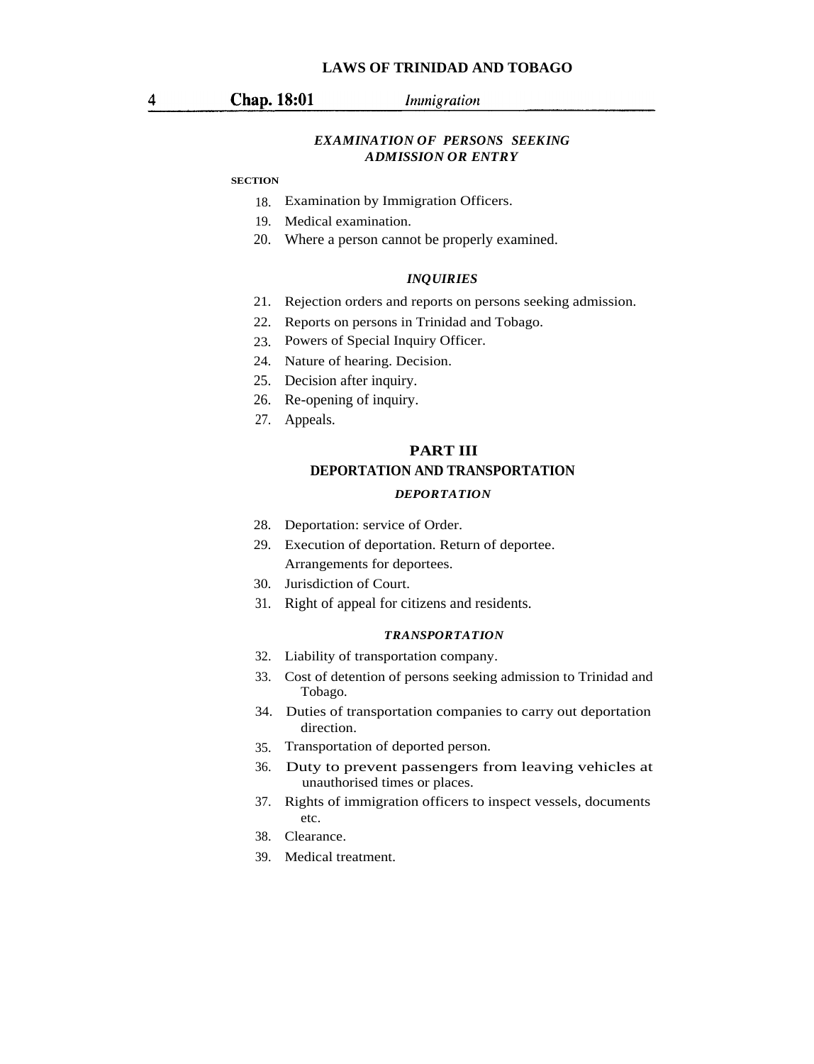*EXAMINATION OF PERSONS SEEKING ADMISSION OR ENTRY*

SECTION

18. Examination by Immigration Officers.
19. Medical examination.
20. Where a person cannot be properly examined.

*INQUIRIES*

21. Rejection orders and reports on persons seeking admission.
22. Reports on persons in Trinidad and Tobago.
23. Powers of Special Inquiry Officer.
24. Nature of hearing. Decision.
25. Decision after inquiry.
26. Re-opening of inquiry.
27. Appeals.

## PART III
## DEPORTATION AND TRANSPORTATION

*DEPORTATION*

28. Deportation: service of Order.
29. Execution of deportation. Return of deportee. Arrangements for deportees.
30. Jurisdiction of Court.
31. Right of appeal for citizens and residents.

*TRANSPORTATION*

32. Liability of transportation company.
33. Cost of detention of persons seeking admission to Trinidad and Tobago.
34. Duties of transportation companies to carry out deportation direction.
35. Transportation of deported person.
36. Duty to prevent passengers from leaving vehicles at unauthorised times or places.
37. Rights of immigration officers to inspect vessels, documents etc.
38. Clearance.
39. Medical treatment.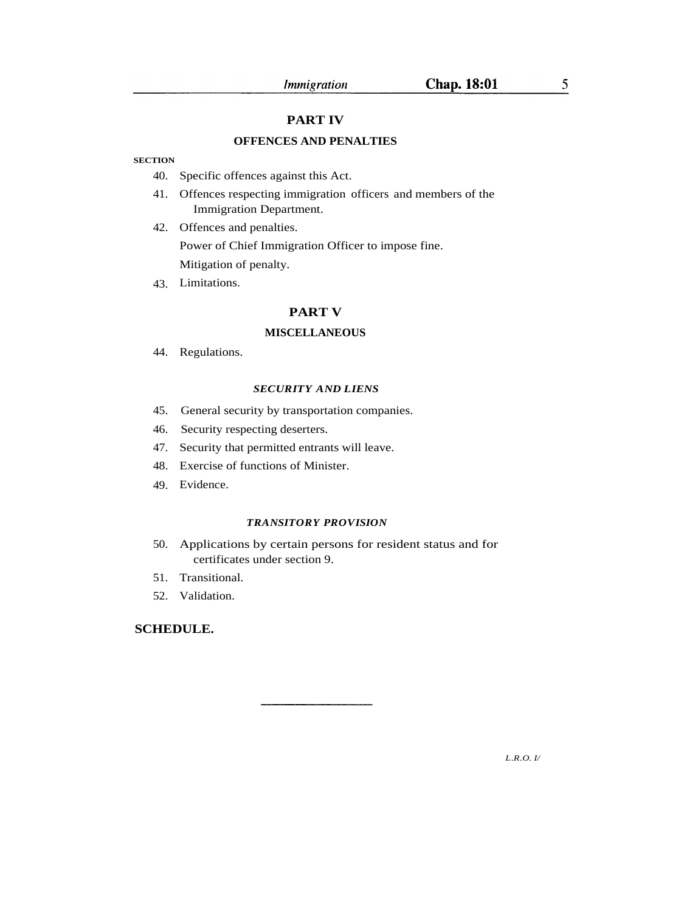## PART IV

### OFFENCES AND PENALTIES

SECTION

40. Specific offences against this Act.
41. Offences respecting immigration officers and members of the Immigration Department.
42. Offences and penalties.
    Power of Chief Immigration Officer to impose fine.
    Mitigation of penalty.
43. Limitations.

## PART V

### MISCELLANEOUS

44. Regulations.

#### *SECURITY AND LIENS*

45. General security by transportation companies.
46. Security respecting deserters.
47. Security that permitted entrants will leave.
48. Exercise of functions of Minister.
49. Evidence.

#### *TRANSITORY PROVISION*

50. Applications by certain persons for resident status and for certificates under section 9.
51. Transitional.
52. Validation.

**SCHEDULE.**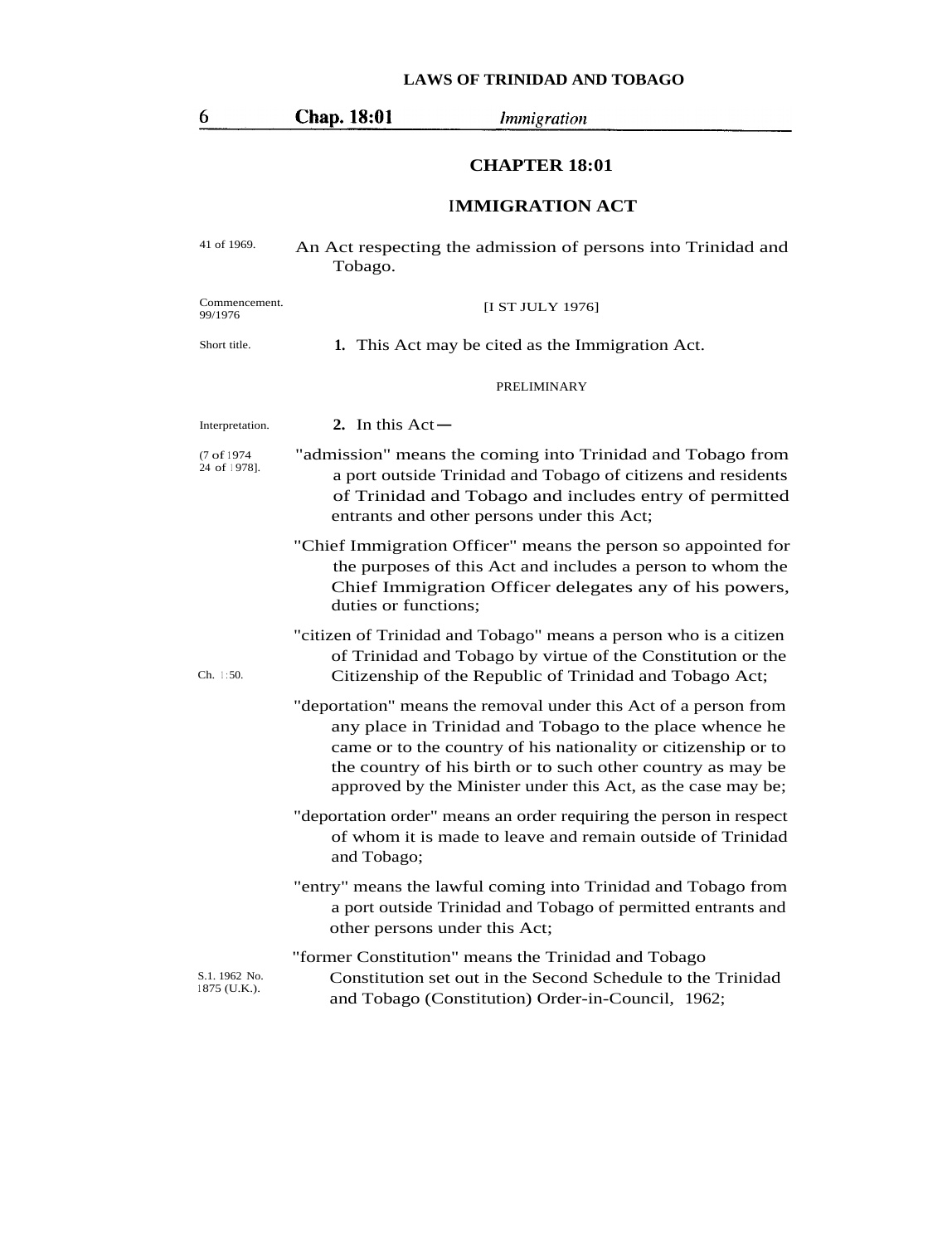# CHAPTER 18:01

## IMMIGRATION ACT

41 of 1969.

An Act respecting the admission of persons into Trinidad and Tobago.

Commencement. 99/1976

[1ST JULY 1976]

Short title.

**1.** This Act may be cited as the Immigration Act.

PRELIMINARY

Interpretation.

**2.** In this Act—

(7 of 1974 24 of 1978).

"admission" means the coming into Trinidad and Tobago from a port outside Trinidad and Tobago of citizens and residents of Trinidad and Tobago and includes entry of permitted entrants and other persons under this Act;

"Chief Immigration Officer" means the person so appointed for the purposes of this Act and includes a person to whom the Chief Immigration Officer delegates any of his powers, duties or functions;

"citizen of Trinidad and Tobago" means a person who is a citizen of Trinidad and Tobago by virtue of the Constitution or the Citizenship of the Republic of Trinidad and Tobago Act;

Ch. 1:50.

"deportation" means the removal under this Act of a person from any place in Trinidad and Tobago to the place whence he came or to the country of his nationality or citizenship or to the country of his birth or to such other country as may be approved by the Minister under this Act, as the case may be;

"deportation order" means an order requiring the person in respect of whom it is made to leave and remain outside of Trinidad and Tobago;

"entry" means the lawful coming into Trinidad and Tobago from a port outside Trinidad and Tobago of permitted entrants and other persons under this Act;

"former Constitution" means the Trinidad and Tobago Constitution set out in the Second Schedule to the Trinidad and Tobago (Constitution) Order-in-Council, 1962;

S.I. 1962 No. 1875 (U.K.).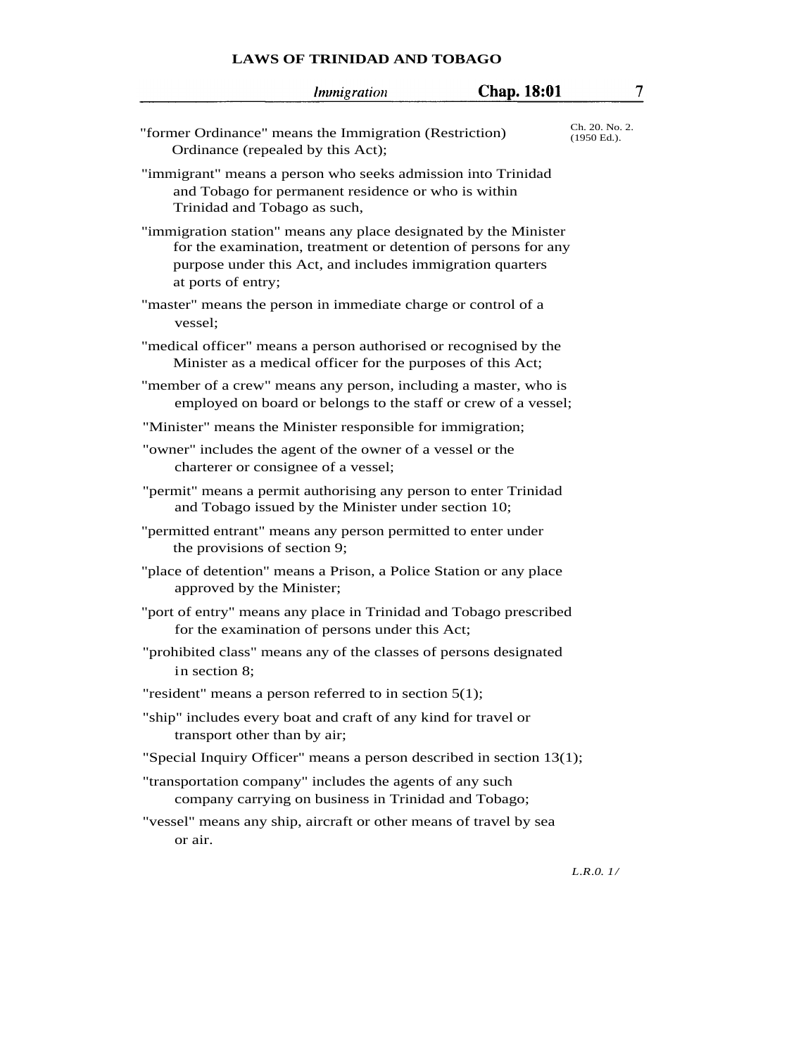"former Ordinance" means the Immigration (Restriction) Ordinance (repealed by this Act); Ch. 20. No. 2. (1950 Ed.).

"immigrant" means a person who seeks admission into Trinidad and Tobago for permanent residence or who is within Trinidad and Tobago as such,

"immigration station" means any place designated by the Minister for the examination, treatment or detention of persons for any purpose under this Act, and includes immigration quarters at ports of entry;

"master" means the person in immediate charge or control of a vessel;

"medical officer" means a person authorised or recognised by the Minister as a medical officer for the purposes of this Act;

"member of a crew" means any person, including a master, who is employed on board or belongs to the staff or crew of a vessel;

"Minister" means the Minister responsible for immigration;

"owner" includes the agent of the owner of a vessel or the charterer or consignee of a vessel;

"permit" means a permit authorising any person to enter Trinidad and Tobago issued by the Minister under section 10;

"permitted entrant" means any person permitted to enter under the provisions of section 9;

"place of detention" means a Prison, a Police Station or any place approved by the Minister;

"port of entry" means any place in Trinidad and Tobago prescribed for the examination of persons under this Act;

"prohibited class" means any of the classes of persons designated in section 8;

"resident" means a person referred to in section 5(1);

"ship" includes every boat and craft of any kind for travel or transport other than by air;

"Special Inquiry Officer" means a person described in section 13(1);

"transportation company" includes the agents of any such company carrying on business in Trinidad and Tobago;

"vessel" means any ship, aircraft or other means of travel by sea or air.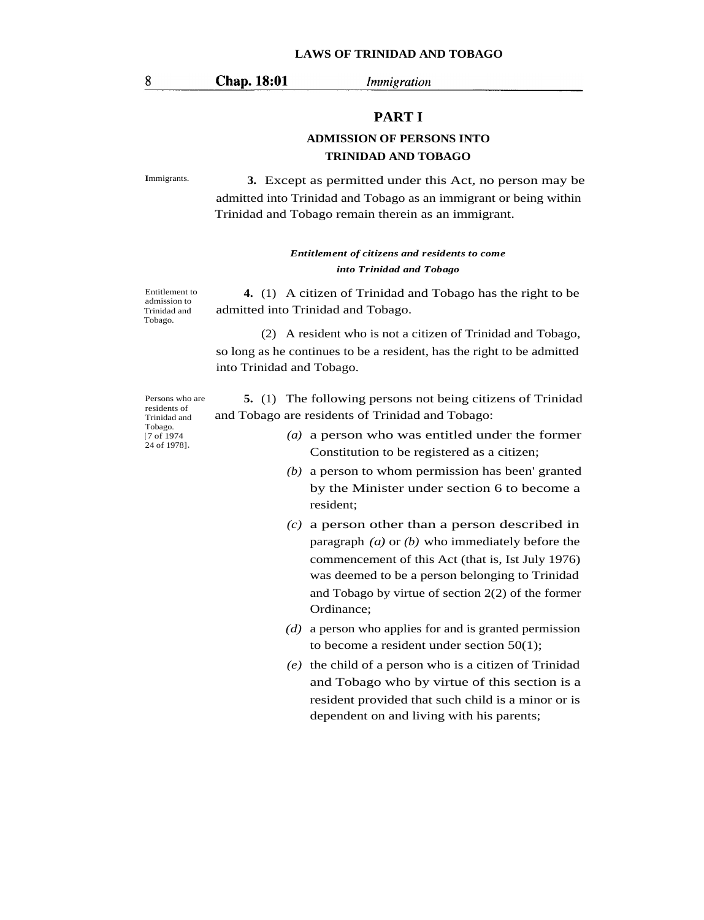## PART I

### ADMISSION OF PERSONS INTO TRINIDAD AND TOBAGO

Immigrants.

**3.** Except as permitted under this Act, no person may be admitted into Trinidad and Tobago as an immigrant or being within Trinidad and Tobago remain therein as an immigrant.

***Entitlement of citizens and residents to come into Trinidad and Tobago***

Entitlement to admission to Trinidad and Tobago.

**4.** (1) A citizen of Trinidad and Tobago has the right to be admitted into Trinidad and Tobago.

(2) A resident who is not a citizen of Trinidad and Tobago, so long as he continues to be a resident, has the right to be admitted into Trinidad and Tobago.

Persons who are residents of Trinidad and Tobago. [7 of 1974 24 of 1978].

**5.** (1) The following persons not being citizens of Trinidad and Tobago are residents of Trinidad and Tobago:

*(a)* a person who was entitled under the former Constitution to be registered as a citizen;

*(b)* a person to whom permission has been' granted by the Minister under section 6 to become a resident;

*(c)* a person other than a person described in paragraph *(a)* or *(b)* who immediately before the commencement of this Act (that is, Ist July 1976) was deemed to be a person belonging to Trinidad and Tobago by virtue of section 2(2) of the former Ordinance;

*(d)* a person who applies for and is granted permission to become a resident under section 50(1);

*(e)* the child of a person who is a citizen of Trinidad and Tobago who by virtue of this section is a resident provided that such child is a minor or is dependent on and living with his parents;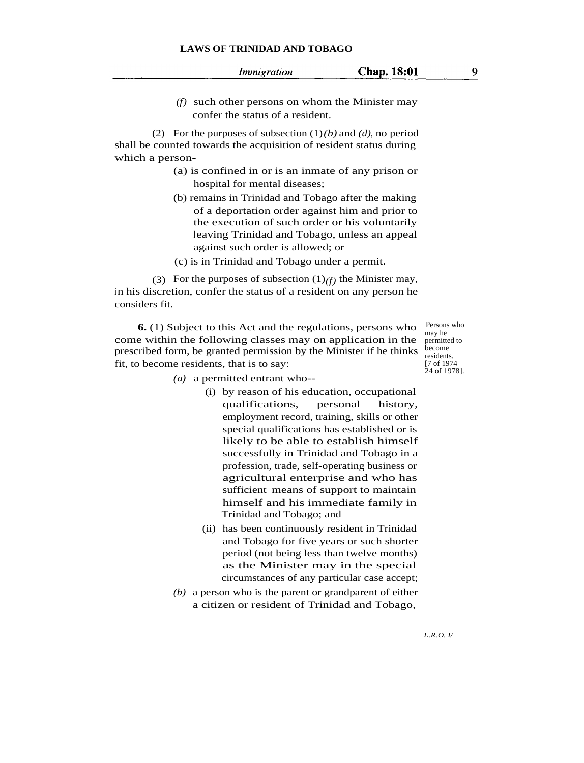(f) such other persons on whom the Minister may confer the status of a resident.

(2) For the purposes of subsection (1)*(b)* and *(d)*, no period shall be counted towards the acquisition of resident status during which a person-

(a) is confined in or is an inmate of any prison or hospital for mental diseases;

(b) remains in Trinidad and Tobago after the making of a deportation order against him and prior to the execution of such order or his voluntarily leaving Trinidad and Tobago, unless an appeal against such order is allowed; or

(c) is in Trinidad and Tobago under a permit.

(3) For the purposes of subsection (1)*(f)* the Minister may, in his discretion, confer the status of a resident on any person he considers fit.

Persons who may he permitted to become residents. [7 of 1974 24 of 1978].

**6.** (1) Subject to this Act and the regulations, persons who come within the following classes may on application in the prescribed form, be granted permission by the Minister if he thinks fit, to become residents, that is to say:

*(a)* a permitted entrant who--

(i) by reason of his education, occupational qualifications, personal history, employment record, training, skills or other special qualifications has established or is likely to be able to establish himself successfully in Trinidad and Tobago in a profession, trade, self-operating business or agricultural enterprise and who has sufficient means of support to maintain himself and his immediate family in Trinidad and Tobago; and

(ii) has been continuously resident in Trinidad and Tobago for five years or such shorter period (not being less than twelve months) as the Minister may in the special circumstances of any particular case accept;

*(b)* a person who is the parent or grandparent of either a citizen or resident of Trinidad and Tobago,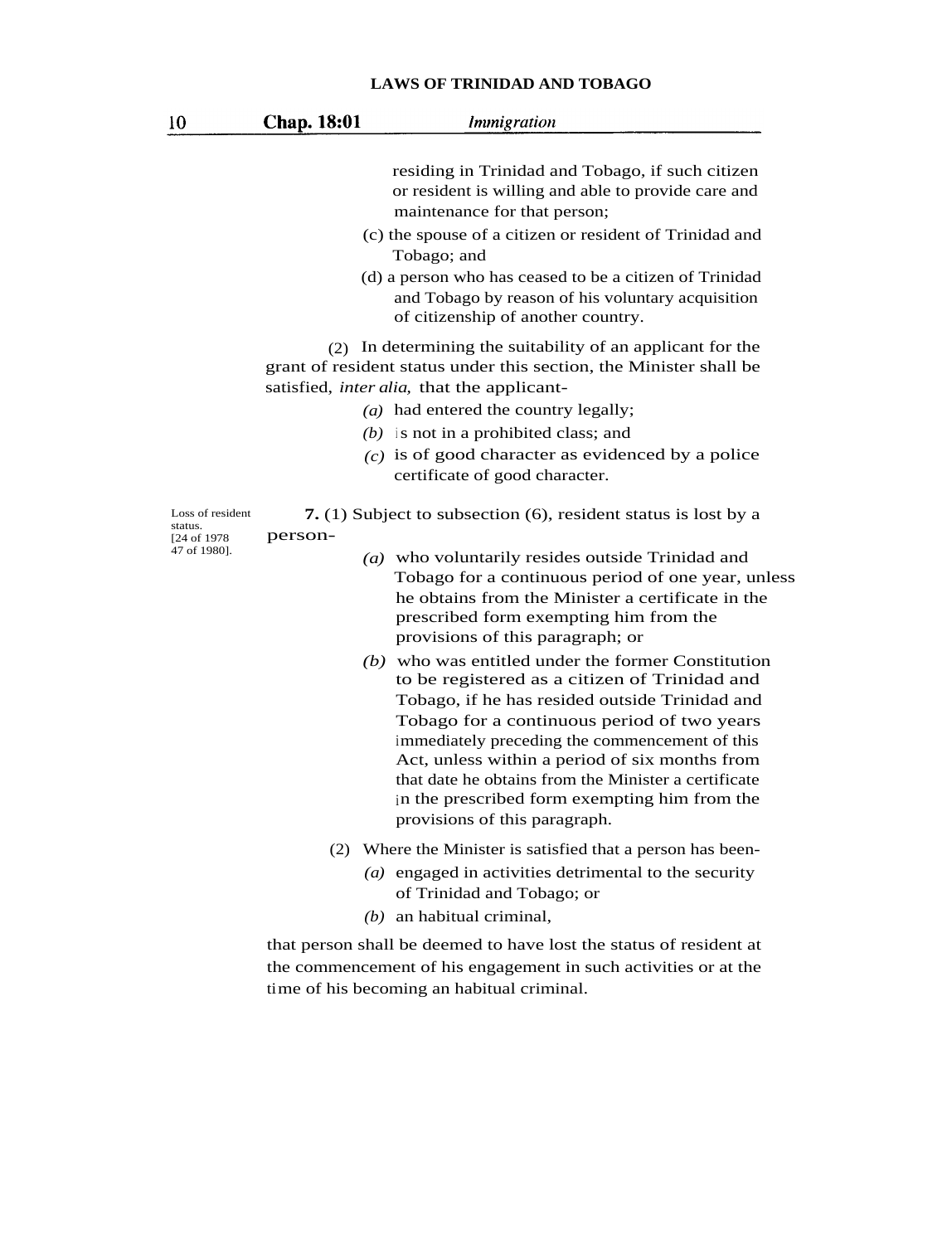residing in Trinidad and Tobago, if such citizen or resident is willing and able to provide care and maintenance for that person;

(c) the spouse of a citizen or resident of Trinidad and Tobago; and

(d) a person who has ceased to be a citizen of Trinidad and Tobago by reason of his voluntary acquisition of citizenship of another country.

(2) In determining the suitability of an applicant for the grant of resident status under this section, the Minister shall be satisfied, *inter alia,* that the applicant-

*(a)* had entered the country legally;

*(b)* is not in a prohibited class; and

*(c)* is of good character as evidenced by a police certificate of good character.

Loss of resident status. [24 of 1978 47 of 1980].

**7.** (1) Subject to subsection (6), resident status is lost by a person-

*(a)* who voluntarily resides outside Trinidad and Tobago for a continuous period of one year, unless he obtains from the Minister a certificate in the prescribed form exempting him from the provisions of this paragraph; or

*(b)* who was entitled under the former Constitution to be registered as a citizen of Trinidad and Tobago, if he has resided outside Trinidad and Tobago for a continuous period of two years immediately preceding the commencement of this Act, unless within a period of six months from that date he obtains from the Minister a certificate in the prescribed form exempting him from the provisions of this paragraph.

(2) Where the Minister is satisfied that a person has been-

*(a)* engaged in activities detrimental to the security of Trinidad and Tobago; or

*(b)* an habitual criminal,

that person shall be deemed to have lost the status of resident at the commencement of his engagement in such activities or at the time of his becoming an habitual criminal.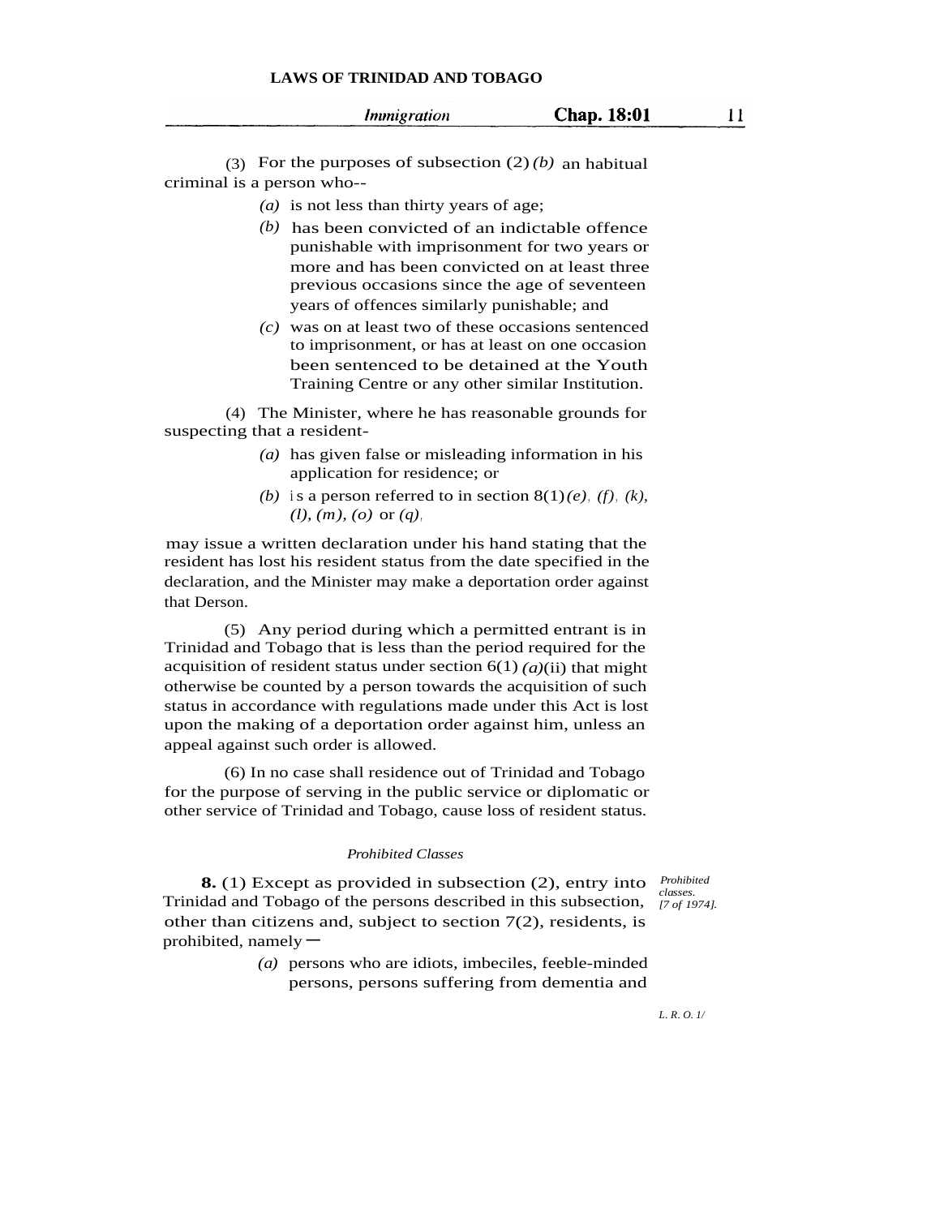(3) For the purposes of subsection (2) *(b)* an habitual criminal is a person who--

*(a)* is not less than thirty years of age;

*(b)* has been convicted of an indictable offence punishable with imprisonment for two years or more and has been convicted on at least three previous occasions since the age of seventeen years of offences similarly punishable; and

*(c)* was on at least two of these occasions sentenced to imprisonment, or has at least on one occasion been sentenced to be detained at the Youth Training Centre or any other similar Institution.

(4) The Minister, where he has reasonable grounds for suspecting that a resident-

*(a)* has given false or misleading information in his application for residence; or

*(b)* is a person referred to in section 8(1) *(e)*, *(f)*, *(k)*, *(l)*, *(m)*, *(o)* or *(q)*,

may issue a written declaration under his hand stating that the resident has lost his resident status from the date specified in the declaration, and the Minister may make a deportation order against that Derson.

(5) Any period during which a permitted entrant is in Trinidad and Tobago that is less than the period required for the acquisition of resident status under section 6(1) *(a)*(ii) that might otherwise be counted by a person towards the acquisition of such status in accordance with regulations made under this Act is lost upon the making of a deportation order against him, unless an appeal against such order is allowed.

(6) In no case shall residence out of Trinidad and Tobago for the purpose of serving in the public service or diplomatic or other service of Trinidad and Tobago, cause loss of resident status.

*Prohibited Classes*

*Prohibited classes. [7 of 1974].*

**8.** (1) Except as provided in subsection (2), entry into Trinidad and Tobago of the persons described in this subsection, other than citizens and, subject to section 7(2), residents, is prohibited, namely—

*(a)* persons who are idiots, imbeciles, feeble-minded persons, persons suffering from dementia and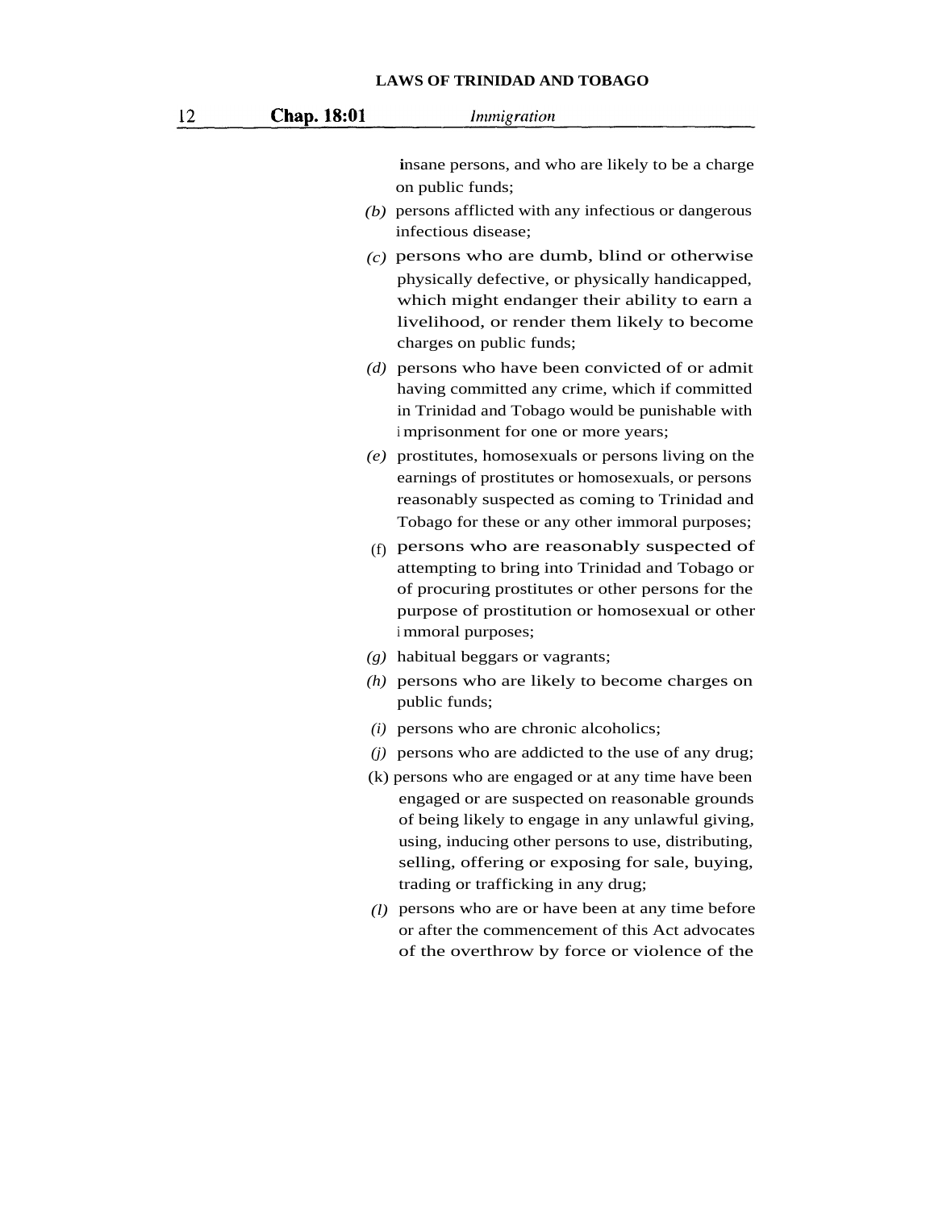insane persons, and who are likely to be a charge on public funds;

*(b)* persons afflicted with any infectious or dangerous infectious disease;

*(c)* persons who are dumb, blind or otherwise physically defective, or physically handicapped, which might endanger their ability to earn a livelihood, or render them likely to become charges on public funds;

*(d)* persons who have been convicted of or admit having committed any crime, which if committed in Trinidad and Tobago would be punishable with imprisonment for one or more years;

*(e)* prostitutes, homosexuals or persons living on the earnings of prostitutes or homosexuals, or persons reasonably suspected as coming to Trinidad and Tobago for these or any other immoral purposes;

(f) persons who are reasonably suspected of attempting to bring into Trinidad and Tobago or of procuring prostitutes or other persons for the purpose of prostitution or homosexual or other immoral purposes;

*(g)* habitual beggars or vagrants;

*(h)* persons who are likely to become charges on public funds;

*(i)* persons who are chronic alcoholics;

*(j)* persons who are addicted to the use of any drug;

(k) persons who are engaged or at any time have been engaged or are suspected on reasonable grounds of being likely to engage in any unlawful giving, using, inducing other persons to use, distributing, selling, offering or exposing for sale, buying, trading or trafficking in any drug;

*(l)* persons who are or have been at any time before or after the commencement of this Act advocates of the overthrow by force or violence of the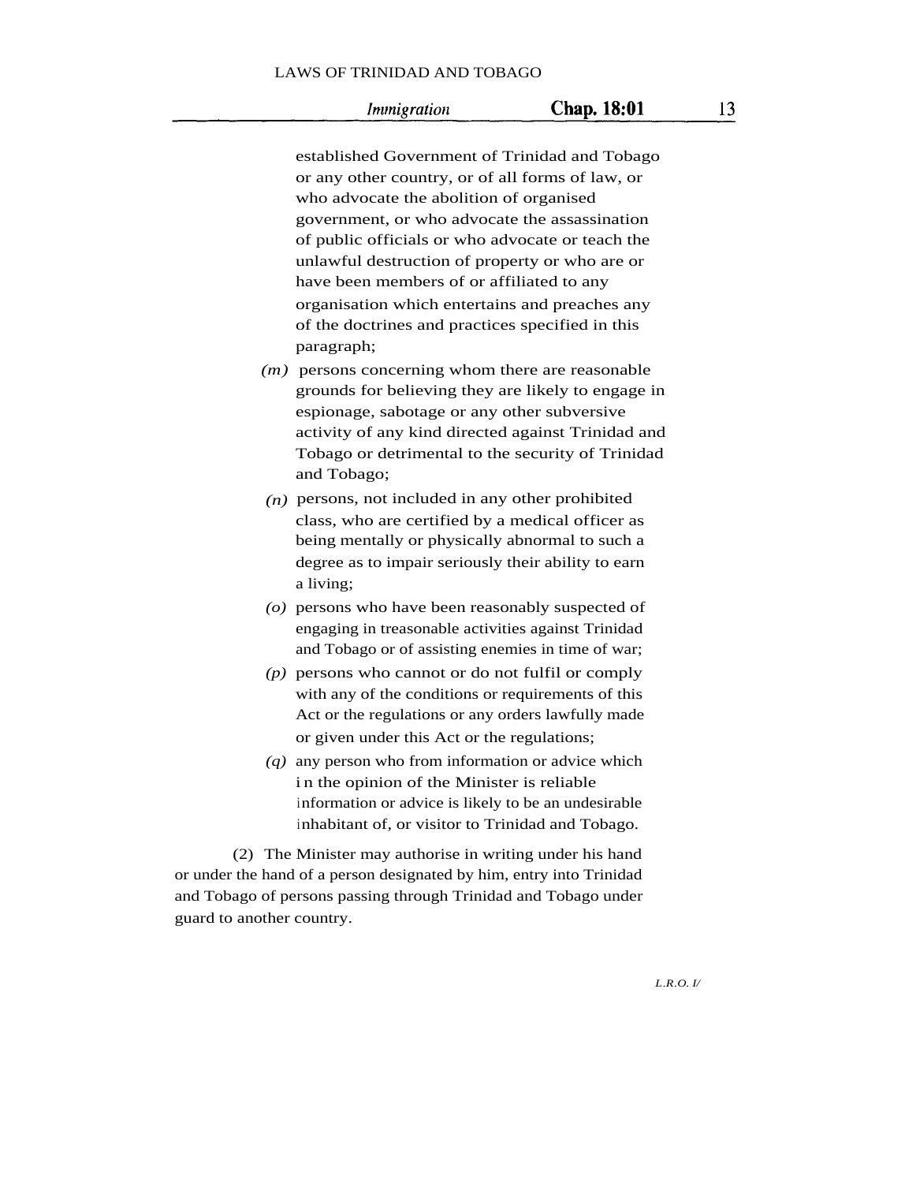established Government of Trinidad and Tobago or any other country, or of all forms of law, or who advocate the abolition of organised government, or who advocate the assassination of public officials or who advocate or teach the unlawful destruction of property or who are or have been members of or affiliated to any organisation which entertains and preaches any of the doctrines and practices specified in this paragraph;

*(m)* persons concerning whom there are reasonable grounds for believing they are likely to engage in espionage, sabotage or any other subversive activity of any kind directed against Trinidad and Tobago or detrimental to the security of Trinidad and Tobago;

*(n)* persons, not included in any other prohibited class, who are certified by a medical officer as being mentally or physically abnormal to such a degree as to impair seriously their ability to earn a living;

*(o)* persons who have been reasonably suspected of engaging in treasonable activities against Trinidad and Tobago or of assisting enemies in time of war;

*(p)* persons who cannot or do not fulfil or comply with any of the conditions or requirements of this Act or the regulations or any orders lawfully made or given under this Act or the regulations;

*(q)* any person who from information or advice which in the opinion of the Minister is reliable information or advice is likely to be an undesirable inhabitant of, or visitor to Trinidad and Tobago.

(2) The Minister may authorise in writing under his hand or under the hand of a person designated by him, entry into Trinidad and Tobago of persons passing through Trinidad and Tobago under guard to another country.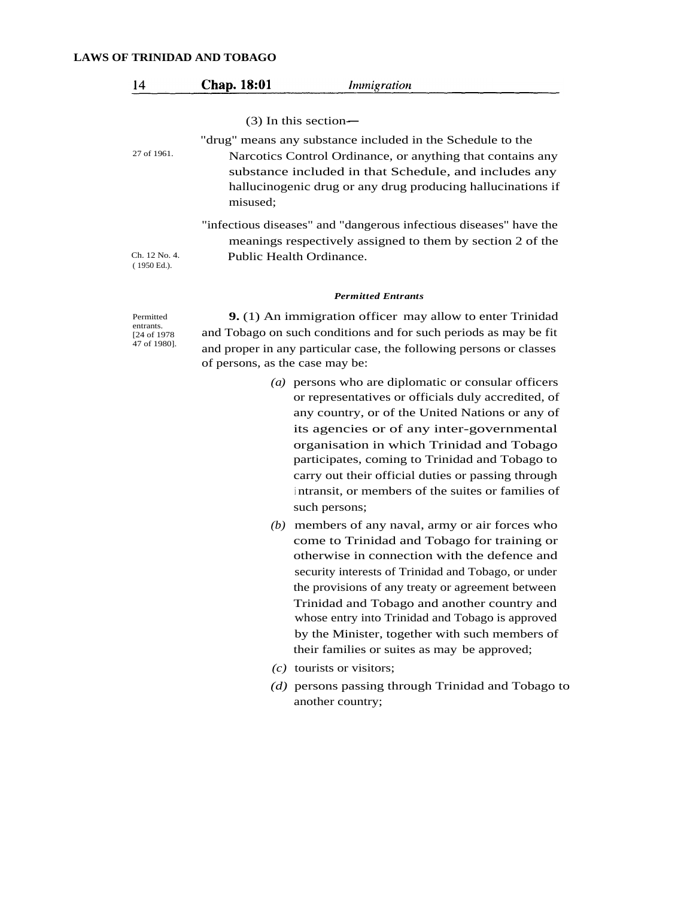(3) In this section—

"drug" means any substance included in the Schedule to the Narcotics Control Ordinance, or anything that contains any substance included in that Schedule, and includes any hallucinogenic drug or any drug producing hallucinations if misused;

27 of 1961.

"infectious diseases" and "dangerous infectious diseases" have the meanings respectively assigned to them by section 2 of the Public Health Ordinance.

Ch. 12 No. 4. (1950 Ed.).

***Permitted Entrants***

Permitted entrants. [24 of 1978 47 of 1980].

**9.** (1) An immigration officer may allow to enter Trinidad and Tobago on such conditions and for such periods as may be fit and proper in any particular case, the following persons or classes of persons, as the case may be:

*(a)* persons who are diplomatic or consular officers or representatives or officials duly accredited, of any country, or of the United Nations or any of its agencies or of any inter-governmental organisation in which Trinidad and Tobago participates, coming to Trinidad and Tobago to carry out their official duties or passing through intransit, or members of the suites or families of such persons;

*(b)* members of any naval, army or air forces who come to Trinidad and Tobago for training or otherwise in connection with the defence and security interests of Trinidad and Tobago, or under the provisions of any treaty or agreement between Trinidad and Tobago and another country and whose entry into Trinidad and Tobago is approved by the Minister, together with such members of their families or suites as may be approved;

*(c)* tourists or visitors;

*(d)* persons passing through Trinidad and Tobago to another country;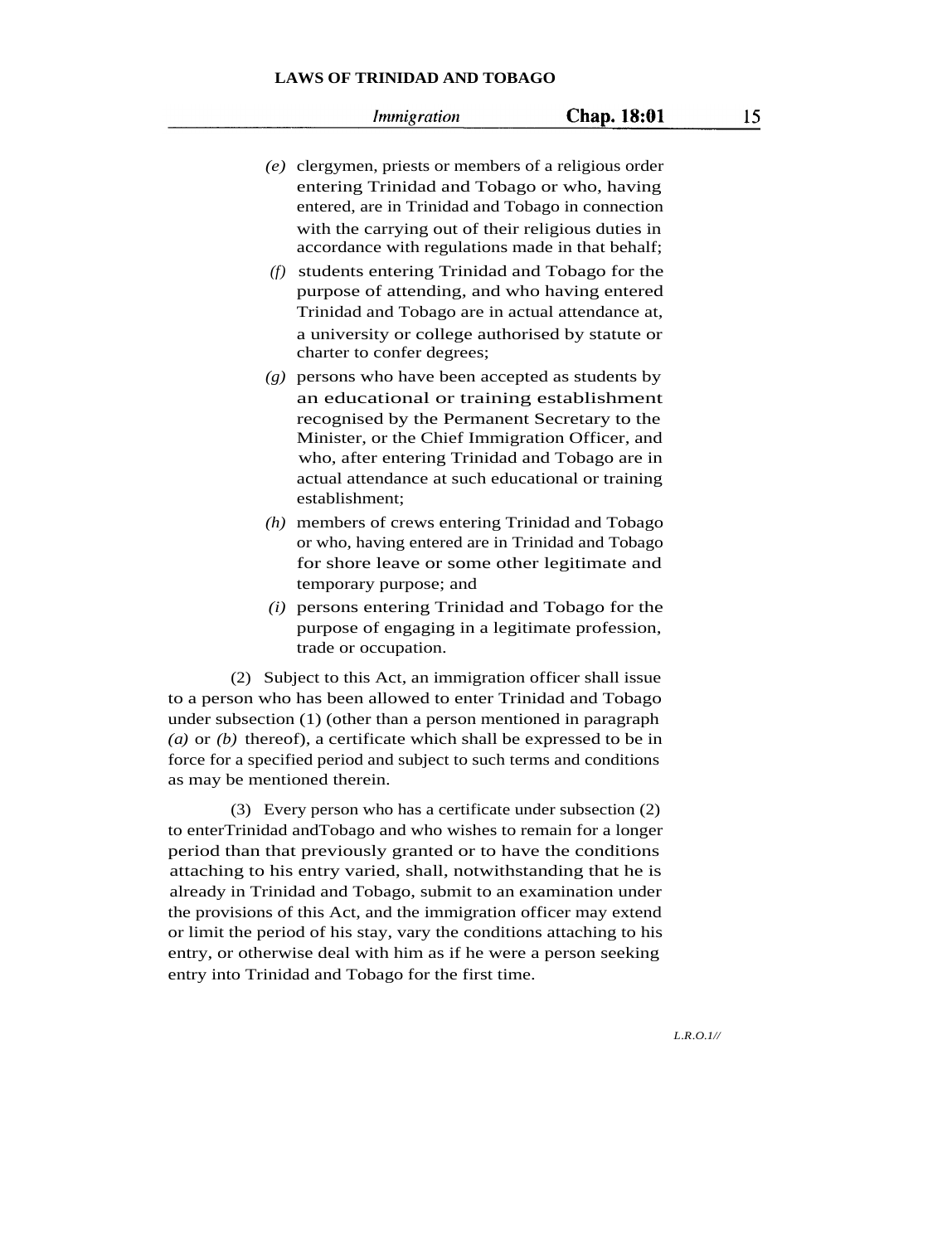(e) clergymen, priests or members of a religious order entering Trinidad and Tobago or who, having entered, are in Trinidad and Tobago in connection with the carrying out of their religious duties in accordance with regulations made in that behalf;

(f) students entering Trinidad and Tobago for the purpose of attending, and who having entered Trinidad and Tobago are in actual attendance at, a university or college authorised by statute or charter to confer degrees;

(g) persons who have been accepted as students by an educational or training establishment recognised by the Permanent Secretary to the Minister, or the Chief Immigration Officer, and who, after entering Trinidad and Tobago are in actual attendance at such educational or training establishment;

(h) members of crews entering Trinidad and Tobago or who, having entered are in Trinidad and Tobago for shore leave or some other legitimate and temporary purpose; and

(i) persons entering Trinidad and Tobago for the purpose of engaging in a legitimate profession, trade or occupation.

(2) Subject to this Act, an immigration officer shall issue to a person who has been allowed to enter Trinidad and Tobago under subsection (1) (other than a person mentioned in paragraph *(a)* or *(b)* thereof), a certificate which shall be expressed to be in force for a specified period and subject to such terms and conditions as may be mentioned therein.

(3) Every person who has a certificate under subsection (2) to enterTrinidad andTobago and who wishes to remain for a longer period than that previously granted or to have the conditions attaching to his entry varied, shall, notwithstanding that he is already in Trinidad and Tobago, submit to an examination under the provisions of this Act, and the immigration officer may extend or limit the period of his stay, vary the conditions attaching to his entry, or otherwise deal with him as if he were a person seeking entry into Trinidad and Tobago for the first time.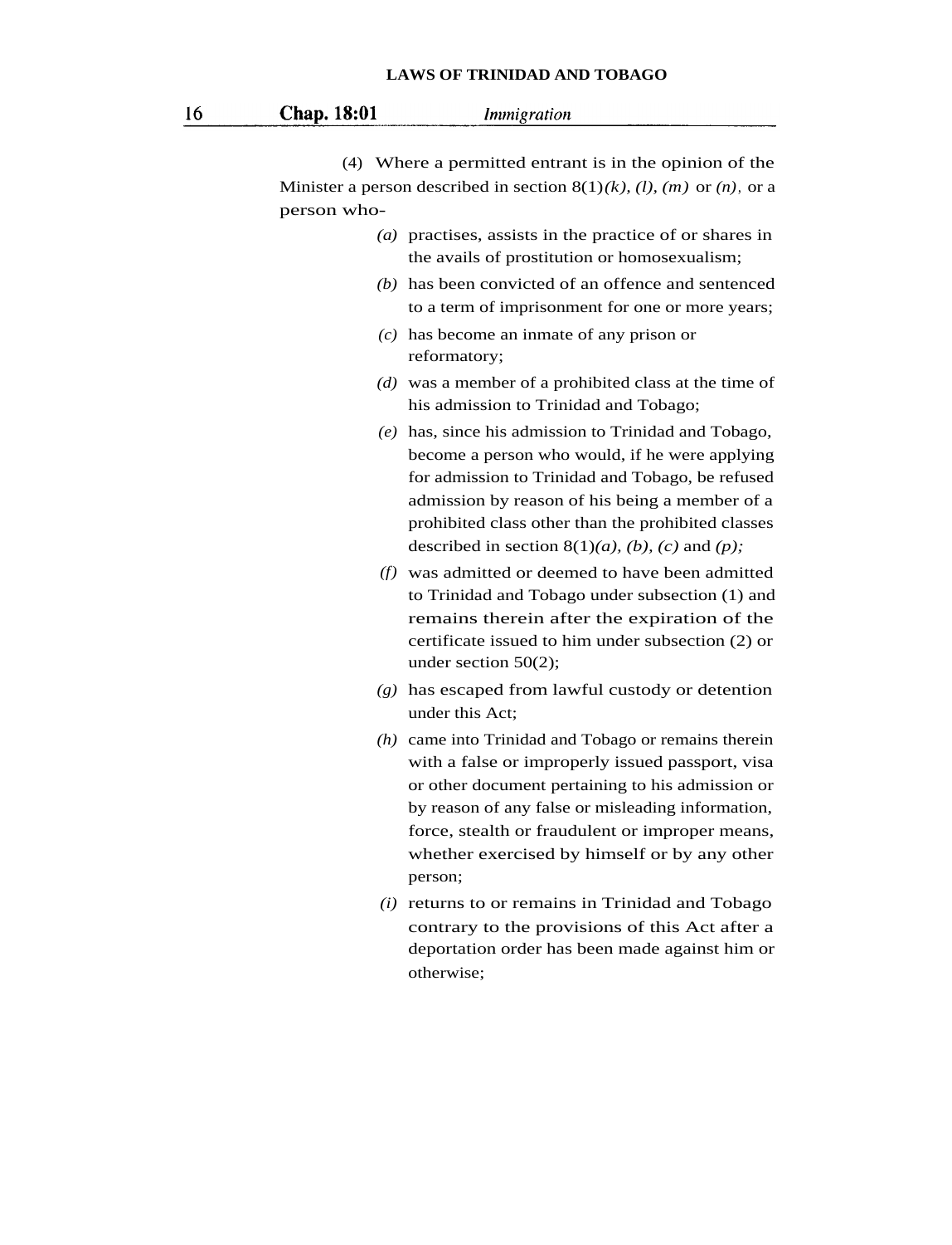(4) Where a permitted entrant is in the opinion of the Minister a person described in section 8(1)*(k), (l), (m)* or *(n),* or a person who-

*(a)* practises, assists in the practice of or shares in the avails of prostitution or homosexualism;

*(b)* has been convicted of an offence and sentenced to a term of imprisonment for one or more years;

*(c)* has become an inmate of any prison or reformatory;

*(d)* was a member of a prohibited class at the time of his admission to Trinidad and Tobago;

*(e)* has, since his admission to Trinidad and Tobago, become a person who would, if he were applying for admission to Trinidad and Tobago, be refused admission by reason of his being a member of a prohibited class other than the prohibited classes described in section 8(1)*(a), (b), (c)* and *(p);*

*(f)* was admitted or deemed to have been admitted to Trinidad and Tobago under subsection (1) and remains therein after the expiration of the certificate issued to him under subsection (2) or under section 50(2);

*(g)* has escaped from lawful custody or detention under this Act;

*(h)* came into Trinidad and Tobago or remains therein with a false or improperly issued passport, visa or other document pertaining to his admission or by reason of any false or misleading information, force, stealth or fraudulent or improper means, whether exercised by himself or by any other person;

*(i)* returns to or remains in Trinidad and Tobago contrary to the provisions of this Act after a deportation order has been made against him or otherwise;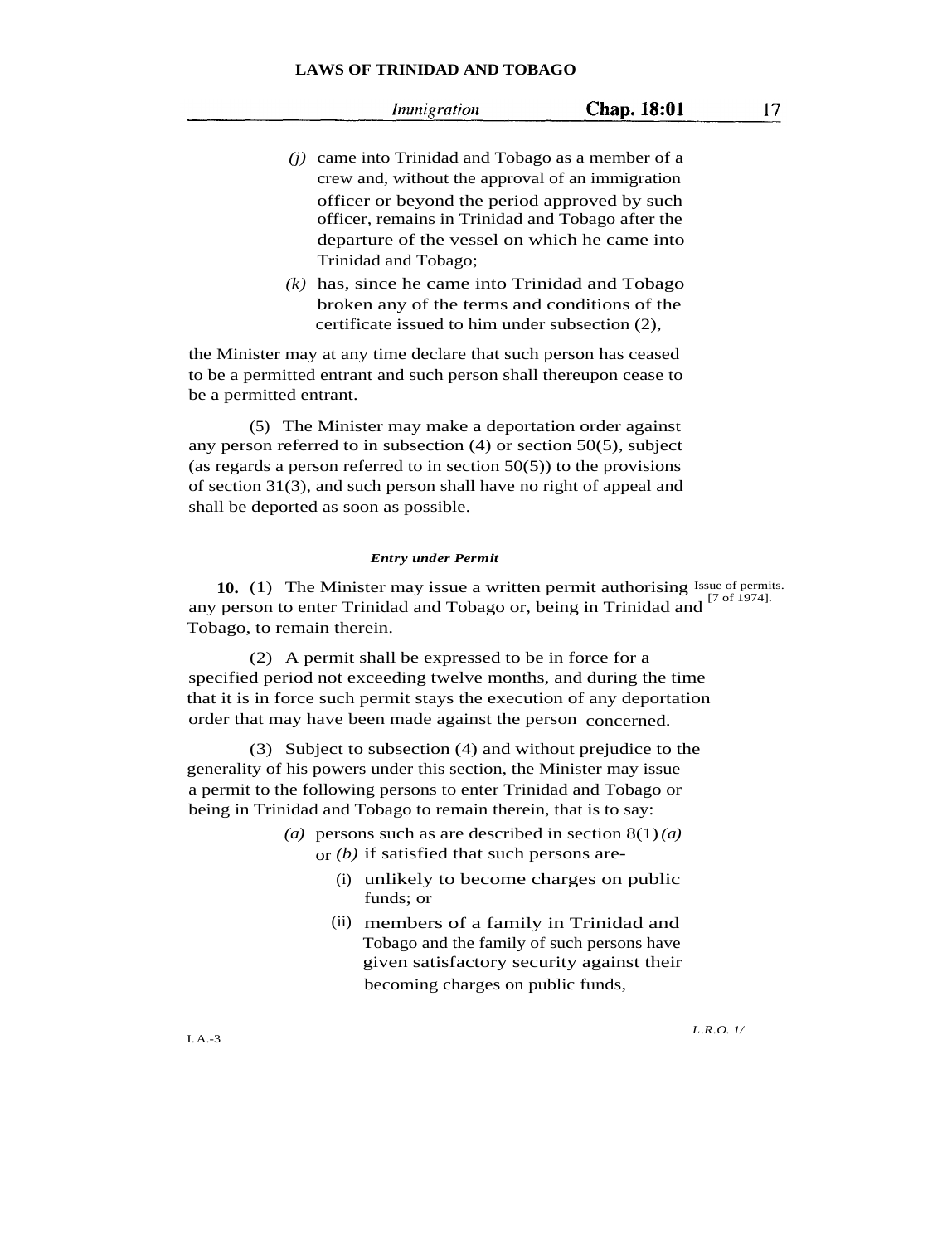(j) came into Trinidad and Tobago as a member of a crew and, without the approval of an immigration officer or beyond the period approved by such officer, remains in Trinidad and Tobago after the departure of the vessel on which he came into Trinidad and Tobago;

(k) has, since he came into Trinidad and Tobago broken any of the terms and conditions of the certificate issued to him under subsection (2),

the Minister may at any time declare that such person has ceased to be a permitted entrant and such person shall thereupon cease to be a permitted entrant.

(5) The Minister may make a deportation order against any person referred to in subsection (4) or section 50(5), subject (as regards a person referred to in section 50(5)) to the provisions of section 31(3), and such person shall have no right of appeal and shall be deported as soon as possible.

#### *Entry under Permit*

Issue of permits. [7 of 1974].

**10.** (1) The Minister may issue a written permit authorising any person to enter Trinidad and Tobago or, being in Trinidad and Tobago, to remain therein.

(2) A permit shall be expressed to be in force for a specified period not exceeding twelve months, and during the time that it is in force such permit stays the execution of any deportation order that may have been made against the person concerned.

(3) Subject to subsection (4) and without prejudice to the generality of his powers under this section, the Minister may issue a permit to the following persons to enter Trinidad and Tobago or being in Trinidad and Tobago to remain therein, that is to say:

(a) persons such as are described in section 8(1)*(a)* or *(b)* if satisfied that such persons are-

(i) unlikely to become charges on public funds; or

(ii) members of a family in Trinidad and Tobago and the family of such persons have given satisfactory security against their becoming charges on public funds,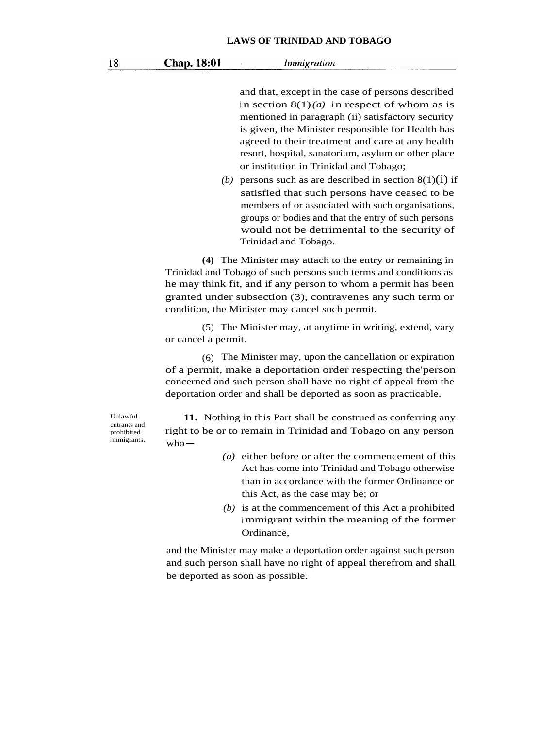and that, except in the case of persons described in section 8(1)*(a)* in respect of whom as is mentioned in paragraph (ii) satisfactory security is given, the Minister responsible for Health has agreed to their treatment and care at any health resort, hospital, sanatorium, asylum or other place or institution in Trinidad and Tobago;

*(b)* persons such as are described in section 8(1)(i) if satisfied that such persons have ceased to be members of or associated with such organisations, groups or bodies and that the entry of such persons would not be detrimental to the security of Trinidad and Tobago.

**(4)** The Minister may attach to the entry or remaining in Trinidad and Tobago of such persons such terms and conditions as he may think fit, and if any person to whom a permit has been granted under subsection (3), contravenes any such term or condition, the Minister may cancel such permit.

(5) The Minister may, at anytime in writing, extend, vary or cancel a permit.

(6) The Minister may, upon the cancellation or expiration of a permit, make a deportation order respecting the'person concerned and such person shall have no right of appeal from the deportation order and shall be deported as soon as practicable.

Unlawful entrants and prohibited immigrants.

**11.** Nothing in this Part shall be construed as conferring any right to be or to remain in Trinidad and Tobago on any person who—

*(a)* either before or after the commencement of this Act has come into Trinidad and Tobago otherwise than in accordance with the former Ordinance or this Act, as the case may be; or

*(b)* is at the commencement of this Act a prohibited immigrant within the meaning of the former Ordinance,

and the Minister may make a deportation order against such person and such person shall have no right of appeal therefrom and shall be deported as soon as possible.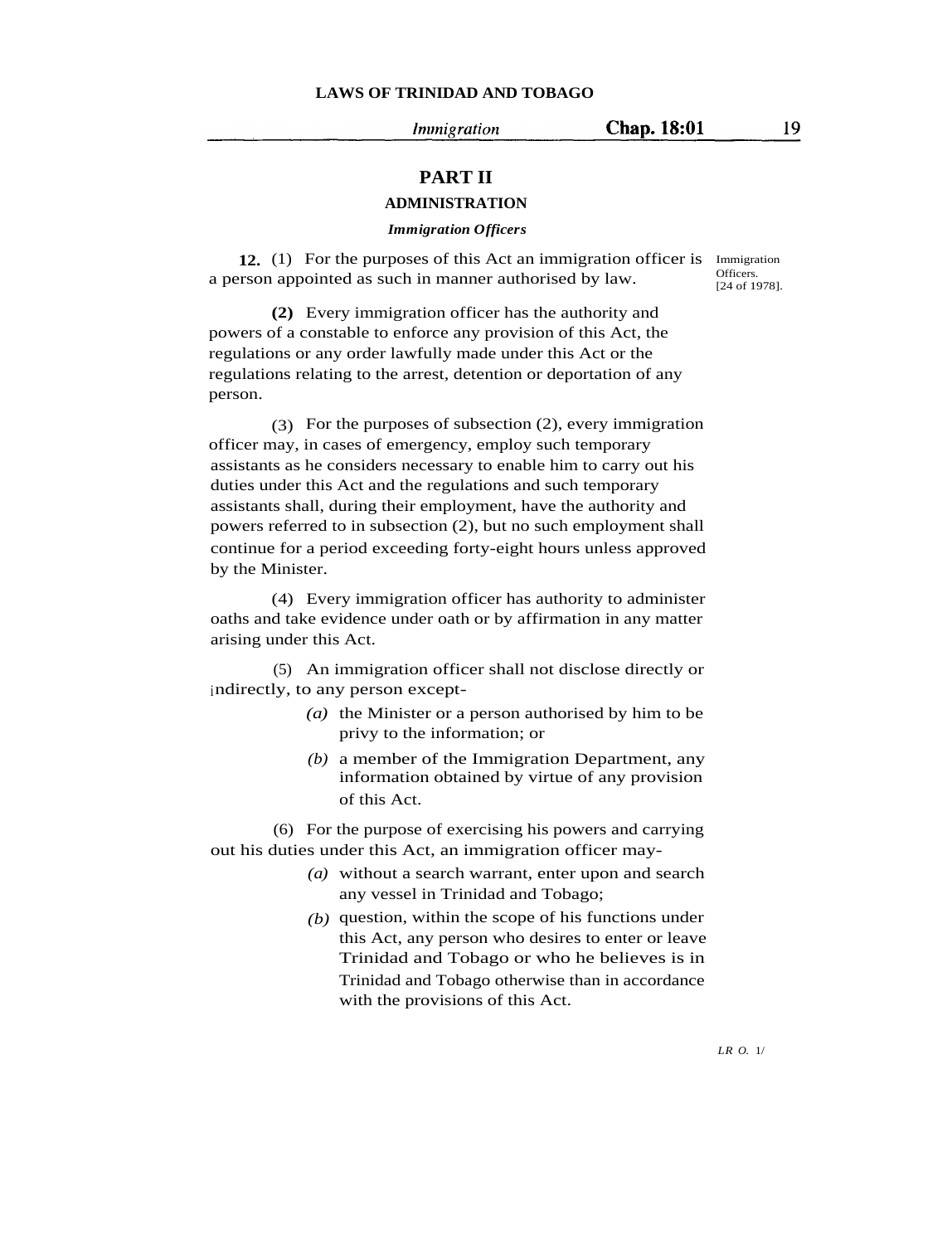## PART II

### ADMINISTRATION

#### *Immigration Officers*

Immigration Officers. [24 of 1978].

**12.** (1) For the purposes of this Act an immigration officer is a person appointed as such in manner authorised by law.

**(2)** Every immigration officer has the authority and powers of a constable to enforce any provision of this Act, the regulations or any order lawfully made under this Act or the regulations relating to the arrest, detention or deportation of any person.

(3) For the purposes of subsection (2), every immigration officer may, in cases of emergency, employ such temporary assistants as he considers necessary to enable him to carry out his duties under this Act and the regulations and such temporary assistants shall, during their employment, have the authority and powers referred to in subsection (2), but no such employment shall continue for a period exceeding forty-eight hours unless approved by the Minister.

(4) Every immigration officer has authority to administer oaths and take evidence under oath or by affirmation in any matter arising under this Act.

(5) An immigration officer shall not disclose directly or indirectly, to any person except-

*(a)* the Minister or a person authorised by him to be privy to the information; or

*(b)* a member of the Immigration Department, any information obtained by virtue of any provision of this Act.

(6) For the purpose of exercising his powers and carrying out his duties under this Act, an immigration officer may-

*(a)* without a search warrant, enter upon and search any vessel in Trinidad and Tobago;

*(b)* question, within the scope of his functions under this Act, any person who desires to enter or leave Trinidad and Tobago or who he believes is in Trinidad and Tobago otherwise than in accordance with the provisions of this Act.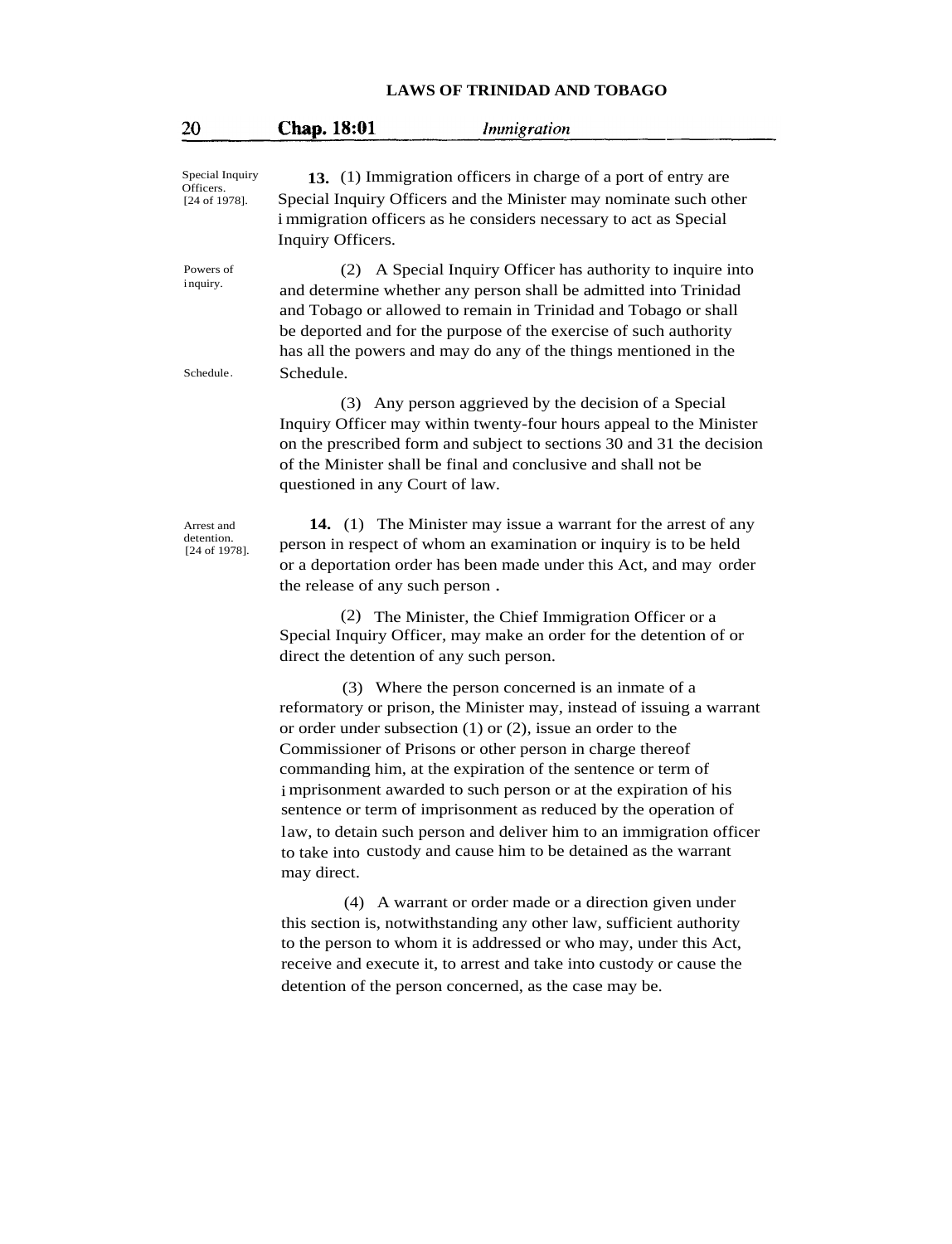Special Inquiry Officers. [24 of 1978].

**13.** (1) Immigration officers in charge of a port of entry are Special Inquiry Officers and the Minister may nominate such other immigration officers as he considers necessary to act as Special Inquiry Officers.

Powers of inquiry.

(2) A Special Inquiry Officer has authority to inquire into and determine whether any person shall be admitted into Trinidad and Tobago or allowed to remain in Trinidad and Tobago or shall be deported and for the purpose of the exercise of such authority has all the powers and may do any of the things mentioned in the Schedule.

Schedule.

(3) Any person aggrieved by the decision of a Special Inquiry Officer may within twenty-four hours appeal to the Minister on the prescribed form and subject to sections 30 and 31 the decision of the Minister shall be final and conclusive and shall not be questioned in any Court of law.

Arrest and detention. [24 of 1978].

**14.** (1) The Minister may issue a warrant for the arrest of any person in respect of whom an examination or inquiry is to be held or a deportation order has been made under this Act, and may order the release of any such person.

(2) The Minister, the Chief Immigration Officer or a Special Inquiry Officer, may make an order for the detention of or direct the detention of any such person.

(3) Where the person concerned is an inmate of a reformatory or prison, the Minister may, instead of issuing a warrant or order under subsection (1) or (2), issue an order to the Commissioner of Prisons or other person in charge thereof commanding him, at the expiration of the sentence or term of imprisonment awarded to such person or at the expiration of his sentence or term of imprisonment as reduced by the operation of law, to detain such person and deliver him to an immigration officer to take into custody and cause him to be detained as the warrant may direct.

(4) A warrant or order made or a direction given under this section is, notwithstanding any other law, sufficient authority to the person to whom it is addressed or who may, under this Act, receive and execute it, to arrest and take into custody or cause the detention of the person concerned, as the case may be.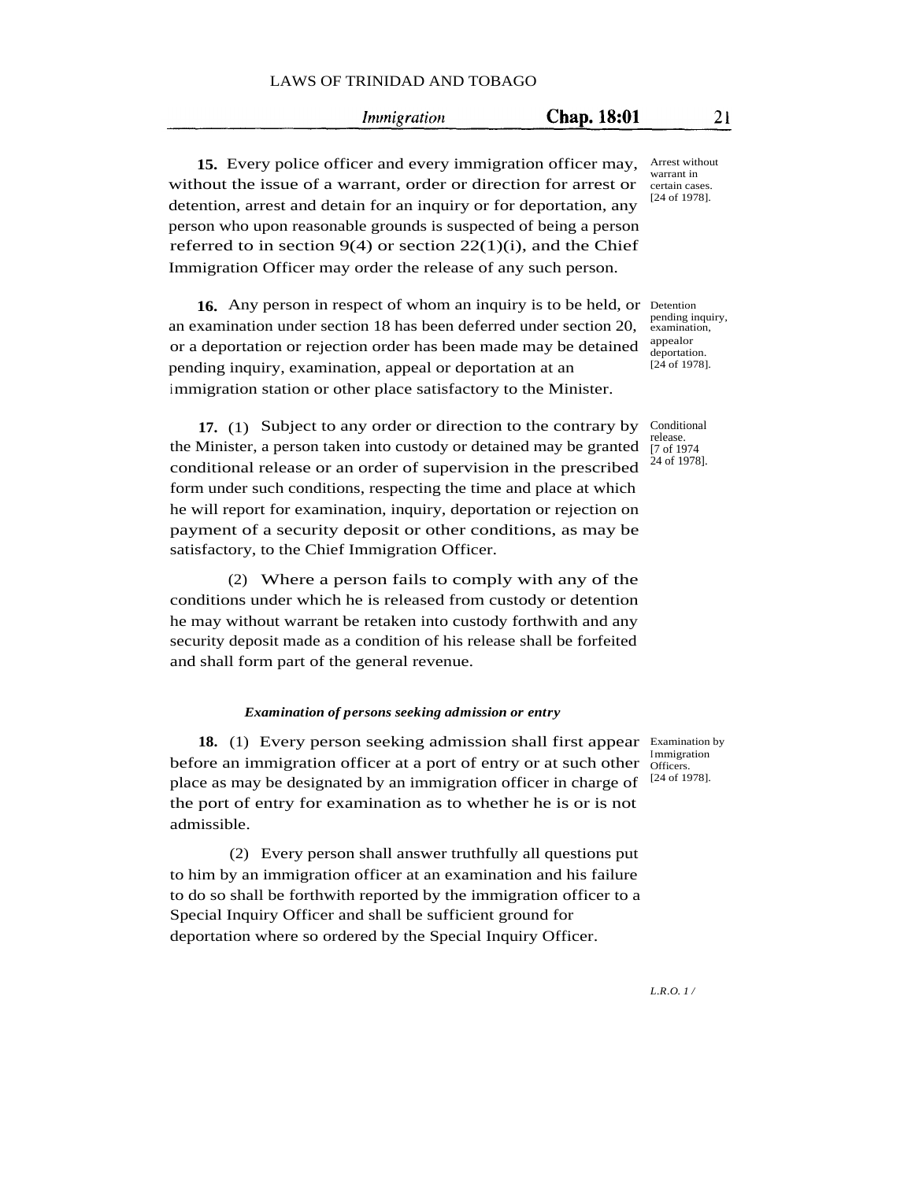**15.** Every police officer and every immigration officer may, without the issue of a warrant, order or direction for arrest or detention, arrest and detain for an inquiry or for deportation, any person who upon reasonable grounds is suspected of being a person referred to in section 9(4) or section 22(1)(i), and the Chief Immigration Officer may order the release of any such person.

Arrest without warrant in certain cases. [24 of 1978].

**16.** Any person in respect of whom an inquiry is to be held, or an examination under section 18 has been deferred under section 20, or a deportation or rejection order has been made may be detained pending inquiry, examination, appeal or deportation at an immigration station or other place satisfactory to the Minister.

Detention pending inquiry, examination, appealor deportation. [24 of 1978].

**17.** (1) Subject to any order or direction to the contrary by the Minister, a person taken into custody or detained may be granted conditional release or an order of supervision in the prescribed form under such conditions, respecting the time and place at which he will report for examination, inquiry, deportation or rejection on payment of a security deposit or other conditions, as may be satisfactory, to the Chief Immigration Officer.

Conditional release. [7 of 1974 24 of 1978].

(2) Where a person fails to comply with any of the conditions under which he is released from custody or detention he may without warrant be retaken into custody forthwith and any security deposit made as a condition of his release shall be forfeited and shall form part of the general revenue.

***Examination of persons seeking admission or entry***

**18.** (1) Every person seeking admission shall first appear before an immigration officer at a port of entry or at such other place as may be designated by an immigration officer in charge of the port of entry for examination as to whether he is or is not admissible.

Examination by Immigration Officers. [24 of 1978].

(2) Every person shall answer truthfully all questions put to him by an immigration officer at an examination and his failure to do so shall be forthwith reported by the immigration officer to a Special Inquiry Officer and shall be sufficient ground for deportation where so ordered by the Special Inquiry Officer.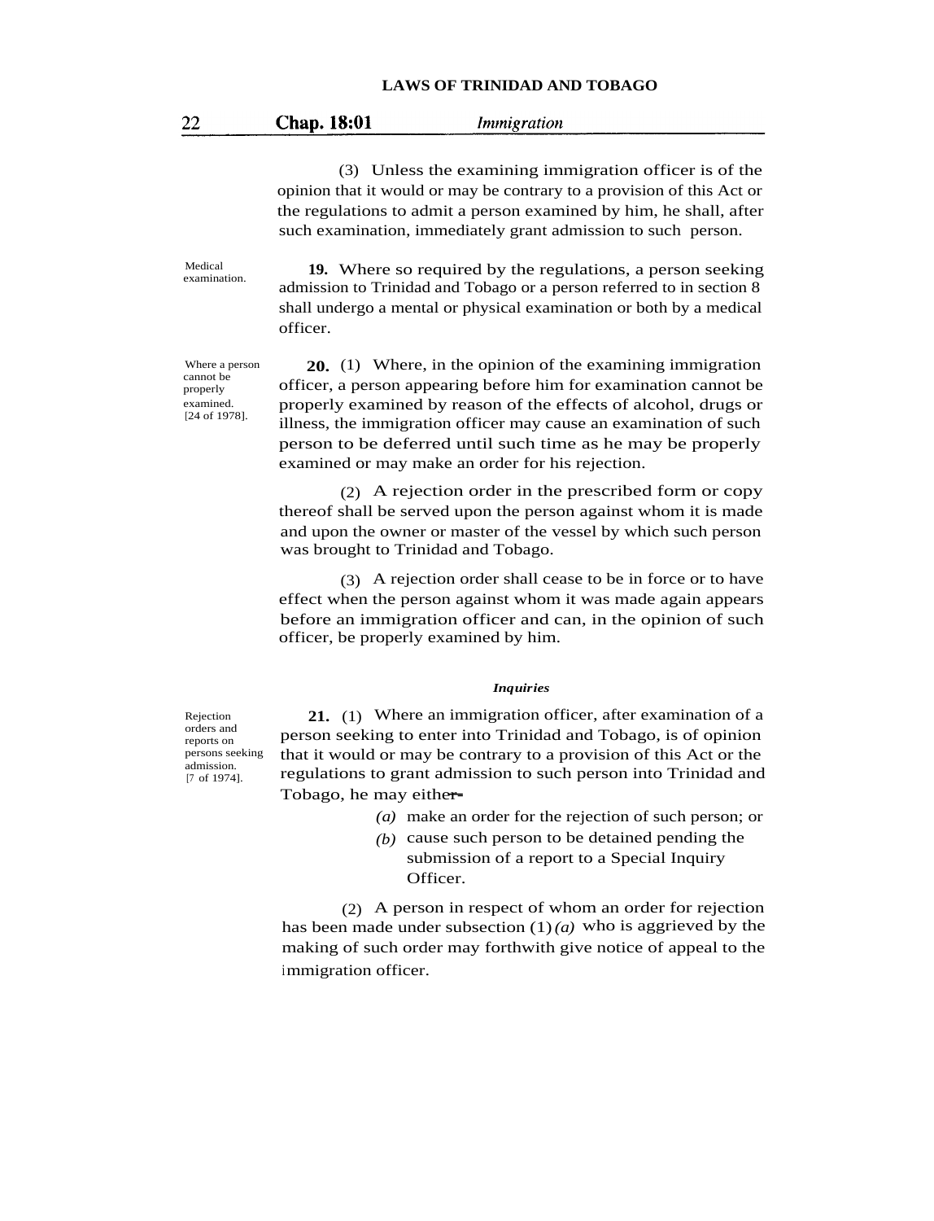(3) Unless the examining immigration officer is of the opinion that it would or may be contrary to a provision of this Act or the regulations to admit a person examined by him, he shall, after such examination, immediately grant admission to such person.

Medical examination.

**19.** Where so required by the regulations, a person seeking admission to Trinidad and Tobago or a person referred to in section 8 shall undergo a mental or physical examination or both by a medical officer.

Where a person cannot be properly examined. [24 of 1978].

**20.** (1) Where, in the opinion of the examining immigration officer, a person appearing before him for examination cannot be properly examined by reason of the effects of alcohol, drugs or illness, the immigration officer may cause an examination of such person to be deferred until such time as he may be properly examined or may make an order for his rejection.

(2) A rejection order in the prescribed form or copy thereof shall be served upon the person against whom it is made and upon the owner or master of the vessel by which such person was brought to Trinidad and Tobago.

(3) A rejection order shall cease to be in force or to have effect when the person against whom it was made again appears before an immigration officer and can, in the opinion of such officer, be properly examined by him.

### *Inquiries*

Rejection orders and reports on persons seeking admission. [7 of 1974].

**21.** (1) Where an immigration officer, after examination of a person seeking to enter into Trinidad and Tobago, is of opinion that it would or may be contrary to a provision of this Act or the regulations to grant admission to such person into Trinidad and Tobago, he may either—

*(a)* make an order for the rejection of such person; or

*(b)* cause such person to be detained pending the submission of a report to a Special Inquiry Officer.

(2) A person in respect of whom an order for rejection has been made under subsection (1)*(a)* who is aggrieved by the making of such order may forthwith give notice of appeal to the immigration officer.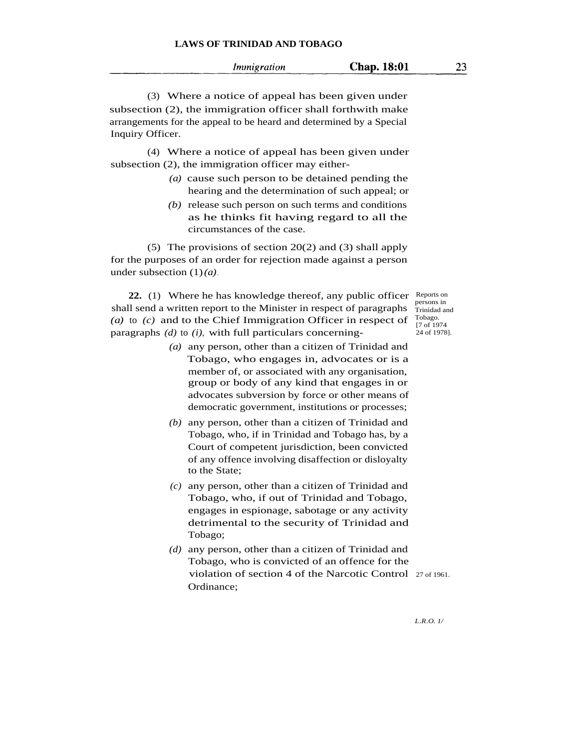(3) Where a notice of appeal has been given under subsection (2), the immigration officer shall forthwith make arrangements for the appeal to be heard and determined by a Special Inquiry Officer.

(4) Where a notice of appeal has been given under subsection (2), the immigration officer may either-

*(a)* cause such person to be detained pending the hearing and the determination of such appeal; or

*(b)* release such person on such terms and conditions as he thinks fit having regard to all the circumstances of the case.

(5) The provisions of section 20(2) and (3) shall apply for the purposes of an order for rejection made against a person under subsection (1)*(a)*.

Reports on persons in Trinidad and Tobago. [7 of 1974 24 of 1978].

**22.** (1) Where he has knowledge thereof, any public officer shall send a written report to the Minister in respect of paragraphs *(a)* to *(c)* and to the Chief Immigration Officer in respect of paragraphs *(d)* to *(i)*, with full particulars concerning-

*(a)* any person, other than a citizen of Trinidad and Tobago, who engages in, advocates or is a member of, or associated with any organisation, group or body of any kind that engages in or advocates subversion by force or other means of democratic government, institutions or processes;

*(b)* any person, other than a citizen of Trinidad and Tobago, who, if in Trinidad and Tobago has, by a Court of competent jurisdiction, been convicted of any offence involving disaffection or disloyalty to the State;

*(c)* any person, other than a citizen of Trinidad and Tobago, who, if out of Trinidad and Tobago, engages in espionage, sabotage or any activity detrimental to the security of Trinidad and Tobago;

*(d)* any person, other than a citizen of Trinidad and Tobago, who is convicted of an offence for the violation of section 4 of the Narcotic Control Ordinance; 27 of 1961.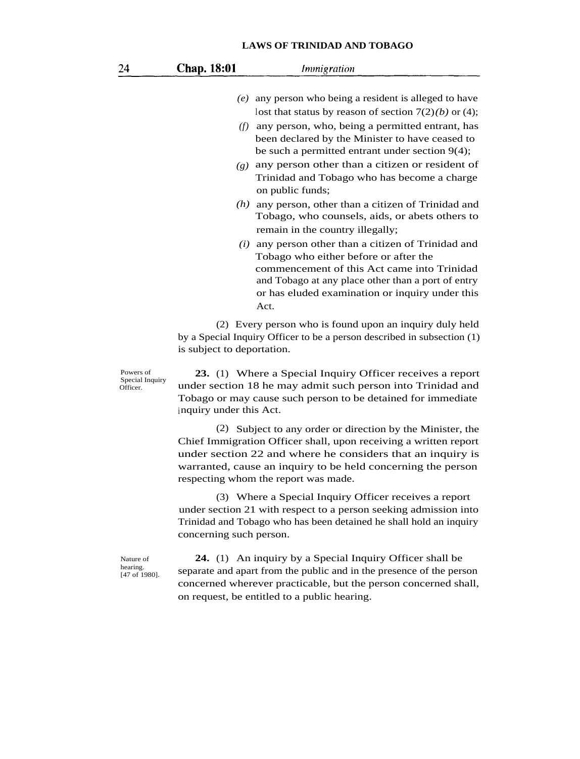(e) any person who being a resident is alleged to have lost that status by reason of section 7(2)*(b)* or (4);

(f) any person, who, being a permitted entrant, has been declared by the Minister to have ceased to be such a permitted entrant under section 9(4);

(g) any person other than a citizen or resident of Trinidad and Tobago who has become a charge on public funds;

(h) any person, other than a citizen of Trinidad and Tobago, who counsels, aids, or abets others to remain in the country illegally;

(i) any person other than a citizen of Trinidad and Tobago who either before or after the commencement of this Act came into Trinidad and Tobago at any place other than a port of entry or has eluded examination or inquiry under this Act.

(2) Every person who is found upon an inquiry duly held by a Special Inquiry Officer to be a person described in subsection (1) is subject to deportation.

Powers of Special Inquiry Officer.

**23.** (1) Where a Special Inquiry Officer receives a report under section 18 he may admit such person into Trinidad and Tobago or may cause such person to be detained for immediate inquiry under this Act.

(2) Subject to any order or direction by the Minister, the Chief Immigration Officer shall, upon receiving a written report under section 22 and where he considers that an inquiry is warranted, cause an inquiry to be held concerning the person respecting whom the report was made.

(3) Where a Special Inquiry Officer receives a report under section 21 with respect to a person seeking admission into Trinidad and Tobago who has been detained he shall hold an inquiry concerning such person.

Nature of hearing. [47 of 1980].

**24.** (1) An inquiry by a Special Inquiry Officer shall be separate and apart from the public and in the presence of the person concerned wherever practicable, but the person concerned shall, on request, be entitled to a public hearing.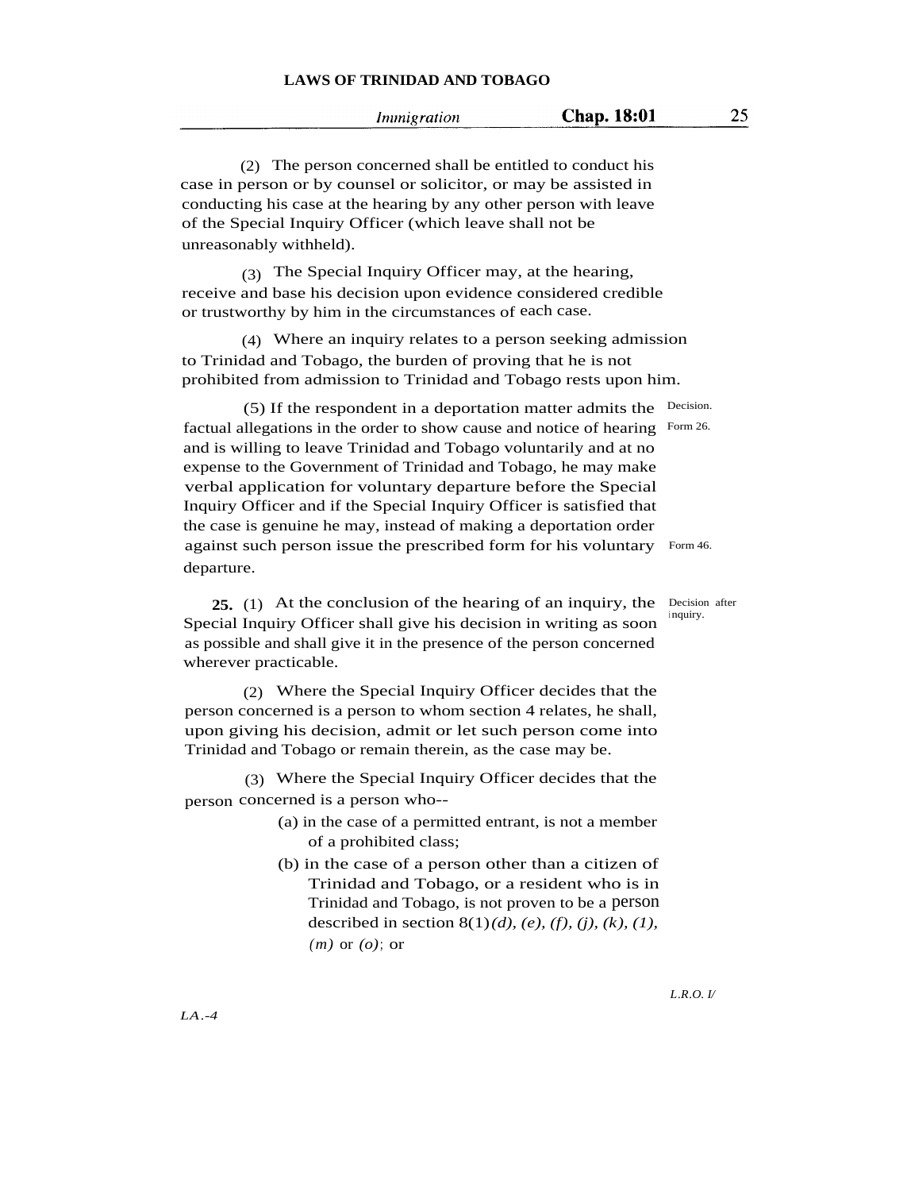(2) The person concerned shall be entitled to conduct his case in person or by counsel or solicitor, or may be assisted in conducting his case at the hearing by any other person with leave of the Special Inquiry Officer (which leave shall not be unreasonably withheld).

(3) The Special Inquiry Officer may, at the hearing, receive and base his decision upon evidence considered credible or trustworthy by him in the circumstances of each case.

(4) Where an inquiry relates to a person seeking admission to Trinidad and Tobago, the burden of proving that he is not prohibited from admission to Trinidad and Tobago rests upon him.

Decision.
Form 26.

(5) If the respondent in a deportation matter admits the factual allegations in the order to show cause and notice of hearing and is willing to leave Trinidad and Tobago voluntarily and at no expense to the Government of Trinidad and Tobago, he may make verbal application for voluntary departure before the Special Inquiry Officer and if the Special Inquiry Officer is satisfied that the case is genuine he may, instead of making a deportation order against such person issue the prescribed form for his voluntary departure.

Form 46.

Decision after inquiry.

**25.** (1) At the conclusion of the hearing of an inquiry, the Special Inquiry Officer shall give his decision in writing as soon as possible and shall give it in the presence of the person concerned wherever practicable.

(2) Where the Special Inquiry Officer decides that the person concerned is a person to whom section 4 relates, he shall, upon giving his decision, admit or let such person come into Trinidad and Tobago or remain therein, as the case may be.

(3) Where the Special Inquiry Officer decides that the person concerned is a person who--

(a) in the case of a permitted entrant, is not a member of a prohibited class;

(b) in the case of a person other than a citizen of Trinidad and Tobago, or a resident who is in Trinidad and Tobago, is not proven to be a person described in section 8(1)*(d), (e), (f), (j), (k), (1), (m)* or *(o)*; or

L.R.O. I/

LA.-4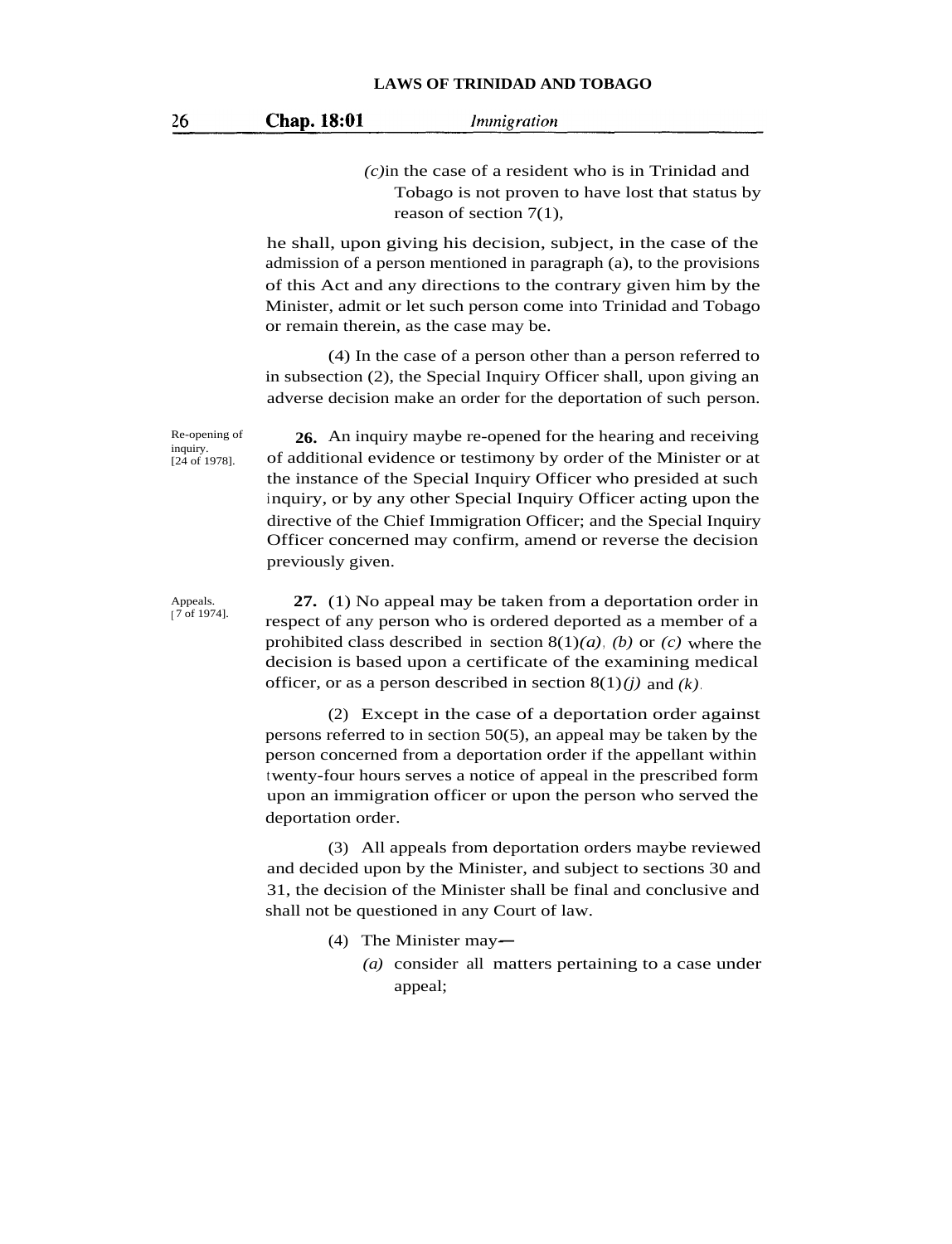(c) in the case of a resident who is in Trinidad and Tobago is not proven to have lost that status by reason of section 7(1),

he shall, upon giving his decision, subject, in the case of the admission of a person mentioned in paragraph (a), to the provisions of this Act and any directions to the contrary given him by the Minister, admit or let such person come into Trinidad and Tobago or remain therein, as the case may be.

(4) In the case of a person other than a person referred to in subsection (2), the Special Inquiry Officer shall, upon giving an adverse decision make an order for the deportation of such person.

Re-opening of inquiry. [24 of 1978].

**26.** An inquiry maybe re-opened for the hearing and receiving of additional evidence or testimony by order of the Minister or at the instance of the Special Inquiry Officer who presided at such inquiry, or by any other Special Inquiry Officer acting upon the directive of the Chief Immigration Officer; and the Special Inquiry Officer concerned may confirm, amend or reverse the decision previously given.

Appeals. [7 of 1974].

**27.** (1) No appeal may be taken from a deportation order in respect of any person who is ordered deported as a member of a prohibited class described in section 8(1)*(a)*, *(b)* or *(c)* where the decision is based upon a certificate of the examining medical officer, or as a person described in section 8(1)*(j)* and *(k)*.

(2) Except in the case of a deportation order against persons referred to in section 50(5), an appeal may be taken by the person concerned from a deportation order if the appellant within twenty-four hours serves a notice of appeal in the prescribed form upon an immigration officer or upon the person who served the deportation order.

(3) All appeals from deportation orders maybe reviewed and decided upon by the Minister, and subject to sections 30 and 31, the decision of the Minister shall be final and conclusive and shall not be questioned in any Court of law.

(4) The Minister may—

*(a)* consider all matters pertaining to a case under appeal;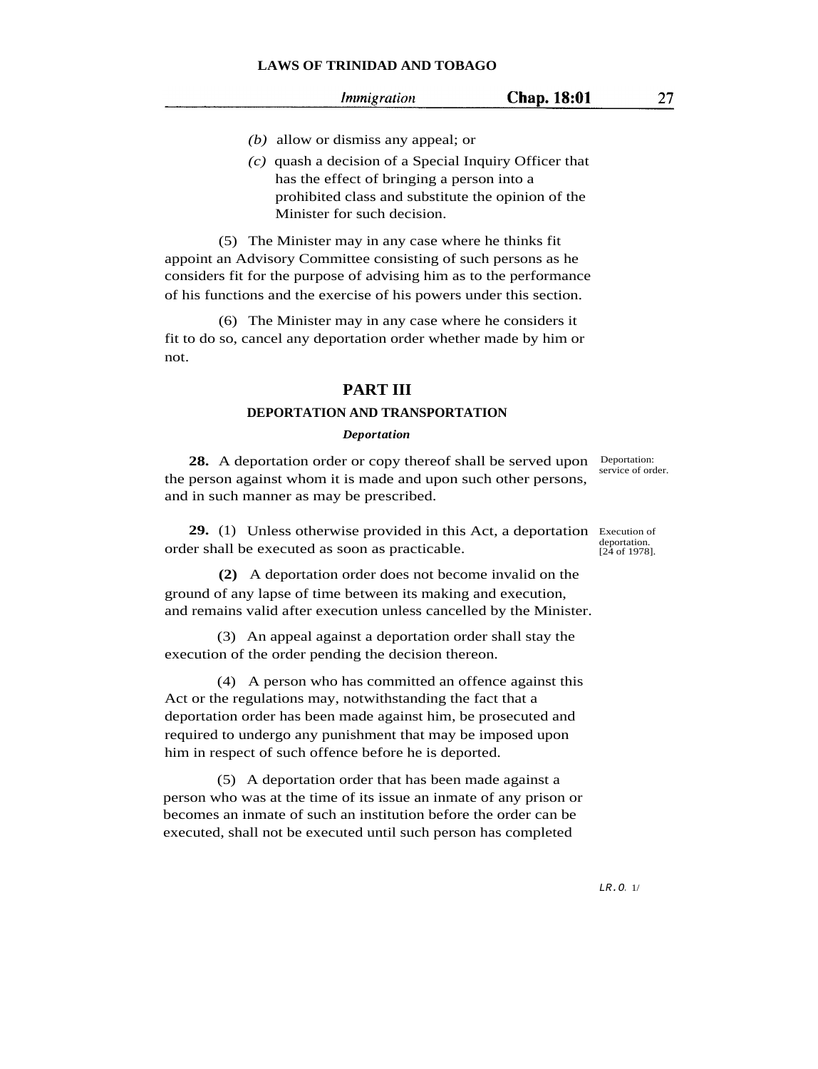(b) allow or dismiss any appeal; or

(c) quash a decision of a Special Inquiry Officer that has the effect of bringing a person into a prohibited class and substitute the opinion of the Minister for such decision.

(5) The Minister may in any case where he thinks fit appoint an Advisory Committee consisting of such persons as he considers fit for the purpose of advising him as to the performance of his functions and the exercise of his powers under this section.

(6) The Minister may in any case where he considers it fit to do so, cancel any deportation order whether made by him or not.

# PART III

## DEPORTATION AND TRANSPORTATION

### *Deportation*

Deportation: service of order.

**28.** A deportation order or copy thereof shall be served upon the person against whom it is made and upon such other persons, and in such manner as may be prescribed.

Execution of deportation. [24 of 1978].

**29.** (1) Unless otherwise provided in this Act, a deportation order shall be executed as soon as practicable.

**(2)** A deportation order does not become invalid on the ground of any lapse of time between its making and execution, and remains valid after execution unless cancelled by the Minister.

(3) An appeal against a deportation order shall stay the execution of the order pending the decision thereon.

(4) A person who has committed an offence against this Act or the regulations may, notwithstanding the fact that a deportation order has been made against him, be prosecuted and required to undergo any punishment that may be imposed upon him in respect of such offence before he is deported.

(5) A deportation order that has been made against a person who was at the time of its issue an inmate of any prison or becomes an inmate of such an institution before the order can be executed, shall not be executed until such person has completed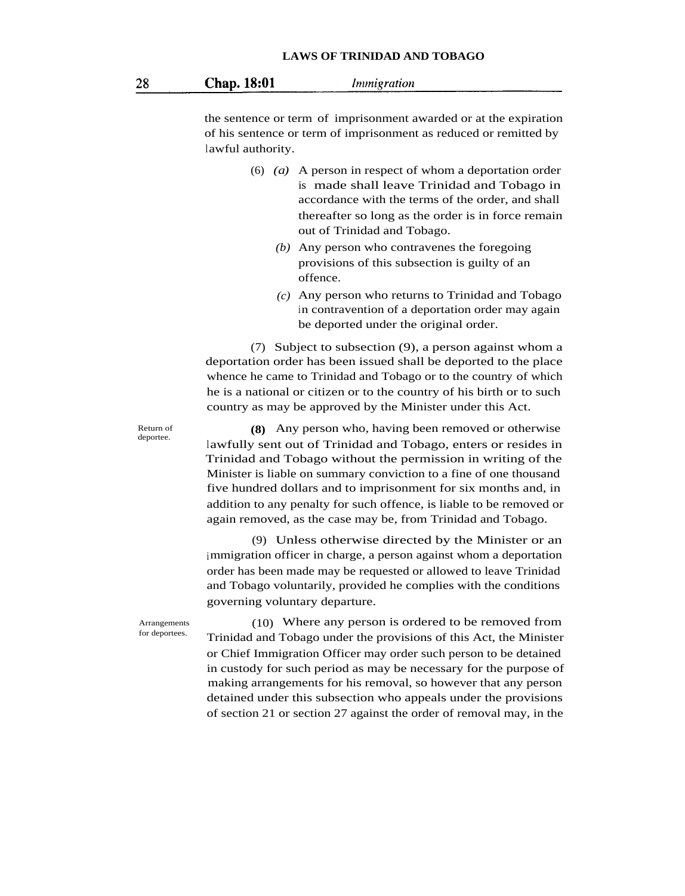the sentence or term of imprisonment awarded or at the expiration of his sentence or term of imprisonment as reduced or remitted by lawful authority.

(6) *(a)* A person in respect of whom a deportation order is made shall leave Trinidad and Tobago in accordance with the terms of the order, and shall thereafter so long as the order is in force remain out of Trinidad and Tobago.

*(b)* Any person who contravenes the foregoing provisions of this subsection is guilty of an offence.

*(c)* Any person who returns to Trinidad and Tobago in contravention of a deportation order may again be deported under the original order.

(7) Subject to subsection (9), a person against whom a deportation order has been issued shall be deported to the place whence he came to Trinidad and Tobago or to the country of which he is a national or citizen or to the country of his birth or to such country as may be approved by the Minister under this Act.

Return of deportee.

**(8)** Any person who, having been removed or otherwise lawfully sent out of Trinidad and Tobago, enters or resides in Trinidad and Tobago without the permission in writing of the Minister is liable on summary conviction to a fine of one thousand five hundred dollars and to imprisonment for six months and, in addition to any penalty for such offence, is liable to be removed or again removed, as the case may be, from Trinidad and Tobago.

(9) Unless otherwise directed by the Minister or an immigration officer in charge, a person against whom a deportation order has been made may be requested or allowed to leave Trinidad and Tobago voluntarily, provided he complies with the conditions governing voluntary departure.

Arrangements for deportees.

(10) Where any person is ordered to be removed from Trinidad and Tobago under the provisions of this Act, the Minister or Chief Immigration Officer may order such person to be detained in custody for such period as may be necessary for the purpose of making arrangements for his removal, so however that any person detained under this subsection who appeals under the provisions of section 21 or section 27 against the order of removal may, in the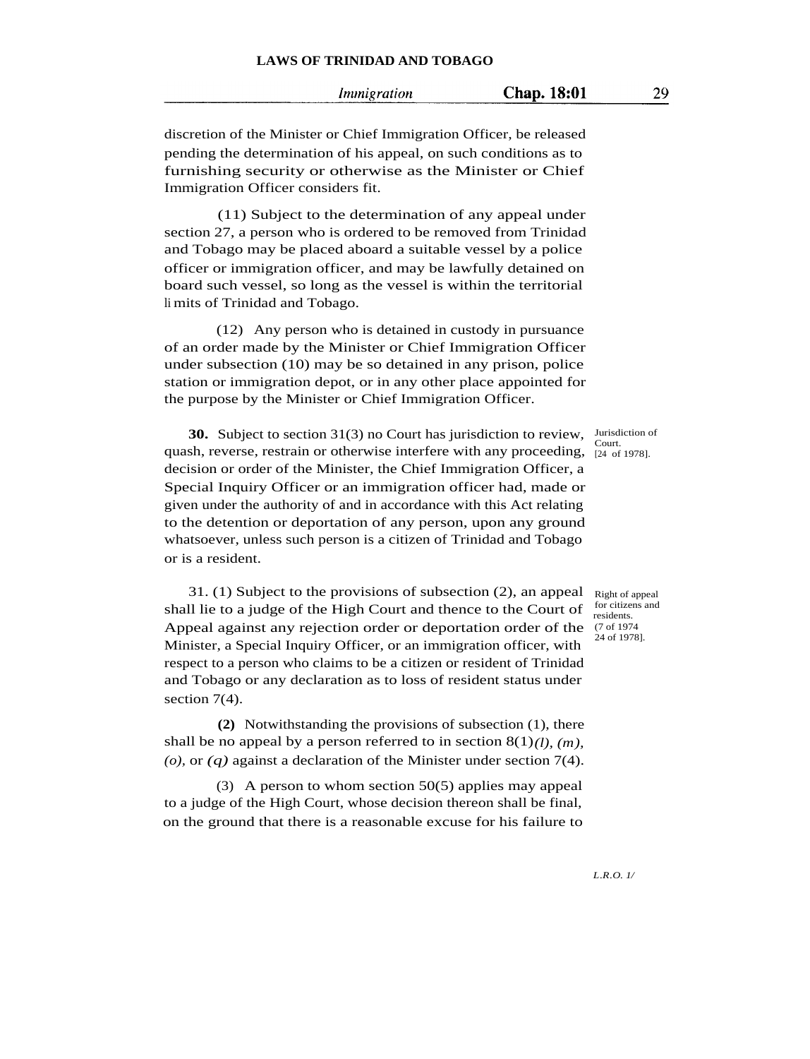discretion of the Minister or Chief Immigration Officer, be released pending the determination of his appeal, on such conditions as to furnishing security or otherwise as the Minister or Chief Immigration Officer considers fit.

(11) Subject to the determination of any appeal under section 27, a person who is ordered to be removed from Trinidad and Tobago may be placed aboard a suitable vessel by a police officer or immigration officer, and may be lawfully detained on board such vessel, so long as the vessel is within the territorial limits of Trinidad and Tobago.

(12) Any person who is detained in custody in pursuance of an order made by the Minister or Chief Immigration Officer under subsection (10) may be so detained in any prison, police station or immigration depot, or in any other place appointed for the purpose by the Minister or Chief Immigration Officer.

Jurisdiction of Court. [24 of 1978].

**30.** Subject to section 31(3) no Court has jurisdiction to review, quash, reverse, restrain or otherwise interfere with any proceeding, decision or order of the Minister, the Chief Immigration Officer, a Special Inquiry Officer or an immigration officer had, made or given under the authority of and in accordance with this Act relating to the detention or deportation of any person, upon any ground whatsoever, unless such person is a citizen of Trinidad and Tobago or is a resident.

Right of appeal for citizens and residents. (7 of 1974 24 of 1978].

31. (1) Subject to the provisions of subsection (2), an appeal shall lie to a judge of the High Court and thence to the Court of Appeal against any rejection order or deportation order of the Minister, a Special Inquiry Officer, or an immigration officer, with respect to a person who claims to be a citizen or resident of Trinidad and Tobago or any declaration as to loss of resident status under section 7(4).

**(2)** Notwithstanding the provisions of subsection (1), there shall be no appeal by a person referred to in section 8(1)*(l), (m), (o),* or *(q)* against a declaration of the Minister under section 7(4).

(3) A person to whom section 50(5) applies may appeal to a judge of the High Court, whose decision thereon shall be final, on the ground that there is a reasonable excuse for his failure to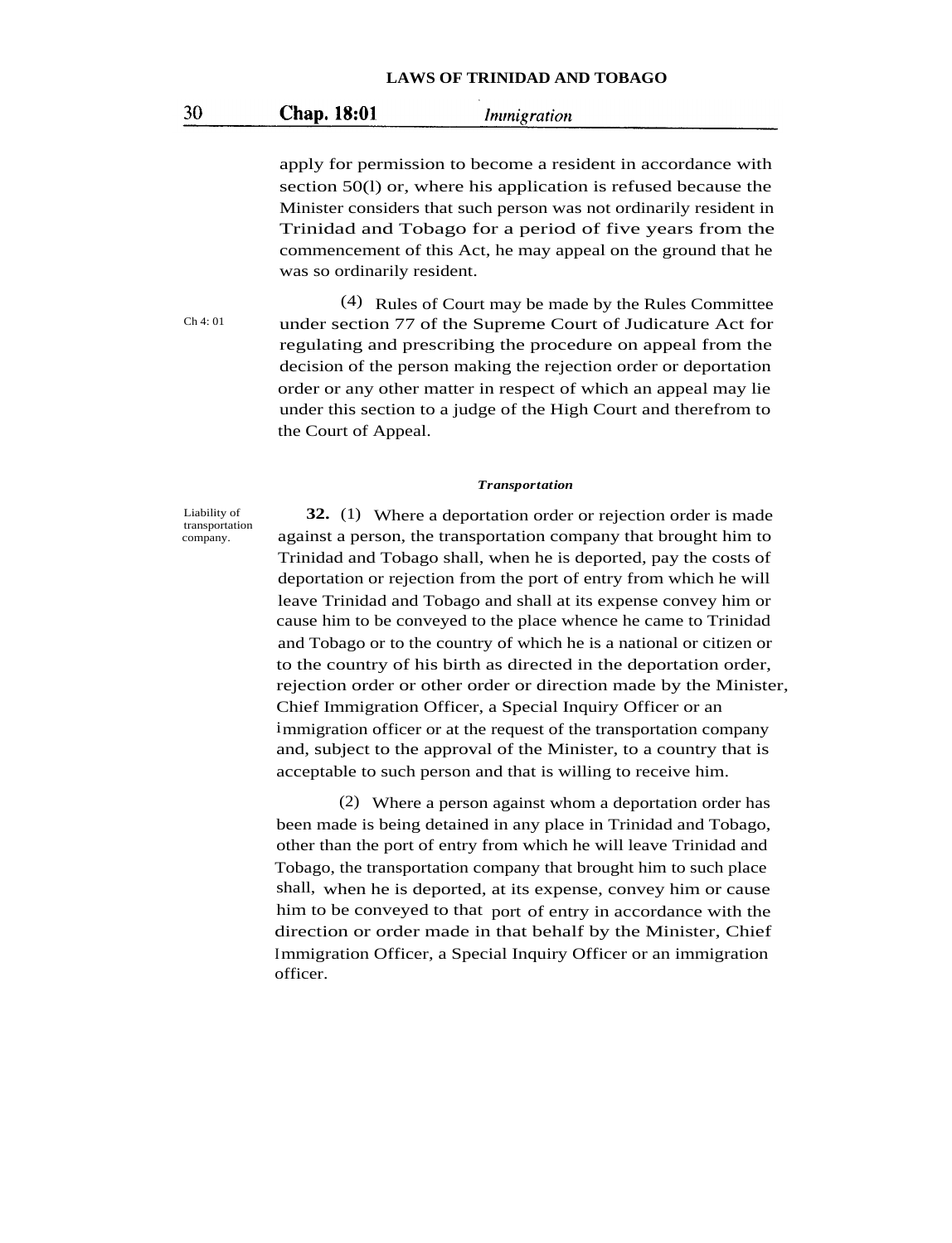apply for permission to become a resident in accordance with section 50(l) or, where his application is refused because the Minister considers that such person was not ordinarily resident in Trinidad and Tobago for a period of five years from the commencement of this Act, he may appeal on the ground that he was so ordinarily resident.

Ch 4: 01

(4) Rules of Court may be made by the Rules Committee under section 77 of the Supreme Court of Judicature Act for regulating and prescribing the procedure on appeal from the decision of the person making the rejection order or deportation order or any other matter in respect of which an appeal may lie under this section to a judge of the High Court and therefrom to the Court of Appeal.

***Transportation***

Liability of transportation company.

**32.** (1) Where a deportation order or rejection order is made against a person, the transportation company that brought him to Trinidad and Tobago shall, when he is deported, pay the costs of deportation or rejection from the port of entry from which he will leave Trinidad and Tobago and shall at its expense convey him or cause him to be conveyed to the place whence he came to Trinidad and Tobago or to the country of which he is a national or citizen or to the country of his birth as directed in the deportation order, rejection order or other order or direction made by the Minister, Chief Immigration Officer, a Special Inquiry Officer or an immigration officer or at the request of the transportation company and, subject to the approval of the Minister, to a country that is acceptable to such person and that is willing to receive him.

(2) Where a person against whom a deportation order has been made is being detained in any place in Trinidad and Tobago, other than the port of entry from which he will leave Trinidad and Tobago, the transportation company that brought him to such place shall, when he is deported, at its expense, convey him or cause him to be conveyed to that port of entry in accordance with the direction or order made in that behalf by the Minister, Chief Immigration Officer, a Special Inquiry Officer or an immigration officer.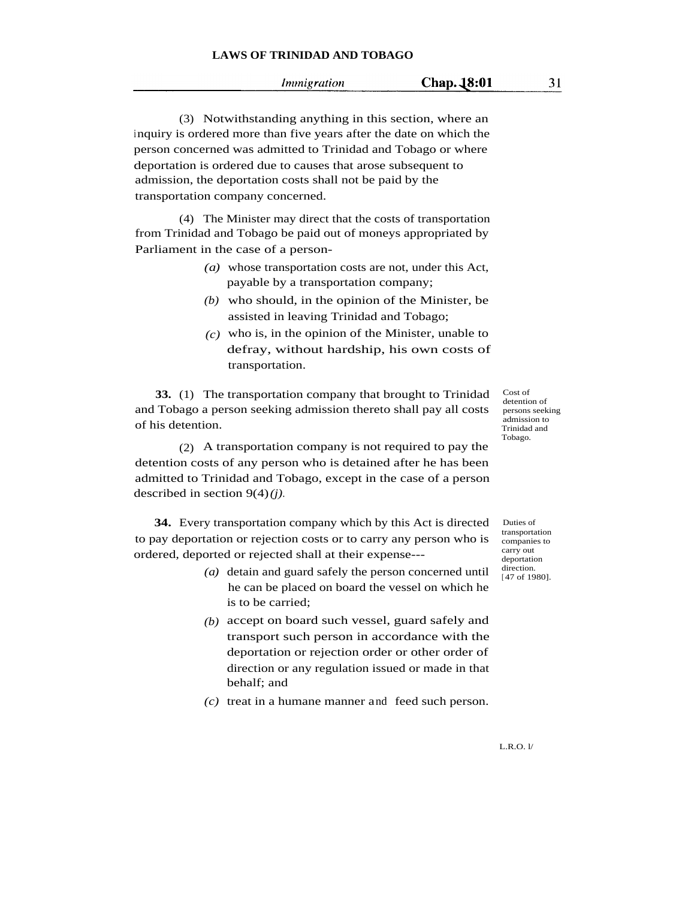(3) Notwithstanding anything in this section, where an inquiry is ordered more than five years after the date on which the person concerned was admitted to Trinidad and Tobago or where deportation is ordered due to causes that arose subsequent to admission, the deportation costs shall not be paid by the transportation company concerned.

(4) The Minister may direct that the costs of transportation from Trinidad and Tobago be paid out of moneys appropriated by Parliament in the case of a person-

*(a)* whose transportation costs are not, under this Act, payable by a transportation company;

*(b)* who should, in the opinion of the Minister, be assisted in leaving Trinidad and Tobago;

*(c)* who is, in the opinion of the Minister, unable to defray, without hardship, his own costs of transportation.

Cost of detention of persons seeking admission to Trinidad and Tobago.

**33.** (1) The transportation company that brought to Trinidad and Tobago a person seeking admission thereto shall pay all costs of his detention.

(2) A transportation company is not required to pay the detention costs of any person who is detained after he has been admitted to Trinidad and Tobago, except in the case of a person described in section 9(4)*(j)*.

Duties of transportation companies to carry out deportation direction. [47 of 1980].

**34.** Every transportation company which by this Act is directed to pay deportation or rejection costs or to carry any person who is ordered, deported or rejected shall at their expense---

*(a)* detain and guard safely the person concerned until he can be placed on board the vessel on which he is to be carried;

*(b)* accept on board such vessel, guard safely and transport such person in accordance with the deportation or rejection order or other order of direction or any regulation issued or made in that behalf; and

*(c)* treat in a humane manner and feed such person.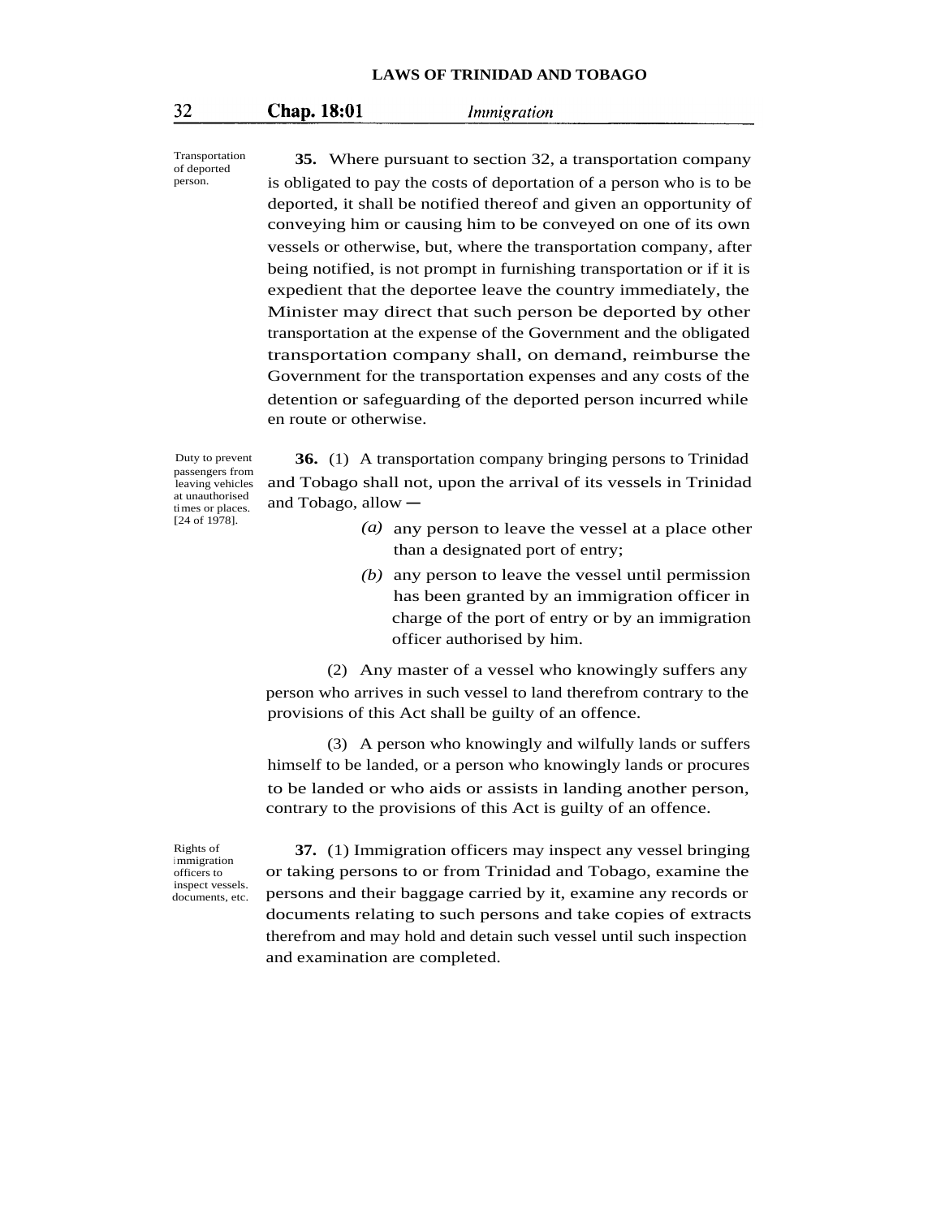Transportation of deported person.

**35.** Where pursuant to section 32, a transportation company is obligated to pay the costs of deportation of a person who is to be deported, it shall be notified thereof and given an opportunity of conveying him or causing him to be conveyed on one of its own vessels or otherwise, but, where the transportation company, after being notified, is not prompt in furnishing transportation or if it is expedient that the deportee leave the country immediately, the Minister may direct that such person be deported by other transportation at the expense of the Government and the obligated transportation company shall, on demand, reimburse the Government for the transportation expenses and any costs of the detention or safeguarding of the deported person incurred while en route or otherwise.

Duty to prevent passengers from leaving vehicles at unauthorised times or places. [24 of 1978].

**36.** (1) A transportation company bringing persons to Trinidad and Tobago shall not, upon the arrival of its vessels in Trinidad and Tobago, allow—

*(a)* any person to leave the vessel at a place other than a designated port of entry;

*(b)* any person to leave the vessel until permission has been granted by an immigration officer in charge of the port of entry or by an immigration officer authorised by him.

(2) Any master of a vessel who knowingly suffers any person who arrives in such vessel to land therefrom contrary to the provisions of this Act shall be guilty of an offence.

(3) A person who knowingly and wilfully lands or suffers himself to be landed, or a person who knowingly lands or procures to be landed or who aids or assists in landing another person, contrary to the provisions of this Act is guilty of an offence.

Rights of immigration officers to inspect vessels. documents, etc.

**37.** (1) Immigration officers may inspect any vessel bringing or taking persons to or from Trinidad and Tobago, examine the persons and their baggage carried by it, examine any records or documents relating to such persons and take copies of extracts therefrom and may hold and detain such vessel until such inspection and examination are completed.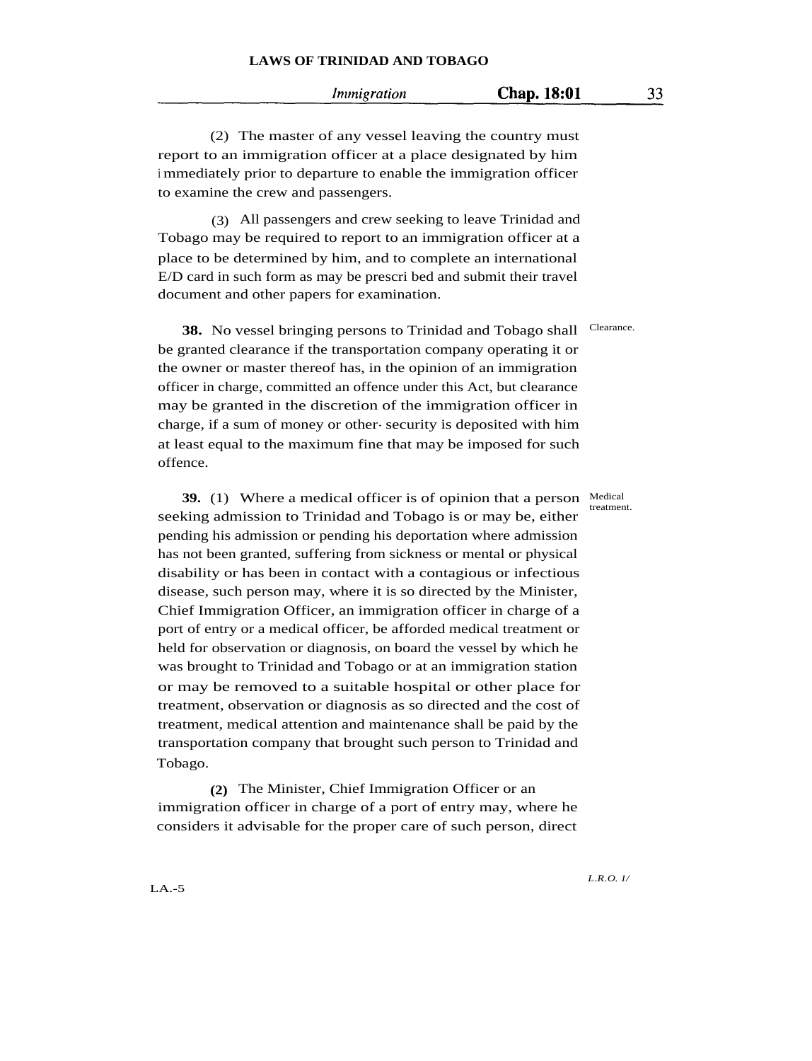(2) The master of any vessel leaving the country must report to an immigration officer at a place designated by him immediately prior to departure to enable the immigration officer to examine the crew and passengers.

(3) All passengers and crew seeking to leave Trinidad and Tobago may be required to report to an immigration officer at a place to be determined by him, and to complete an international E/D card in such form as may be prescribed and submit their travel document and other papers for examination.

Clearance.

**38.** No vessel bringing persons to Trinidad and Tobago shall be granted clearance if the transportation company operating it or the owner or master thereof has, in the opinion of an immigration officer in charge, committed an offence under this Act, but clearance may be granted in the discretion of the immigration officer in charge, if a sum of money or other security is deposited with him at least equal to the maximum fine that may be imposed for such offence.

Medical treatment.

**39.** (1) Where a medical officer is of opinion that a person seeking admission to Trinidad and Tobago is or may be, either pending his admission or pending his deportation where admission has not been granted, suffering from sickness or mental or physical disability or has been in contact with a contagious or infectious disease, such person may, where it is so directed by the Minister, Chief Immigration Officer, an immigration officer in charge of a port of entry or a medical officer, be afforded medical treatment or held for observation or diagnosis, on board the vessel by which he was brought to Trinidad and Tobago or at an immigration station or may be removed to a suitable hospital or other place for treatment, observation or diagnosis as so directed and the cost of treatment, medical attention and maintenance shall be paid by the transportation company that brought such person to Trinidad and Tobago.

**(2)** The Minister, Chief Immigration Officer or an immigration officer in charge of a port of entry may, where he considers it advisable for the proper care of such person, direct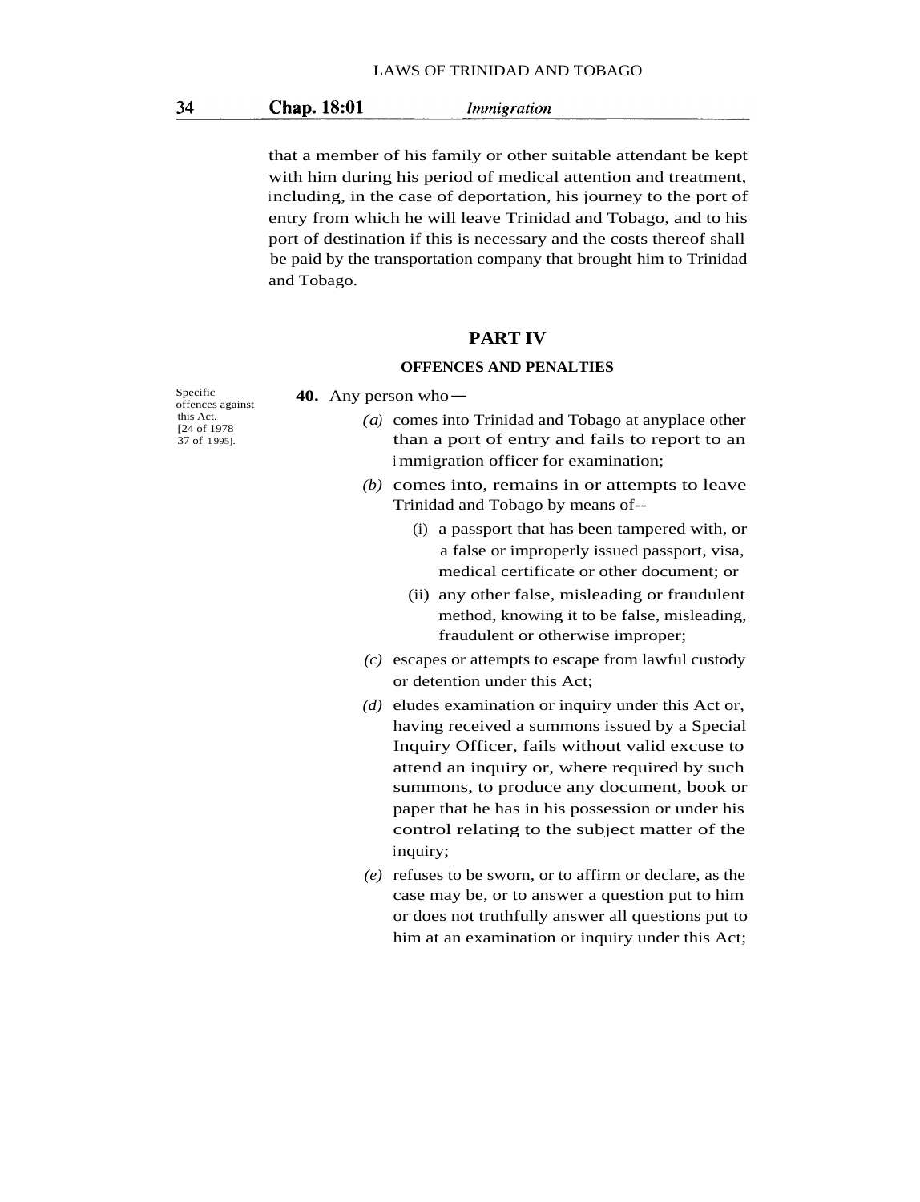that a member of his family or other suitable attendant be kept with him during his period of medical attention and treatment, including, in the case of deportation, his journey to the port of entry from which he will leave Trinidad and Tobago, and to his port of destination if this is necessary and the costs thereof shall be paid by the transportation company that brought him to Trinidad and Tobago.

## PART IV

### OFFENCES AND PENALTIES

Specific offences against this Act. [24 of 1978 37 of 1995].

**40.** Any person who—

*(a)* comes into Trinidad and Tobago at anyplace other than a port of entry and fails to report to an immigration officer for examination;

*(b)* comes into, remains in or attempts to leave Trinidad and Tobago by means of--

(i) a passport that has been tampered with, or a false or improperly issued passport, visa, medical certificate or other document; or

(ii) any other false, misleading or fraudulent method, knowing it to be false, misleading, fraudulent or otherwise improper;

*(c)* escapes or attempts to escape from lawful custody or detention under this Act;

*(d)* eludes examination or inquiry under this Act or, having received a summons issued by a Special Inquiry Officer, fails without valid excuse to attend an inquiry or, where required by such summons, to produce any document, book or paper that he has in his possession or under his control relating to the subject matter of the inquiry;

*(e)* refuses to be sworn, or to affirm or declare, as the case may be, or to answer a question put to him or does not truthfully answer all questions put to him at an examination or inquiry under this Act;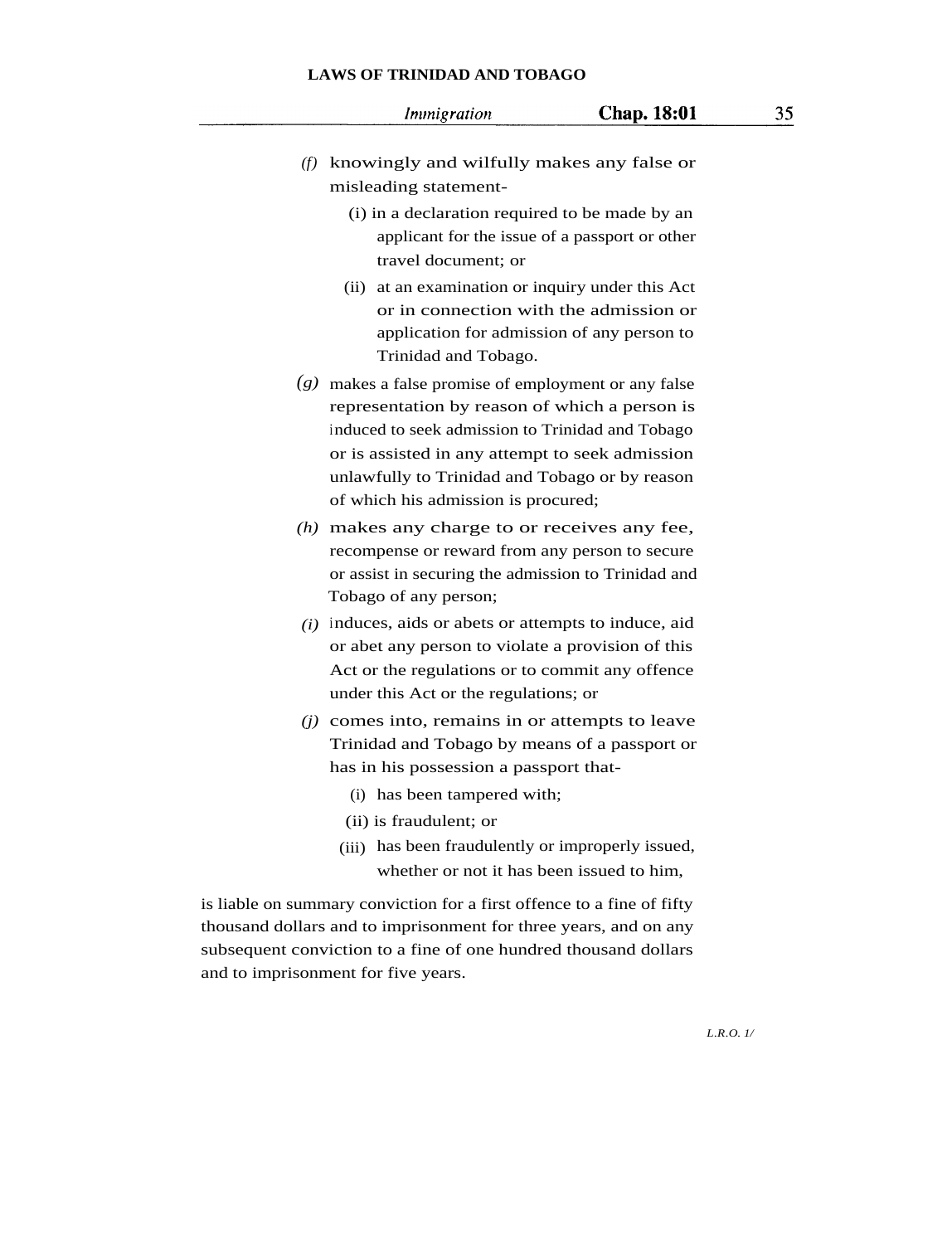*(f)* knowingly and wilfully makes any false or misleading statement-

  (i) in a declaration required to be made by an applicant for the issue of a passport or other travel document; or

  (ii) at an examination or inquiry under this Act or in connection with the admission or application for admission of any person to Trinidad and Tobago.

*(g)* makes a false promise of employment or any false representation by reason of which a person is induced to seek admission to Trinidad and Tobago or is assisted in any attempt to seek admission unlawfully to Trinidad and Tobago or by reason of which his admission is procured;

*(h)* makes any charge to or receives any fee, recompense or reward from any person to secure or assist in securing the admission to Trinidad and Tobago of any person;

*(i)* induces, aids or abets or attempts to induce, aid or abet any person to violate a provision of this Act or the regulations or to commit any offence under this Act or the regulations; or

*(j)* comes into, remains in or attempts to leave Trinidad and Tobago by means of a passport or has in his possession a passport that-

  (i) has been tampered with;

  (ii) is fraudulent; or

  (iii) has been fraudulently or improperly issued, whether or not it has been issued to him,

is liable on summary conviction for a first offence to a fine of fifty thousand dollars and to imprisonment for three years, and on any subsequent conviction to a fine of one hundred thousand dollars and to imprisonment for five years.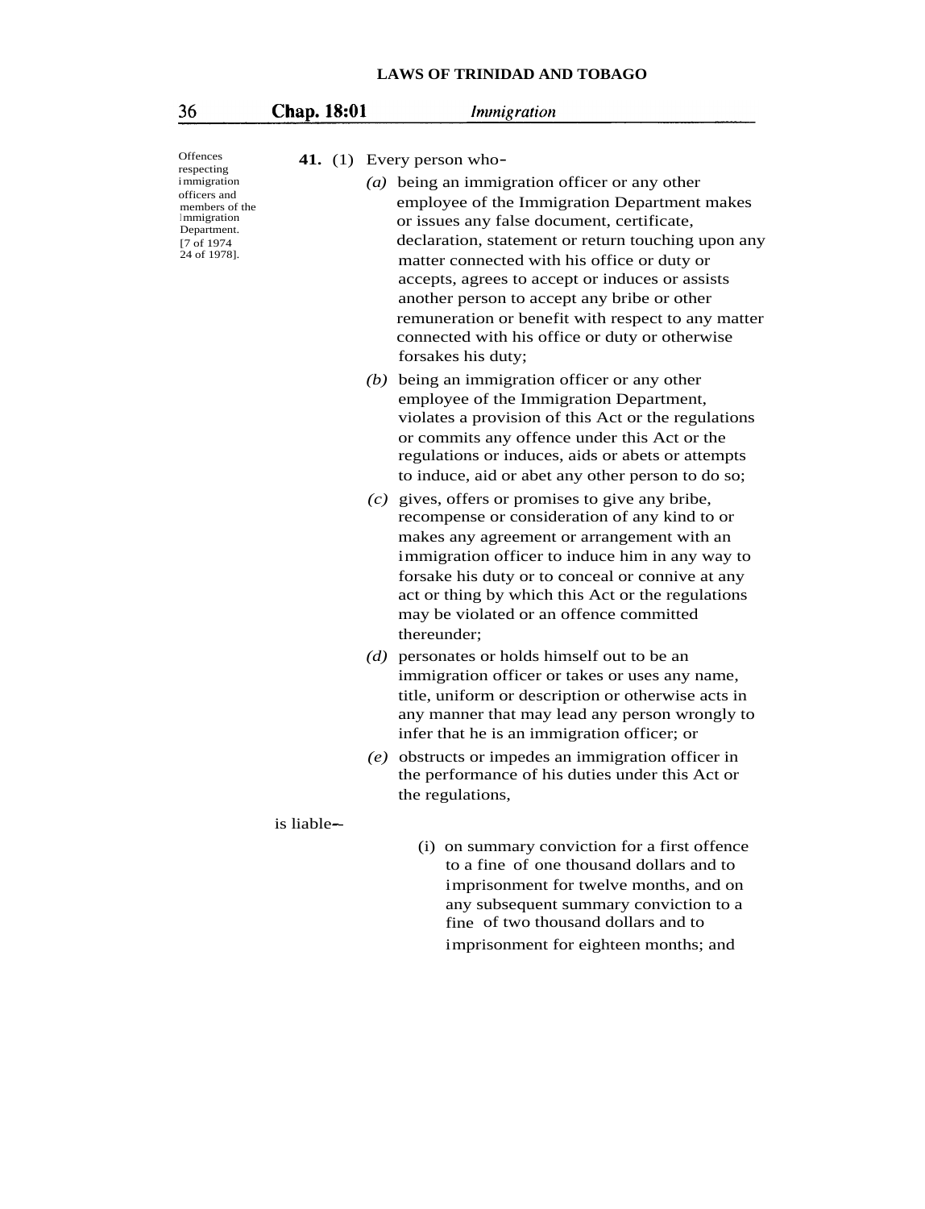Offences respecting immigration officers and members of the Immigration Department. [7 of 1974 24 of 1978].

**41.** (1) Every person who–

*(a)* being an immigration officer or any other employee of the Immigration Department makes or issues any false document, certificate, declaration, statement or return touching upon any matter connected with his office or duty or accepts, agrees to accept or induces or assists another person to accept any bribe or other remuneration or benefit with respect to any matter connected with his office or duty or otherwise forsakes his duty;

*(b)* being an immigration officer or any other employee of the Immigration Department, violates a provision of this Act or the regulations or commits any offence under this Act or the regulations or induces, aids or abets or attempts to induce, aid or abet any other person to do so;

*(c)* gives, offers or promises to give any bribe, recompense or consideration of any kind to or makes any agreement or arrangement with an immigration officer to induce him in any way to forsake his duty or to conceal or connive at any act or thing by which this Act or the regulations may be violated or an offence committed thereunder;

*(d)* personates or holds himself out to be an immigration officer or takes or uses any name, title, uniform or description or otherwise acts in any manner that may lead any person wrongly to infer that he is an immigration officer; or

*(e)* obstructs or impedes an immigration officer in the performance of his duties under this Act or the regulations,

is liable–

(i) on summary conviction for a first offence to a fine of one thousand dollars and to imprisonment for twelve months, and on any subsequent summary conviction to a fine of two thousand dollars and to imprisonment for eighteen months; and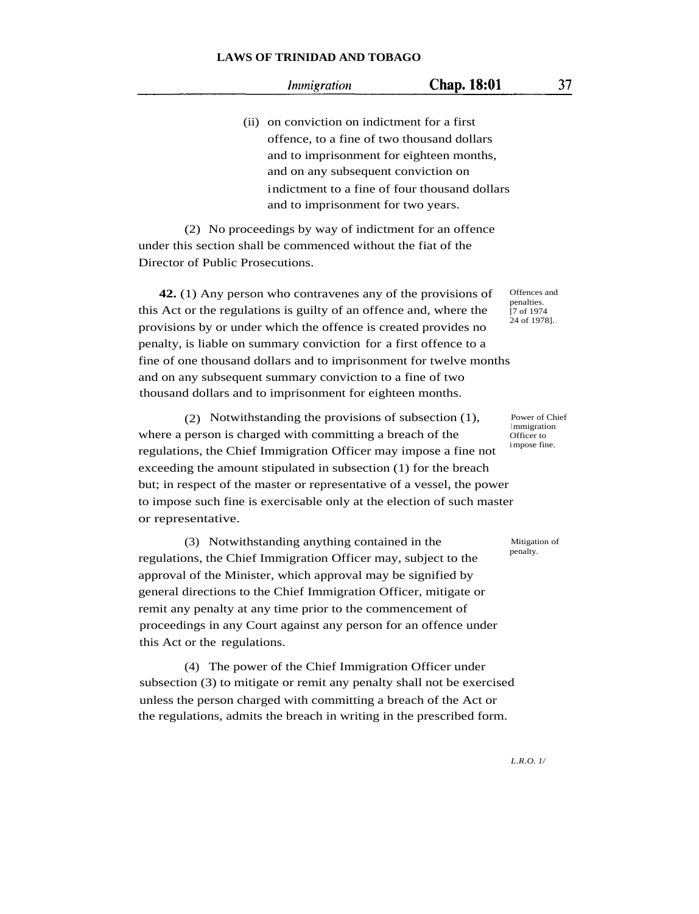(ii) on conviction on indictment for a first offence, to a fine of two thousand dollars and to imprisonment for eighteen months, and on any subsequent conviction on indictment to a fine of four thousand dollars and to imprisonment for two years.

(2) No proceedings by way of indictment for an offence under this section shall be commenced without the fiat of the Director of Public Prosecutions.

*Offences and penalties. [7 of 1974 24 of 1978].*

**42.** (1) Any person who contravenes any of the provisions of this Act or the regulations is guilty of an offence and, where the provisions by or under which the offence is created provides no penalty, is liable on summary conviction for a first offence to a fine of one thousand dollars and to imprisonment for twelve months and on any subsequent summary conviction to a fine of two thousand dollars and to imprisonment for eighteen months.

*Power of Chief Immigration Officer to impose fine.*

(2) Notwithstanding the provisions of subsection (1), where a person is charged with committing a breach of the regulations, the Chief Immigration Officer may impose a fine not exceeding the amount stipulated in subsection (1) for the breach but; in respect of the master or representative of a vessel, the power to impose such fine is exercisable only at the election of such master or representative.

*Mitigation of penalty.*

(3) Notwithstanding anything contained in the regulations, the Chief Immigration Officer may, subject to the approval of the Minister, which approval may be signified by general directions to the Chief Immigration Officer, mitigate or remit any penalty at any time prior to the commencement of proceedings in any Court against any person for an offence under this Act or the regulations.

(4) The power of the Chief Immigration Officer under subsection (3) to mitigate or remit any penalty shall not be exercised unless the person charged with committing a breach of the Act or the regulations, admits the breach in writing in the prescribed form.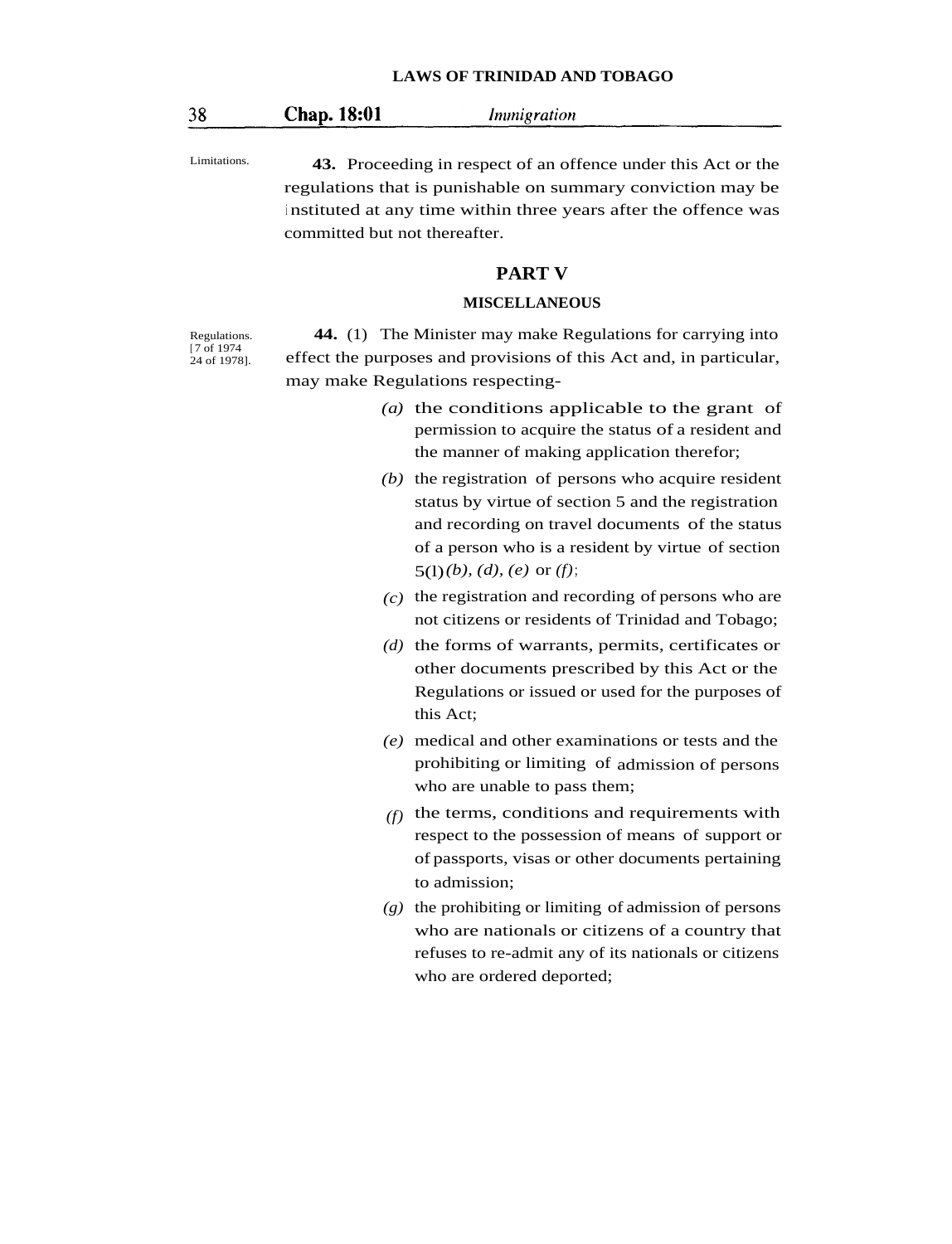Limitations.

**43.** Proceeding in respect of an offence under this Act or the regulations that is punishable on summary conviction may be instituted at any time within three years after the offence was committed but not thereafter.

## PART V

### MISCELLANEOUS

Regulations.
[7 of 1974
24 of 1978].

**44.** (1) The Minister may make Regulations for carrying into effect the purposes and provisions of this Act and, in particular, may make Regulations respecting-

*(a)* the conditions applicable to the grant of permission to acquire the status of a resident and the manner of making application therefor;

*(b)* the registration of persons who acquire resident status by virtue of section 5 and the registration and recording on travel documents of the status of a person who is a resident by virtue of section 5(1)*(b), (d), (e)* or *(f)*;

*(c)* the registration and recording of persons who are not citizens or residents of Trinidad and Tobago;

*(d)* the forms of warrants, permits, certificates or other documents prescribed by this Act or the Regulations or issued or used for the purposes of this Act;

*(e)* medical and other examinations or tests and the prohibiting or limiting of admission of persons who are unable to pass them;

*(f)* the terms, conditions and requirements with respect to the possession of means of support or of passports, visas or other documents pertaining to admission;

*(g)* the prohibiting or limiting of admission of persons who are nationals or citizens of a country that refuses to re-admit any of its nationals or citizens who are ordered deported;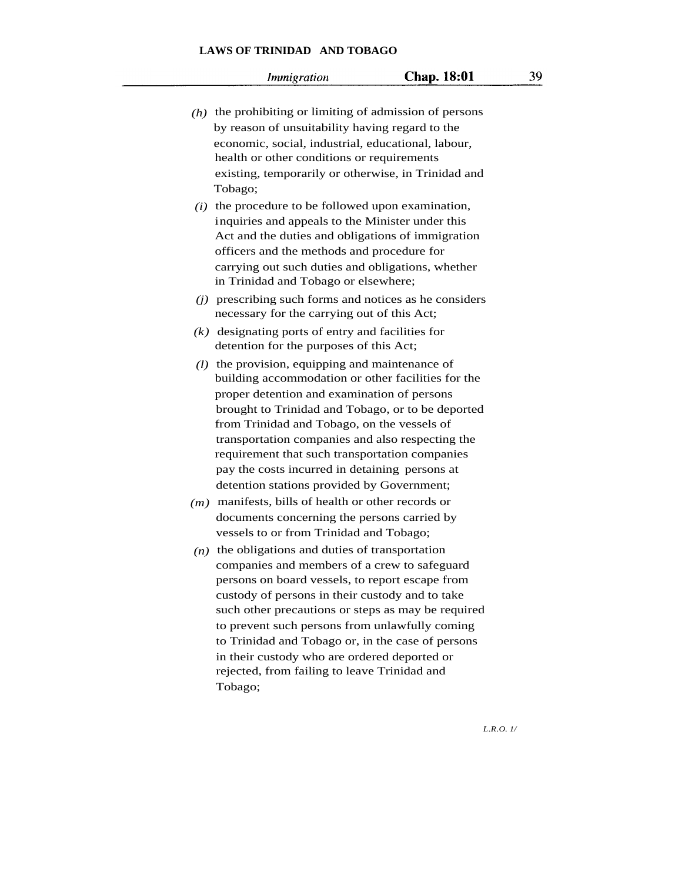(*h*) the prohibiting or limiting of admission of persons by reason of unsuitability having regard to the economic, social, industrial, educational, labour, health or other conditions or requirements existing, temporarily or otherwise, in Trinidad and Tobago;

(*i*) the procedure to be followed upon examination, inquiries and appeals to the Minister under this Act and the duties and obligations of immigration officers and the methods and procedure for carrying out such duties and obligations, whether in Trinidad and Tobago or elsewhere;

(*j*) prescribing such forms and notices as he considers necessary for the carrying out of this Act;

(*k*) designating ports of entry and facilities for detention for the purposes of this Act;

(*l*) the provision, equipping and maintenance of building accommodation or other facilities for the proper detention and examination of persons brought to Trinidad and Tobago, or to be deported from Trinidad and Tobago, on the vessels of transportation companies and also respecting the requirement that such transportation companies pay the costs incurred in detaining persons at detention stations provided by Government;

(*m*) manifests, bills of health or other records or documents concerning the persons carried by vessels to or from Trinidad and Tobago;

(*n*) the obligations and duties of transportation companies and members of a crew to safeguard persons on board vessels, to report escape from custody of persons in their custody and to take such other precautions or steps as may be required to prevent such persons from unlawfully coming to Trinidad and Tobago or, in the case of persons in their custody who are ordered deported or rejected, from failing to leave Trinidad and Tobago;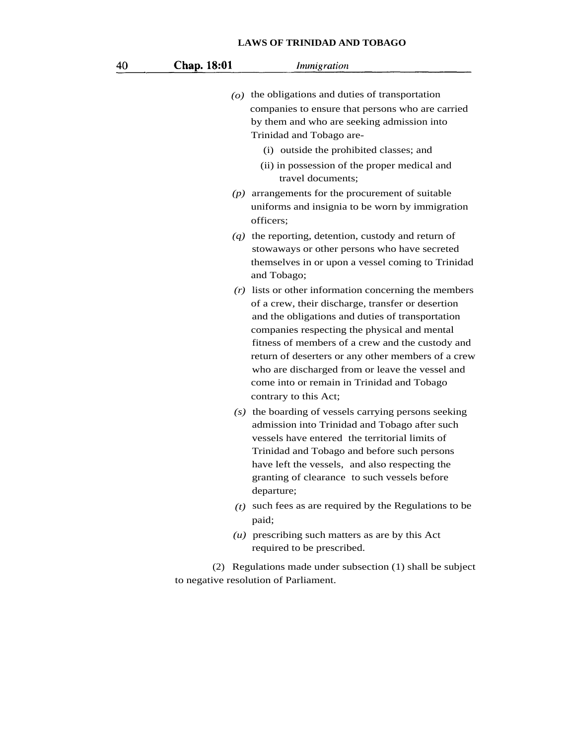*(o)* the obligations and duties of transportation companies to ensure that persons who are carried by them and who are seeking admission into Trinidad and Tobago are-

  (i) outside the prohibited classes; and

  (ii) in possession of the proper medical and travel documents;

*(p)* arrangements for the procurement of suitable uniforms and insignia to be worn by immigration officers;

*(q)* the reporting, detention, custody and return of stowaways or other persons who have secreted themselves in or upon a vessel coming to Trinidad and Tobago;

*(r)* lists or other information concerning the members of a crew, their discharge, transfer or desertion and the obligations and duties of transportation companies respecting the physical and mental fitness of members of a crew and the custody and return of deserters or any other members of a crew who are discharged from or leave the vessel and come into or remain in Trinidad and Tobago contrary to this Act;

*(s)* the boarding of vessels carrying persons seeking admission into Trinidad and Tobago after such vessels have entered the territorial limits of Trinidad and Tobago and before such persons have left the vessels, and also respecting the granting of clearance to such vessels before departure;

*(t)* such fees as are required by the Regulations to be paid;

*(u)* prescribing such matters as are by this Act required to be prescribed.

(2) Regulations made under subsection (1) shall be subject to negative resolution of Parliament.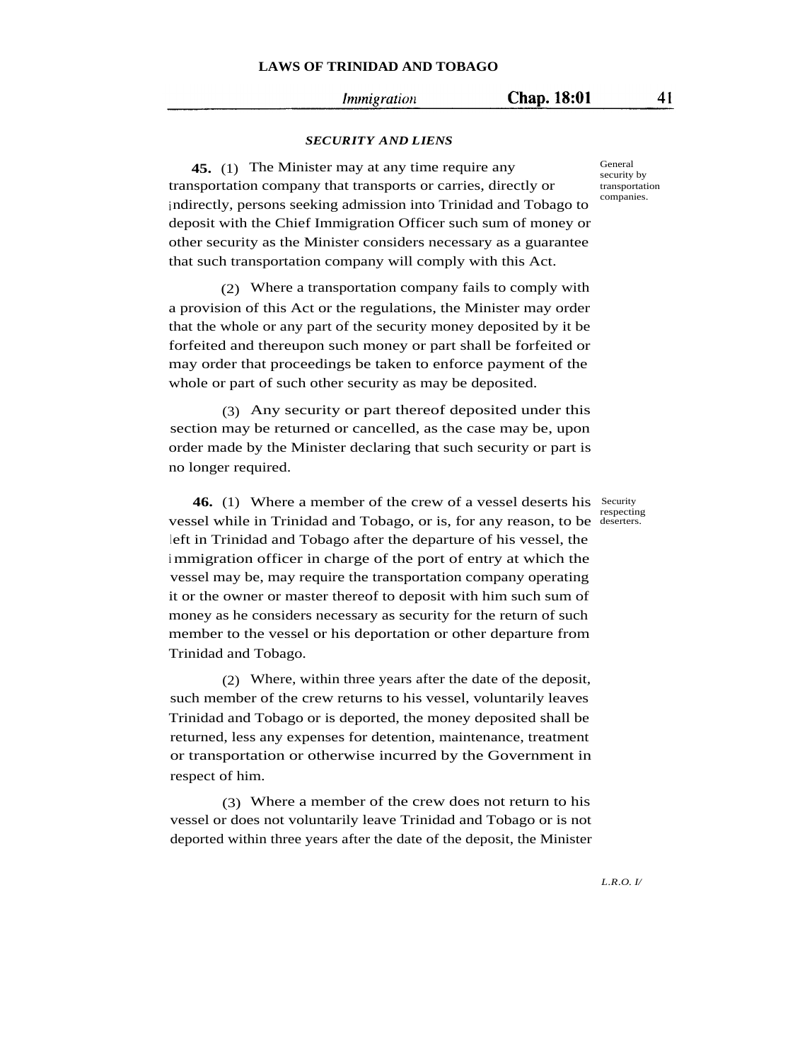### *SECURITY AND LIENS*

**45.** (1) The Minister may at any time require any transportation company that transports or carries, directly or indirectly, persons seeking admission into Trinidad and Tobago to deposit with the Chief Immigration Officer such sum of money or other security as the Minister considers necessary as a guarantee that such transportation company will comply with this Act.

General security by transportation companies.

(2) Where a transportation company fails to comply with a provision of this Act or the regulations, the Minister may order that the whole or any part of the security money deposited by it be forfeited and thereupon such money or part shall be forfeited or may order that proceedings be taken to enforce payment of the whole or part of such other security as may be deposited.

(3) Any security or part thereof deposited under this section may be returned or cancelled, as the case may be, upon order made by the Minister declaring that such security or part is no longer required.

**46.** (1) Where a member of the crew of a vessel deserts his vessel while in Trinidad and Tobago, or is, for any reason, to be left in Trinidad and Tobago after the departure of his vessel, the immigration officer in charge of the port of entry at which the vessel may be, may require the transportation company operating it or the owner or master thereof to deposit with him such sum of money as he considers necessary as security for the return of such member to the vessel or his deportation or other departure from Trinidad and Tobago.

Security respecting deserters.

(2) Where, within three years after the date of the deposit, such member of the crew returns to his vessel, voluntarily leaves Trinidad and Tobago or is deported, the money deposited shall be returned, less any expenses for detention, maintenance, treatment or transportation or otherwise incurred by the Government in respect of him.

(3) Where a member of the crew does not return to his vessel or does not voluntarily leave Trinidad and Tobago or is not deported within three years after the date of the deposit, the Minister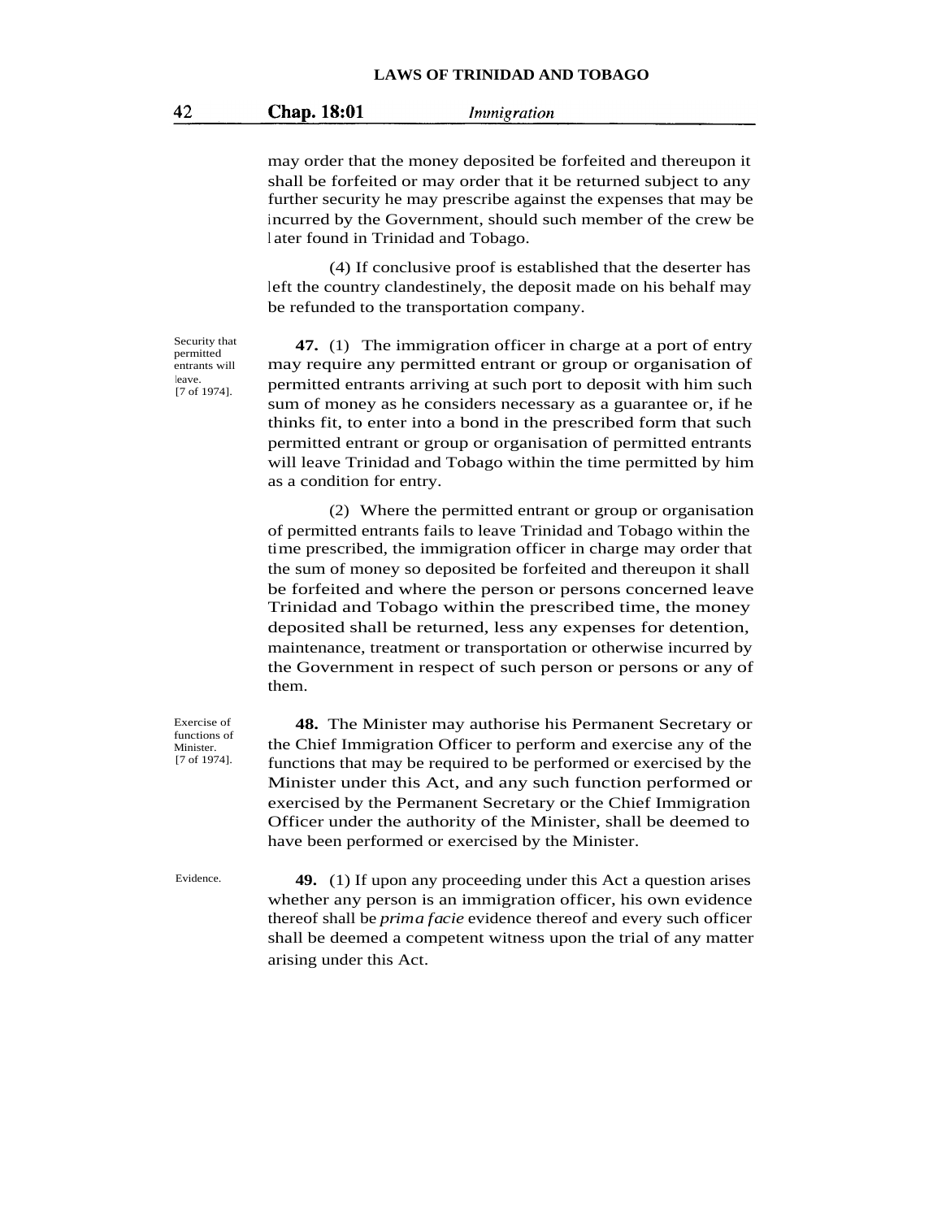may order that the money deposited be forfeited and thereupon it shall be forfeited or may order that it be returned subject to any further security he may prescribe against the expenses that may be incurred by the Government, should such member of the crew be later found in Trinidad and Tobago.

(4) If conclusive proof is established that the deserter has left the country clandestinely, the deposit made on his behalf may be refunded to the transportation company.

Security that permitted entrants will leave. [7 of 1974].

**47.** (1) The immigration officer in charge at a port of entry may require any permitted entrant or group or organisation of permitted entrants arriving at such port to deposit with him such sum of money as he considers necessary as a guarantee or, if he thinks fit, to enter into a bond in the prescribed form that such permitted entrant or group or organisation of permitted entrants will leave Trinidad and Tobago within the time permitted by him as a condition for entry.

(2) Where the permitted entrant or group or organisation of permitted entrants fails to leave Trinidad and Tobago within the time prescribed, the immigration officer in charge may order that the sum of money so deposited be forfeited and thereupon it shall be forfeited and where the person or persons concerned leave Trinidad and Tobago within the prescribed time, the money deposited shall be returned, less any expenses for detention, maintenance, treatment or transportation or otherwise incurred by the Government in respect of such person or persons or any of them.

Exercise of functions of Minister. [7 of 1974].

**48.** The Minister may authorise his Permanent Secretary or the Chief Immigration Officer to perform and exercise any of the functions that may be required to be performed or exercised by the Minister under this Act, and any such function performed or exercised by the Permanent Secretary or the Chief Immigration Officer under the authority of the Minister, shall be deemed to have been performed or exercised by the Minister.

Evidence.

**49.** (1) If upon any proceeding under this Act a question arises whether any person is an immigration officer, his own evidence thereof shall be *prima facie* evidence thereof and every such officer shall be deemed a competent witness upon the trial of any matter arising under this Act.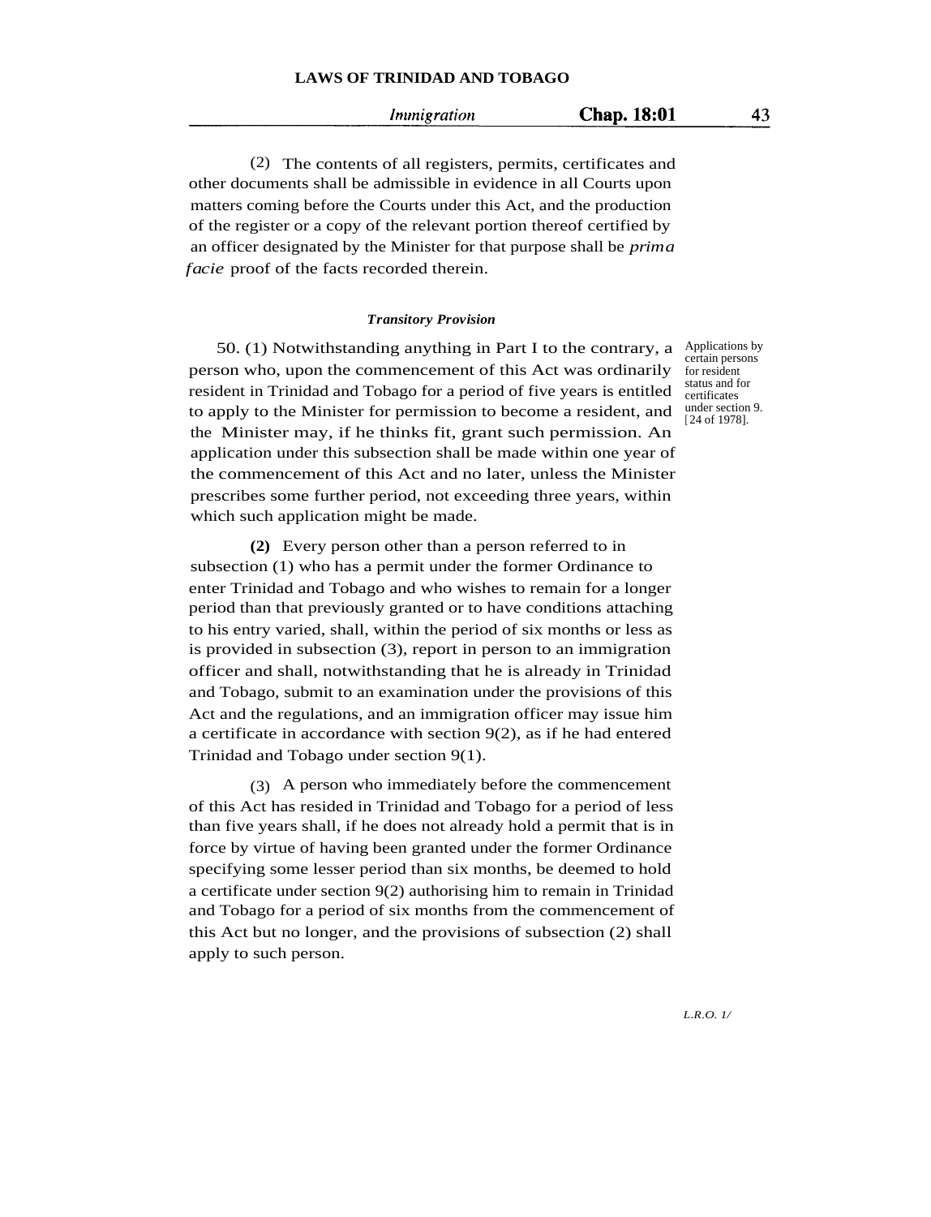(2) The contents of all registers, permits, certificates and other documents shall be admissible in evidence in all Courts upon matters coming before the Courts under this Act, and the production of the register or a copy of the relevant portion thereof certified by an officer designated by the Minister for that purpose shall be *prima facie* proof of the facts recorded therein.

### *Transitory Provision*

Applications by certain persons for resident status and for certificates under section 9. [24 of 1978].

50. (1) Notwithstanding anything in Part I to the contrary, a person who, upon the commencement of this Act was ordinarily resident in Trinidad and Tobago for a period of five years is entitled to apply to the Minister for permission to become a resident, and the Minister may, if he thinks fit, grant such permission. An application under this subsection shall be made within one year of the commencement of this Act and no later, unless the Minister prescribes some further period, not exceeding three years, within which such application might be made.

**(2)** Every person other than a person referred to in subsection (1) who has a permit under the former Ordinance to enter Trinidad and Tobago and who wishes to remain for a longer period than that previously granted or to have conditions attaching to his entry varied, shall, within the period of six months or less as is provided in subsection (3), report in person to an immigration officer and shall, notwithstanding that he is already in Trinidad and Tobago, submit to an examination under the provisions of this Act and the regulations, and an immigration officer may issue him a certificate in accordance with section 9(2), as if he had entered Trinidad and Tobago under section 9(1).

(3) A person who immediately before the commencement of this Act has resided in Trinidad and Tobago for a period of less than five years shall, if he does not already hold a permit that is in force by virtue of having been granted under the former Ordinance specifying some lesser period than six months, be deemed to hold a certificate under section 9(2) authorising him to remain in Trinidad and Tobago for a period of six months from the commencement of this Act but no longer, and the provisions of subsection (2) shall apply to such person.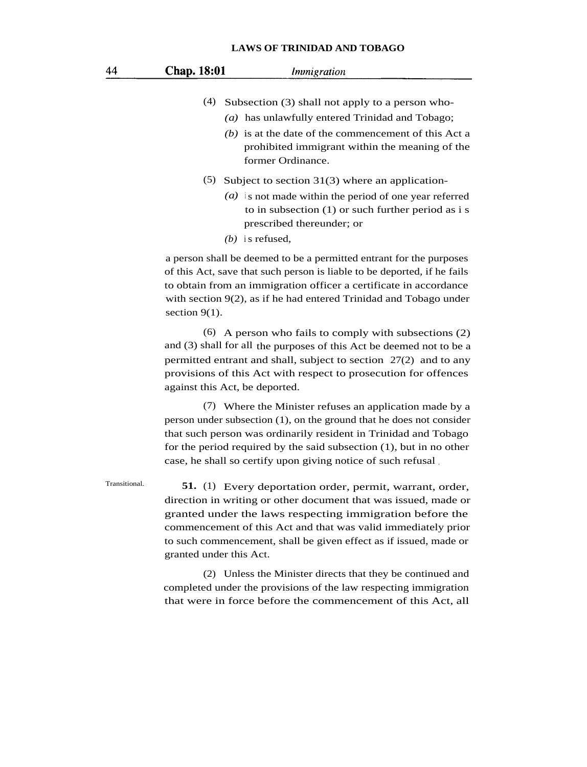(4) Subsection (3) shall not apply to a person who-

*(a)* has unlawfully entered Trinidad and Tobago;

*(b)* is at the date of the commencement of this Act a prohibited immigrant within the meaning of the former Ordinance.

(5) Subject to section 31(3) where an application-

*(a)* is not made within the period of one year referred to in subsection (1) or such further period as is prescribed thereunder; or

*(b)* is refused,

a person shall be deemed to be a permitted entrant for the purposes of this Act, save that such person is liable to be deported, if he fails to obtain from an immigration officer a certificate in accordance with section 9(2), as if he had entered Trinidad and Tobago under section 9(1).

(6) A person who fails to comply with subsections (2) and (3) shall for all the purposes of this Act be deemed not to be a permitted entrant and shall, subject to section 27(2) and to any provisions of this Act with respect to prosecution for offences against this Act, be deported.

(7) Where the Minister refuses an application made by a person under subsection (1), on the ground that he does not consider that such person was ordinarily resident in Trinidad and Tobago for the period required by the said subsection (1), but in no other case, he shall so certify upon giving notice of such refusal.

Transitional.

**51.** (1) Every deportation order, permit, warrant, order, direction in writing or other document that was issued, made or granted under the laws respecting immigration before the commencement of this Act and that was valid immediately prior to such commencement, shall be given effect as if issued, made or granted under this Act.

(2) Unless the Minister directs that they be continued and completed under the provisions of the law respecting immigration that were in force before the commencement of this Act, all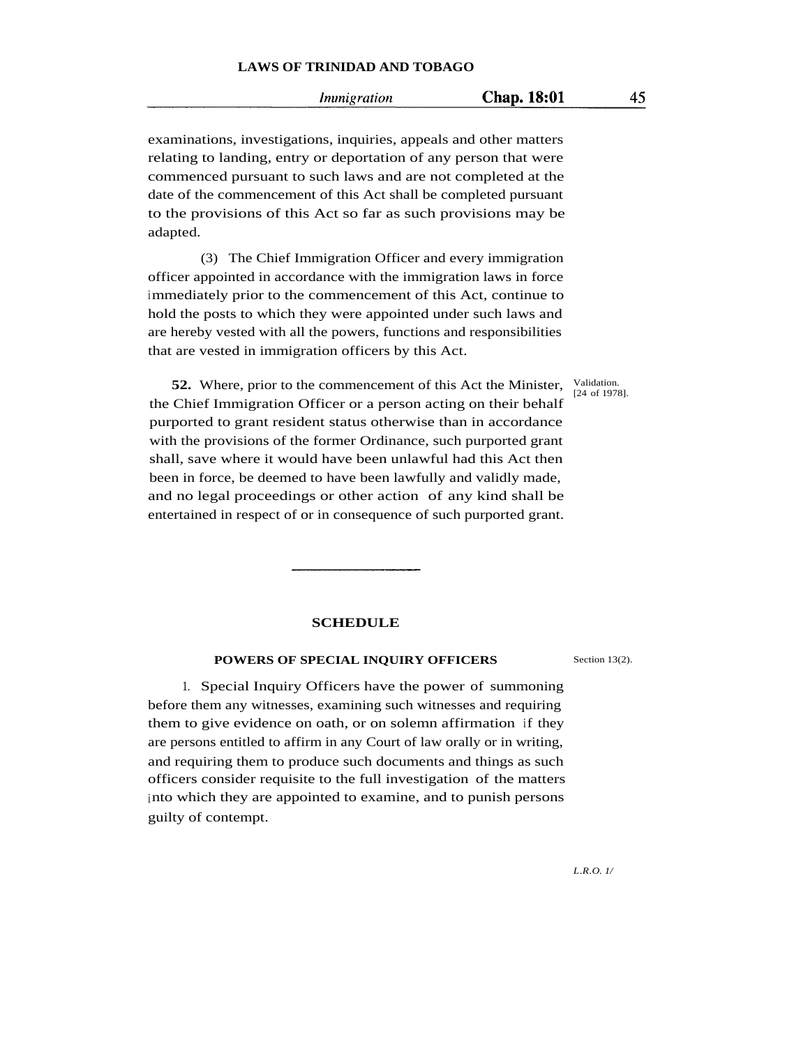examinations, investigations, inquiries, appeals and other matters relating to landing, entry or deportation of any person that were commenced pursuant to such laws and are not completed at the date of the commencement of this Act shall be completed pursuant to the provisions of this Act so far as such provisions may be adapted.

(3) The Chief Immigration Officer and every immigration officer appointed in accordance with the immigration laws in force immediately prior to the commencement of this Act, continue to hold the posts to which they were appointed under such laws and are hereby vested with all the powers, functions and responsibilities that are vested in immigration officers by this Act.

Validation. [24 of 1978].

**52.** Where, prior to the commencement of this Act the Minister, the Chief Immigration Officer or a person acting on their behalf purported to grant resident status otherwise than in accordance with the provisions of the former Ordinance, such purported grant shall, save where it would have been unlawful had this Act then been in force, be deemed to have been lawfully and validly made, and no legal proceedings or other action of any kind shall be entertained in respect of or in consequence of such purported grant.

---

## SCHEDULE

### POWERS OF SPECIAL INQUIRY OFFICERS

Section 13(2).

1. Special Inquiry Officers have the power of summoning before them any witnesses, examining such witnesses and requiring them to give evidence on oath, or on solemn affirmation if they are persons entitled to affirm in any Court of law orally or in writing, and requiring them to produce such documents and things as such officers consider requisite to the full investigation of the matters into which they are appointed to examine, and to punish persons guilty of contempt.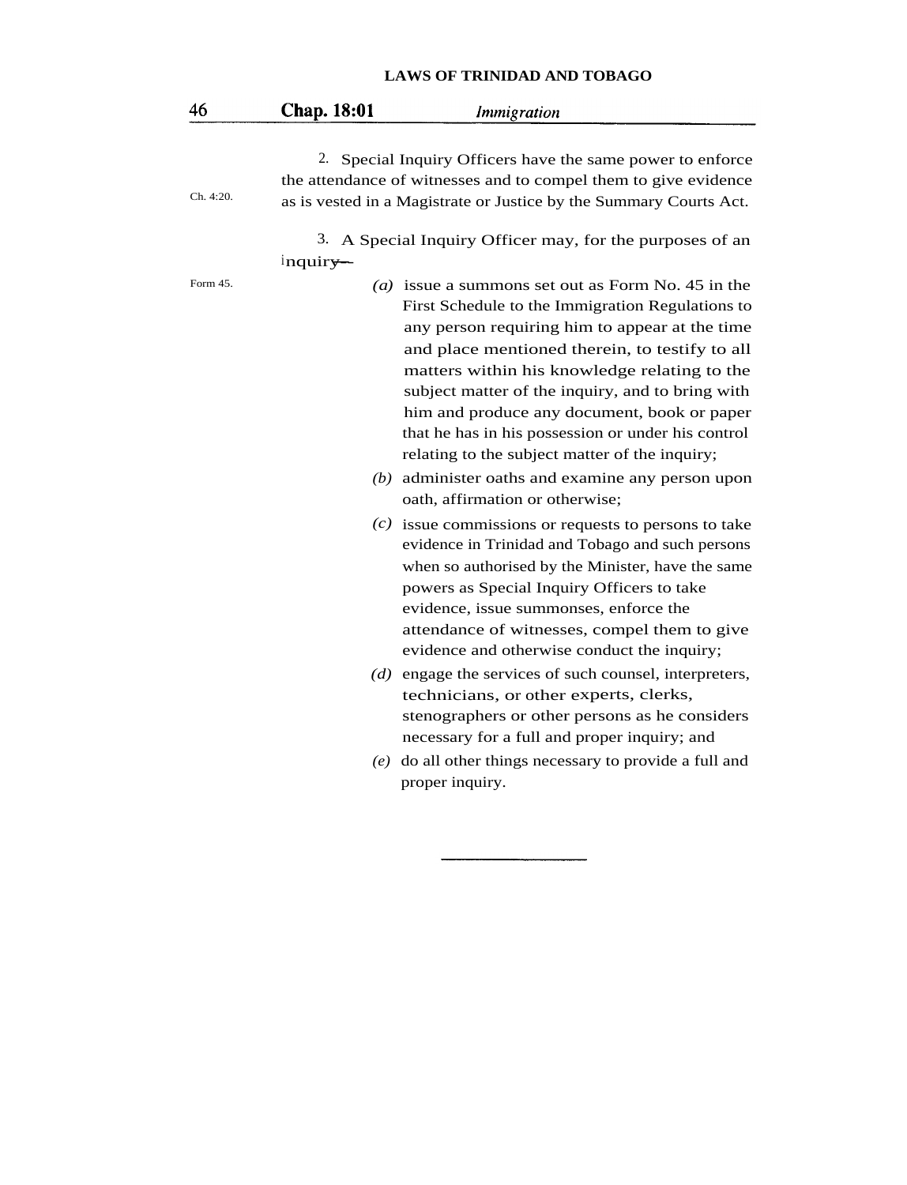2. Special Inquiry Officers have the same power to enforce the attendance of witnesses and to compel them to give evidence as is vested in a Magistrate or Justice by the Summary Courts Act.

Ch. 4:20.

3. A Special Inquiry Officer may, for the purposes of an inquiry—

Form 45.

*(a)* issue a summons set out as Form No. 45 in the First Schedule to the Immigration Regulations to any person requiring him to appear at the time and place mentioned therein, to testify to all matters within his knowledge relating to the subject matter of the inquiry, and to bring with him and produce any document, book or paper that he has in his possession or under his control relating to the subject matter of the inquiry;

*(b)* administer oaths and examine any person upon oath, affirmation or otherwise;

*(c)* issue commissions or requests to persons to take evidence in Trinidad and Tobago and such persons when so authorised by the Minister, have the same powers as Special Inquiry Officers to take evidence, issue summonses, enforce the attendance of witnesses, compel them to give evidence and otherwise conduct the inquiry;

*(d)* engage the services of such counsel, interpreters, technicians, or other experts, clerks, stenographers or other persons as he considers necessary for a full and proper inquiry; and

*(e)* do all other things necessary to provide a full and proper inquiry.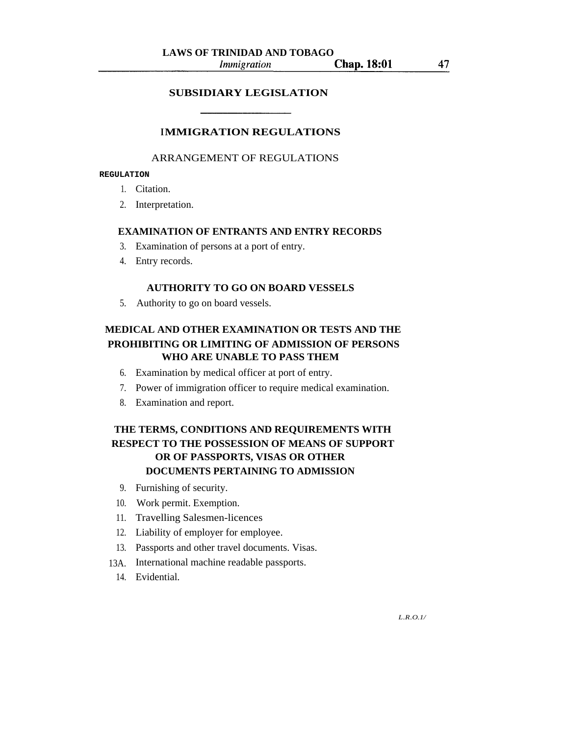## SUBSIDIARY LEGISLATION

---

# IMMIGRATION REGULATIONS

ARRANGEMENT OF REGULATIONS

**REGULATION**

1. Citation.
2. Interpretation.

**EXAMINATION OF ENTRANTS AND ENTRY RECORDS**

3. Examination of persons at a port of entry.
4. Entry records.

**AUTHORITY TO GO ON BOARD VESSELS**

5. Authority to go on board vessels.

**MEDICAL AND OTHER EXAMINATION OR TESTS AND THE PROHIBITING OR LIMITING OF ADMISSION OF PERSONS WHO ARE UNABLE TO PASS THEM**

6. Examination by medical officer at port of entry.
7. Power of immigration officer to require medical examination.
8. Examination and report.

**THE TERMS, CONDITIONS AND REQUIREMENTS WITH RESPECT TO THE POSSESSION OF MEANS OF SUPPORT OR OF PASSPORTS, VISAS OR OTHER DOCUMENTS PERTAINING TO ADMISSION**

9. Furnishing of security.
10. Work permit. Exemption.
11. Travelling Salesmen-licences
12. Liability of employer for employee.
13. Passports and other travel documents. Visas.

13A. International machine readable passports.

14. Evidential.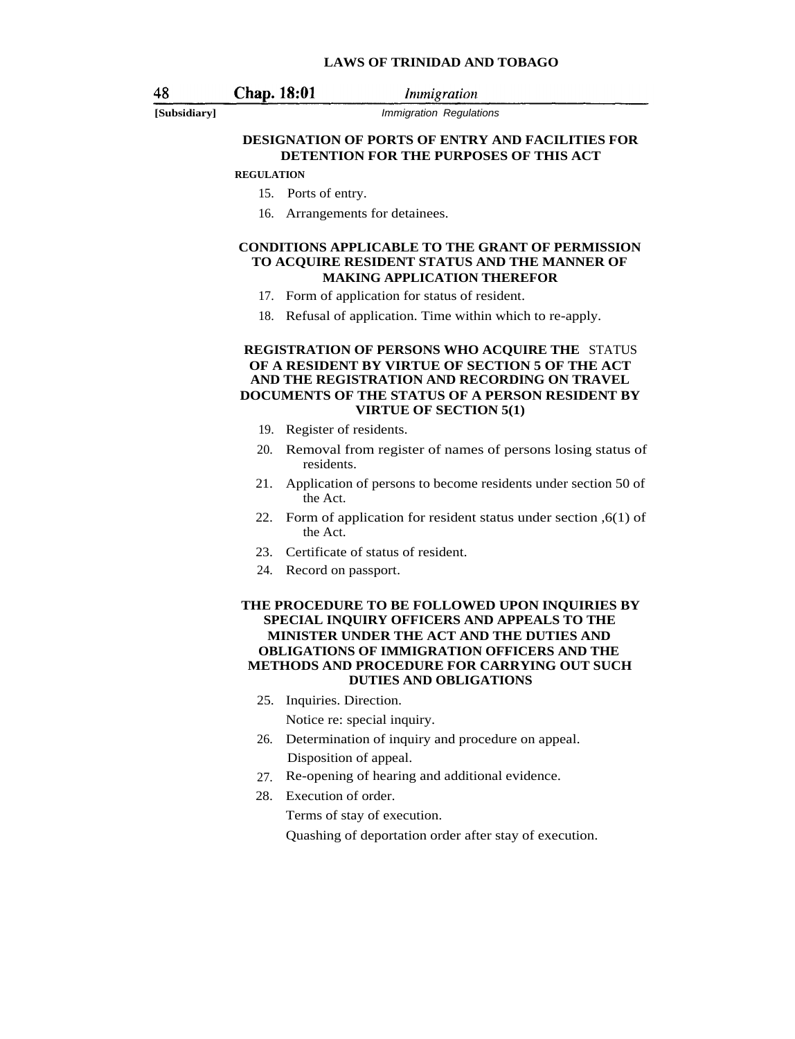**[Subsidiary]**

### DESIGNATION OF PORTS OF ENTRY AND FACILITIES FOR DETENTION FOR THE PURPOSES OF THIS ACT

REGULATION

15. Ports of entry.

16. Arrangements for detainees.

### CONDITIONS APPLICABLE TO THE GRANT OF PERMISSION TO ACQUIRE RESIDENT STATUS AND THE MANNER OF MAKING APPLICATION THEREFOR

17. Form of application for status of resident.

18. Refusal of application. Time within which to re-apply.

### REGISTRATION OF PERSONS WHO ACQUIRE THE STATUS OF A RESIDENT BY VIRTUE OF SECTION 5 OF THE ACT AND THE REGISTRATION AND RECORDING ON TRAVEL DOCUMENTS OF THE STATUS OF A PERSON RESIDENT BY VIRTUE OF SECTION 5(1)

19. Register of residents.

20. Removal from register of names of persons losing status of residents.

21. Application of persons to become residents under section 50 of the Act.

22. Form of application for resident status under section ,6(1) of the Act.

23. Certificate of status of resident.

24. Record on passport.

### THE PROCEDURE TO BE FOLLOWED UPON INQUIRIES BY SPECIAL INQUIRY OFFICERS AND APPEALS TO THE MINISTER UNDER THE ACT AND THE DUTIES AND OBLIGATIONS OF IMMIGRATION OFFICERS AND THE METHODS AND PROCEDURE FOR CARRYING OUT SUCH DUTIES AND OBLIGATIONS

25. Inquiries. Direction.
    Notice re: special inquiry.

26. Determination of inquiry and procedure on appeal.
    Disposition of appeal.

27. Re-opening of hearing and additional evidence.

28. Execution of order.
    Terms of stay of execution.
    Quashing of deportation order after stay of execution.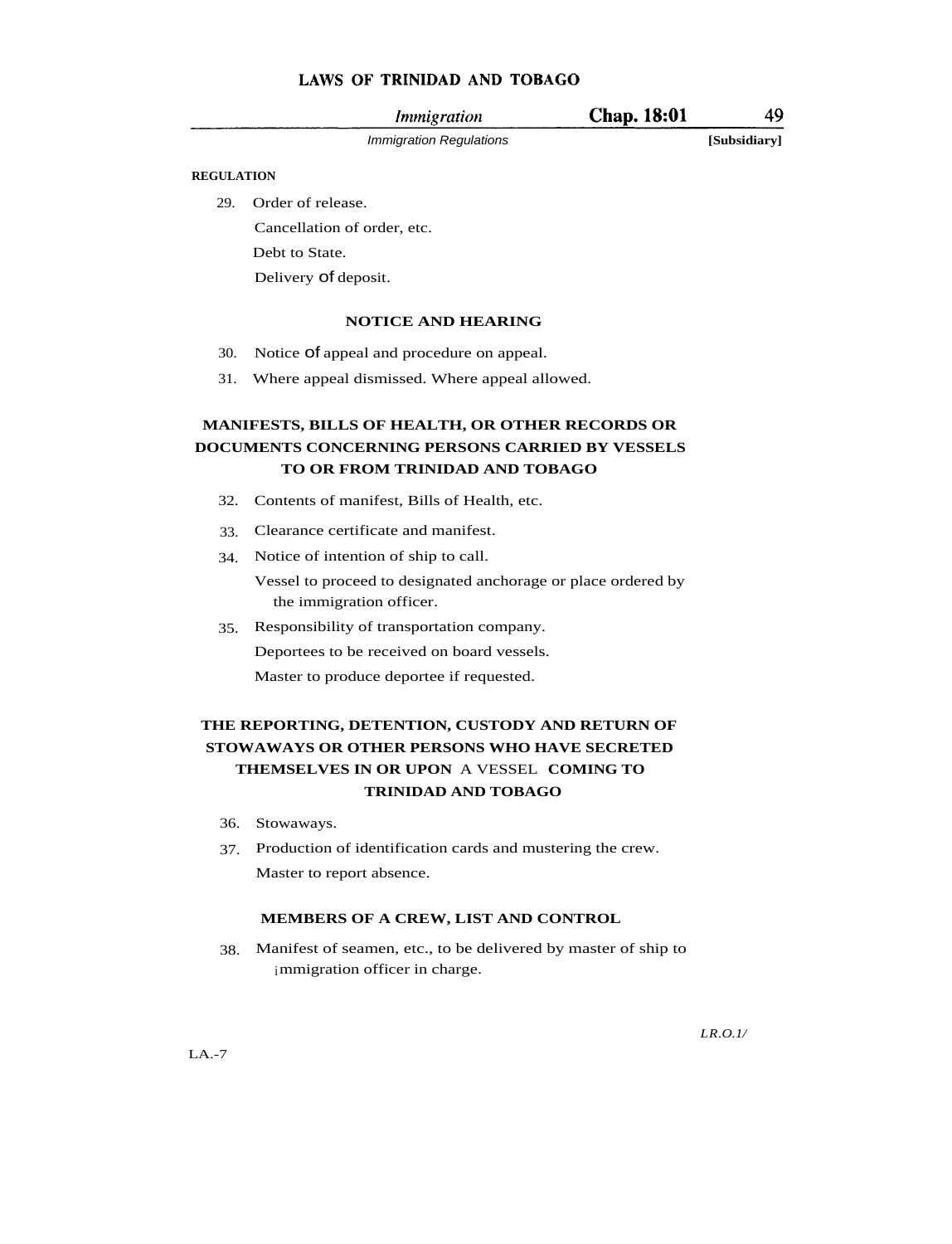REGULATION

29. Order of release.
    Cancellation of order, etc.
    Debt to State.
    Delivery of deposit.

**NOTICE AND HEARING**

30. Notice of appeal and procedure on appeal.
31. Where appeal dismissed. Where appeal allowed.

**MANIFESTS, BILLS OF HEALTH, OR OTHER RECORDS OR DOCUMENTS CONCERNING PERSONS CARRIED BY VESSELS TO OR FROM TRINIDAD AND TOBAGO**

32. Contents of manifest, Bills of Health, etc.
33. Clearance certificate and manifest.
34. Notice of intention of ship to call.
    Vessel to proceed to designated anchorage or place ordered by the immigration officer.
35. Responsibility of transportation company.
    Deportees to be received on board vessels.
    Master to produce deportee if requested.

**THE REPORTING, DETENTION, CUSTODY AND RETURN OF STOWAWAYS OR OTHER PERSONS WHO HAVE SECRETED THEMSELVES IN OR UPON A VESSEL COMING TO TRINIDAD AND TOBAGO**

36. Stowaways.
37. Production of identification cards and mustering the crew.
    Master to report absence.

**MEMBERS OF A CREW, LIST AND CONTROL**

38. Manifest of seamen, etc., to be delivered by master of ship to immigration officer in charge.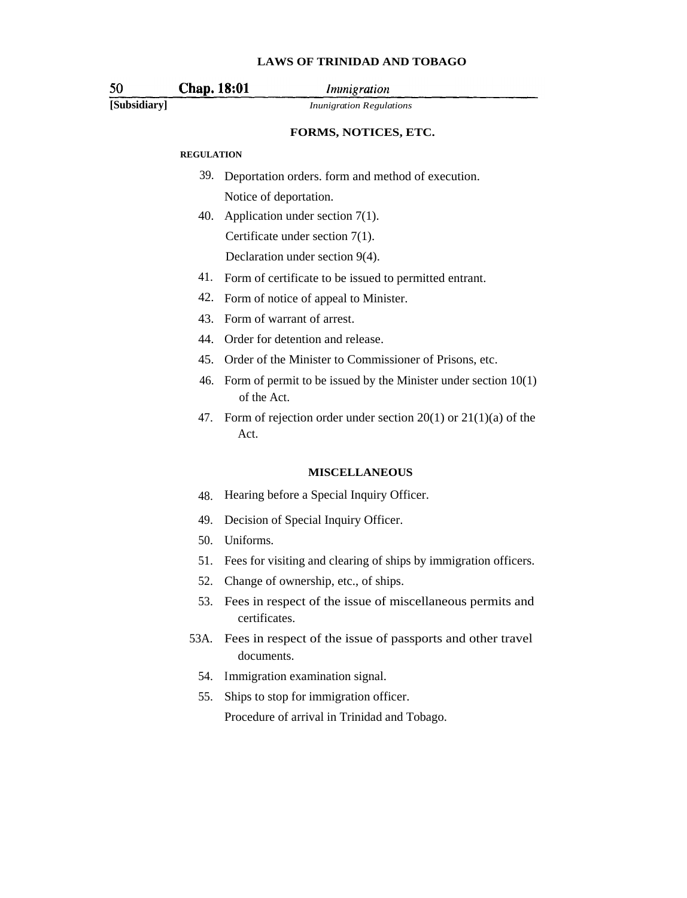**FORMS, NOTICES, ETC.**

**REGULATION**

39. Deportation orders. form and method of execution.
    Notice of deportation.
40. Application under section 7(1).
    Certificate under section 7(1).
    Declaration under section 9(4).
41. Form of certificate to be issued to permitted entrant.
42. Form of notice of appeal to Minister.
43. Form of warrant of arrest.
44. Order for detention and release.
45. Order of the Minister to Commissioner of Prisons, etc.
46. Form of permit to be issued by the Minister under section 10(1) of the Act.
47. Form of rejection order under section 20(1) or 21(1)(a) of the Act.

**MISCELLANEOUS**

48. Hearing before a Special Inquiry Officer.
49. Decision of Special Inquiry Officer.
50. Uniforms.
51. Fees for visiting and clearing of ships by immigration officers.
52. Change of ownership, etc., of ships.
53. Fees in respect of the issue of miscellaneous permits and certificates.

53A. Fees in respect of the issue of passports and other travel documents.

54. Immigration examination signal.
55. Ships to stop for immigration officer.
    Procedure of arrival in Trinidad and Tobago.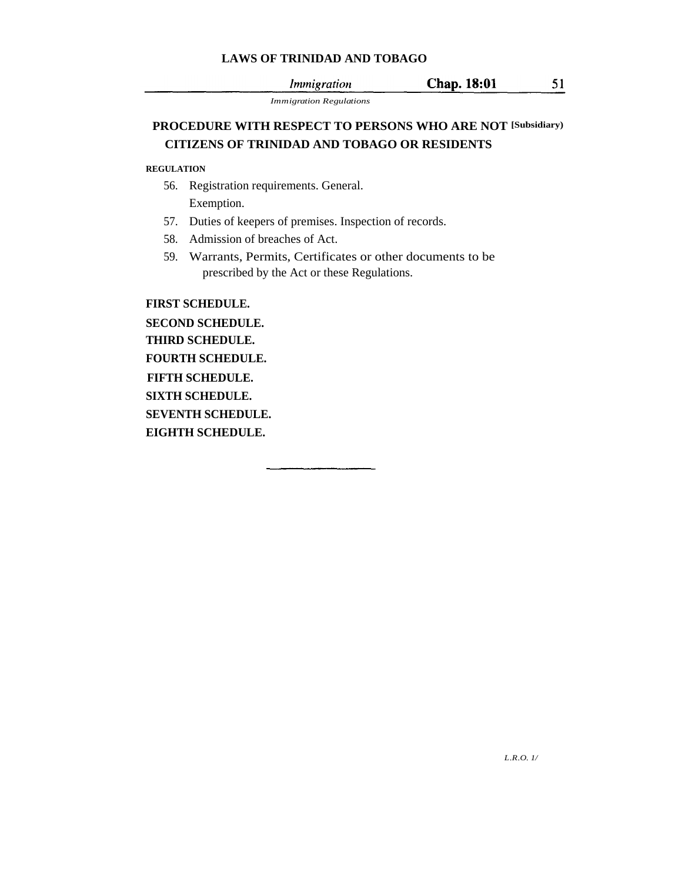## PROCEDURE WITH RESPECT TO PERSONS WHO ARE NOT CITIZENS OF TRINIDAD AND TOBAGO OR RESIDENTS

[Subsidiary]

**REGULATION**

56. Registration requirements. General.
    Exemption.
57. Duties of keepers of premises. Inspection of records.
58. Admission of breaches of Act.
59. Warrants, Permits, Certificates or other documents to be prescribed by the Act or these Regulations.

**FIRST SCHEDULE.**

**SECOND SCHEDULE.**

**THIRD SCHEDULE.**

**FOURTH SCHEDULE.**

**FIFTH SCHEDULE.**

**SIXTH SCHEDULE.**

**SEVENTH SCHEDULE.**

**EIGHTH SCHEDULE.**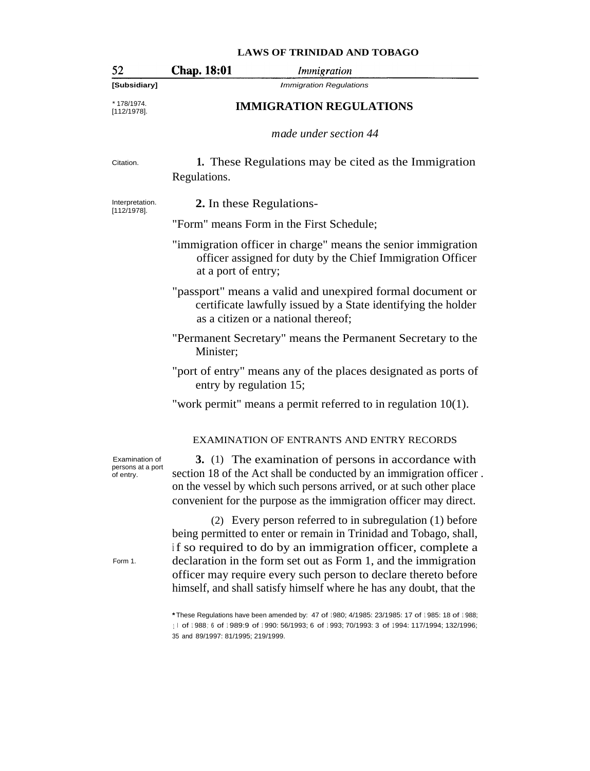**[Subsidiary]** *Immigration Regulations*

* 178/1974. [112/1978].

# IMMIGRATION REGULATIONS

*made under section 44*

Citation.

**1.** These Regulations may be cited as the Immigration Regulations.

Interpretation. [112/1978].

**2.** In these Regulations-

"Form" means Form in the First Schedule;

"immigration officer in charge" means the senior immigration officer assigned for duty by the Chief Immigration Officer at a port of entry;

"passport" means a valid and unexpired formal document or certificate lawfully issued by a State identifying the holder as a citizen or a national thereof;

"Permanent Secretary" means the Permanent Secretary to the Minister;

"port of entry" means any of the places designated as ports of entry by regulation 15;

"work permit" means a permit referred to in regulation 10(1).

## EXAMINATION OF ENTRANTS AND ENTRY RECORDS

Examination of persons at a port of entry.

**3.** (1) The examination of persons in accordance with section 18 of the Act shall be conducted by an immigration officer . on the vessel by which such persons arrived, or at such other place convenient for the purpose as the immigration officer may direct.

Form 1.

(2) Every person referred to in subregulation (1) before being permitted to enter or remain in Trinidad and Tobago, shall, if so required to do by an immigration officer, complete a declaration in the form set out as Form 1, and the immigration officer may require every such person to declare thereto before himself, and shall satisfy himself where he has any doubt, that the

* These Regulations have been amended by: 47 of 1980; 4/1985: 23/1985: 17 of 1985: 18 of 1988; 1 of 1988; 6 of 1989:9 of 1990: 56/1993; 6 of 1993; 70/1993: 3 of 1994: 117/1994; 132/1996; 35 and 89/1997: 81/1995; 219/1999.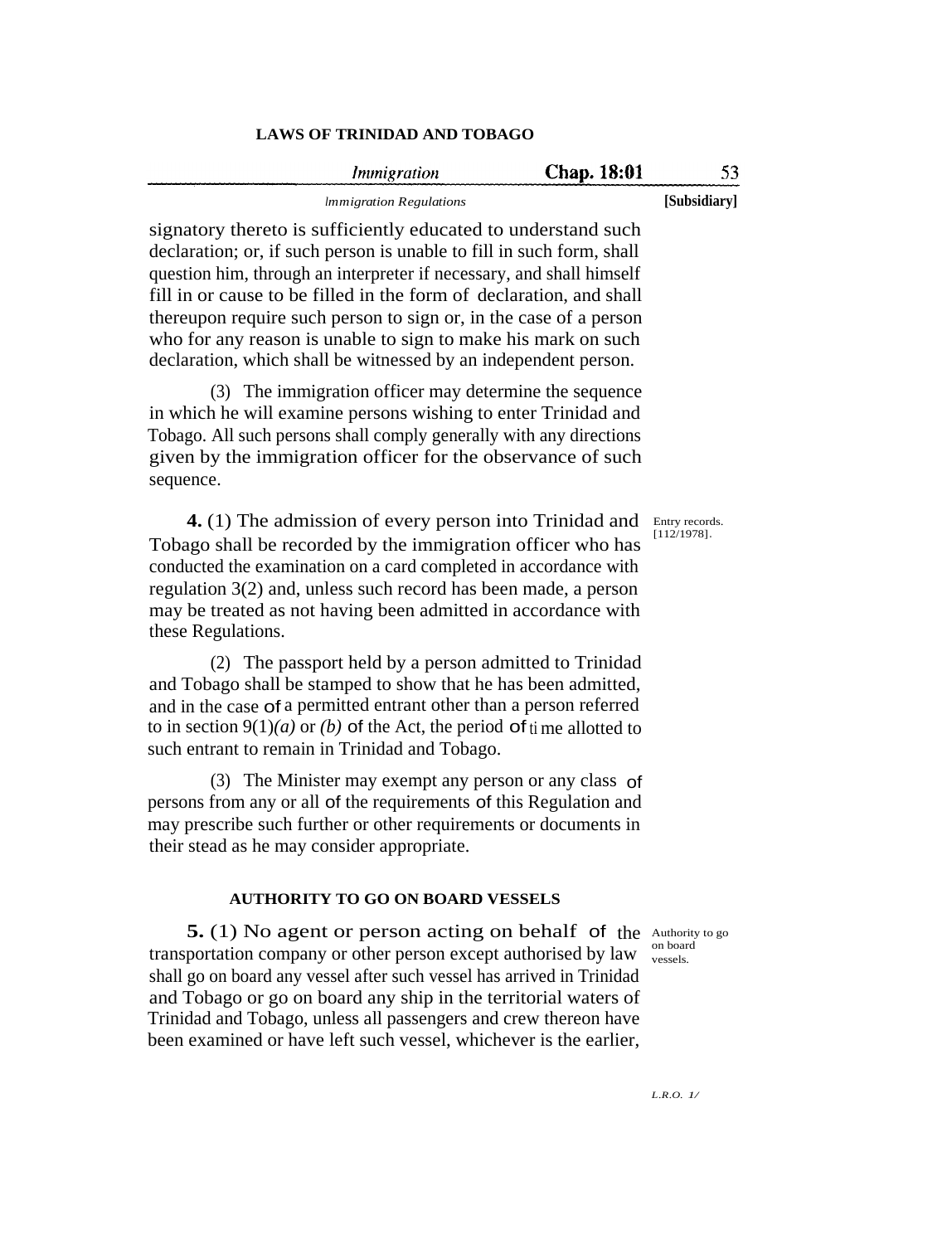signatory thereto is sufficiently educated to understand such declaration; or, if such person is unable to fill in such form, shall question him, through an interpreter if necessary, and shall himself fill in or cause to be filled in the form of declaration, and shall thereupon require such person to sign or, in the case of a person who for any reason is unable to sign to make his mark on such declaration, which shall be witnessed by an independent person.

(3) The immigration officer may determine the sequence in which he will examine persons wishing to enter Trinidad and Tobago. All such persons shall comply generally with any directions given by the immigration officer for the observance of such sequence.

*Entry records. [112/1978].*

**4.** (1) The admission of every person into Trinidad and Tobago shall be recorded by the immigration officer who has conducted the examination on a card completed in accordance with regulation 3(2) and, unless such record has been made, a person may be treated as not having been admitted in accordance with these Regulations.

(2) The passport held by a person admitted to Trinidad and Tobago shall be stamped to show that he has been admitted, and in the case of a permitted entrant other than a person referred to in section 9(1)*(a)* or *(b)* of the Act, the period of time allotted to such entrant to remain in Trinidad and Tobago.

(3) The Minister may exempt any person or any class of persons from any or all of the requirements of this Regulation and may prescribe such further or other requirements or documents in their stead as he may consider appropriate.

### AUTHORITY TO GO ON BOARD VESSELS

*Authority to go on board vessels.*

**5.** (1) No agent or person acting on behalf of the transportation company or other person except authorised by law shall go on board any vessel after such vessel has arrived in Trinidad and Tobago or go on board any ship in the territorial waters of Trinidad and Tobago, unless all passengers and crew thereon have been examined or have left such vessel, whichever is the earlier,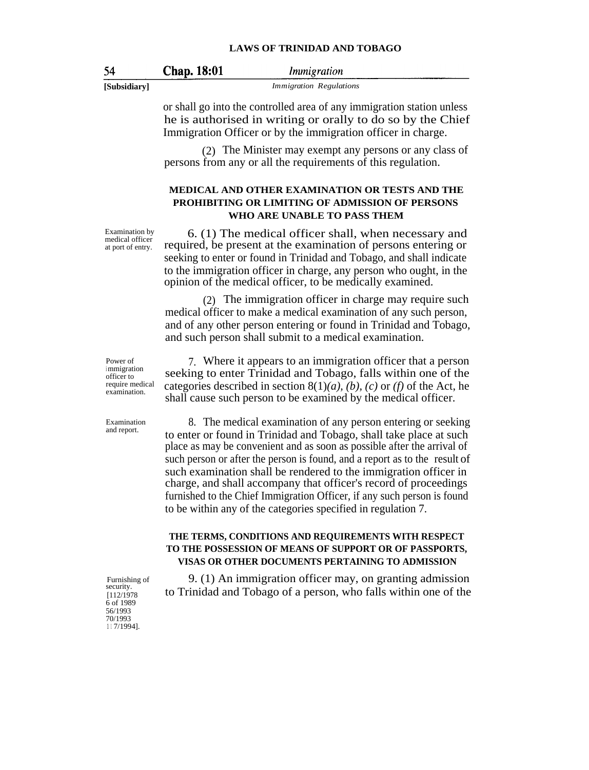or shall go into the controlled area of any immigration station unless he is authorised in writing or orally to do so by the Chief Immigration Officer or by the immigration officer in charge.

(2) The Minister may exempt any persons or any class of persons from any or all the requirements of this regulation.

### MEDICAL AND OTHER EXAMINATION OR TESTS AND THE PROHIBITING OR LIMITING OF ADMISSION OF PERSONS WHO ARE UNABLE TO PASS THEM

Examination by medical officer at port of entry.

6. (1) The medical officer shall, when necessary and required, be present at the examination of persons entering or seeking to enter or found in Trinidad and Tobago, and shall indicate to the immigration officer in charge, any person who ought, in the opinion of the medical officer, to be medically examined.

(2) The immigration officer in charge may require such medical officer to make a medical examination of any such person, and of any other person entering or found in Trinidad and Tobago, and such person shall submit to a medical examination.

Power of immigration officer to require medical examination.

7. Where it appears to an immigration officer that a person seeking to enter Trinidad and Tobago, falls within one of the categories described in section 8(1)*(a)*, *(b)*, *(c)* or *(f)* of the Act, he shall cause such person to be examined by the medical officer.

Examination and report.

8. The medical examination of any person entering or seeking to enter or found in Trinidad and Tobago, shall take place at such place as may be convenient and as soon as possible after the arrival of such person or after the person is found, and a report as to the result of such examination shall be rendered to the immigration officer in charge, and shall accompany that officer's record of proceedings furnished to the Chief Immigration Officer, if any such person is found to be within any of the categories specified in regulation 7.

### THE TERMS, CONDITIONS AND REQUIREMENTS WITH RESPECT TO THE POSSESSION OF MEANS OF SUPPORT OR OF PASSPORTS, VISAS OR OTHER DOCUMENTS PERTAINING TO ADMISSION

Furnishing of security. [112/1978 6 of 1989 56/1993 70/1993 117/1994].

9. (1) An immigration officer may, on granting admission to Trinidad and Tobago of a person, who falls within one of the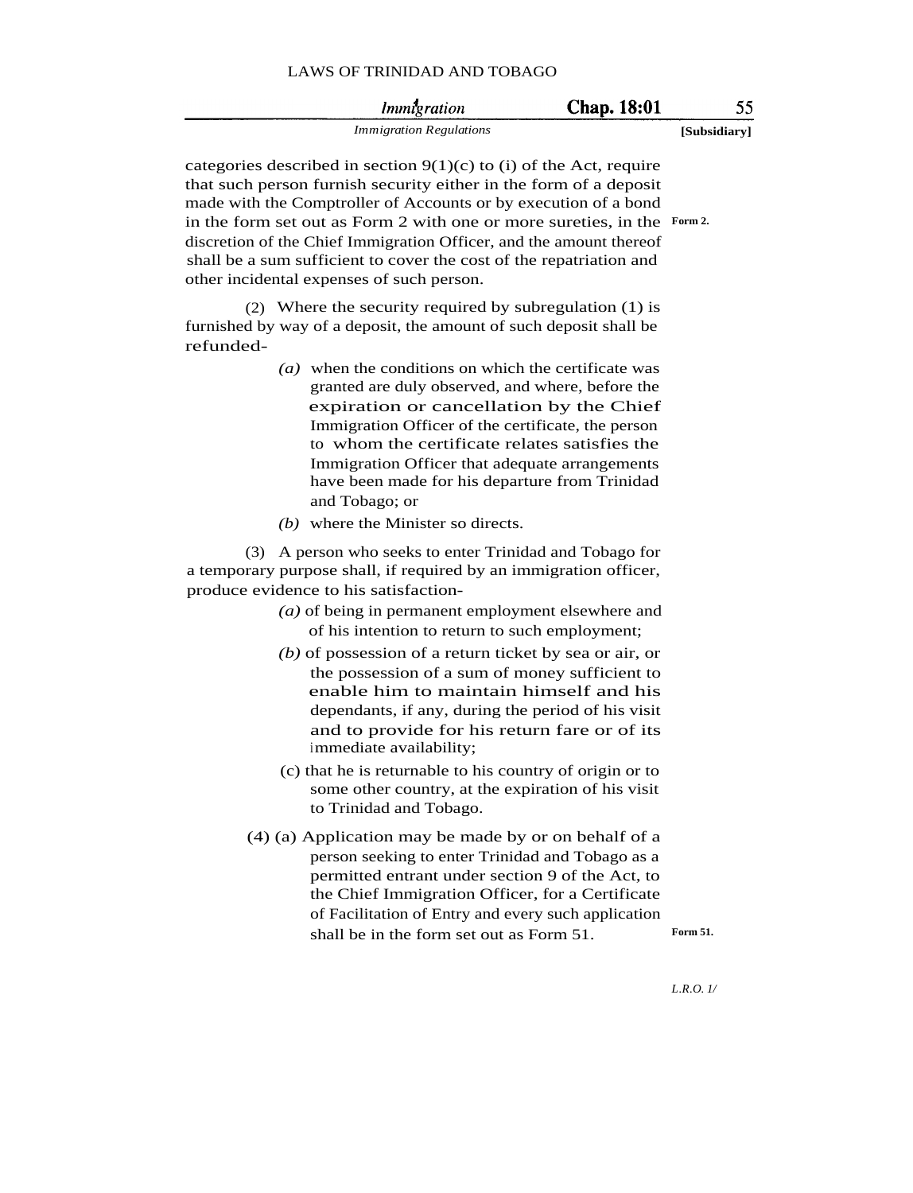categories described in section 9(1)(c) to (i) of the Act, require that such person furnish security either in the form of a deposit made with the Comptroller of Accounts or by execution of a bond in the form set out as Form 2 with one or more sureties, in the discretion of the Chief Immigration Officer, and the amount thereof shall be a sum sufficient to cover the cost of the repatriation and other incidental expenses of such person.

Form 2.

(2) Where the security required by subregulation (1) is furnished by way of a deposit, the amount of such deposit shall be refunded-

*(a)* when the conditions on which the certificate was granted are duly observed, and where, before the expiration or cancellation by the Chief Immigration Officer of the certificate, the person to whom the certificate relates satisfies the Immigration Officer that adequate arrangements have been made for his departure from Trinidad and Tobago; or

*(b)* where the Minister so directs.

(3) A person who seeks to enter Trinidad and Tobago for a temporary purpose shall, if required by an immigration officer, produce evidence to his satisfaction-

*(a)* of being in permanent employment elsewhere and of his intention to return to such employment;

*(b)* of possession of a return ticket by sea or air, or the possession of a sum of money sufficient to enable him to maintain himself and his dependants, if any, during the period of his visit and to provide for his return fare or of its immediate availability;

(c) that he is returnable to his country of origin or to some other country, at the expiration of his visit to Trinidad and Tobago.

(4) (a) Application may be made by or on behalf of a person seeking to enter Trinidad and Tobago as a permitted entrant under section 9 of the Act, to the Chief Immigration Officer, for a Certificate of Facilitation of Entry and every such application shall be in the form set out as Form 51.

Form 51.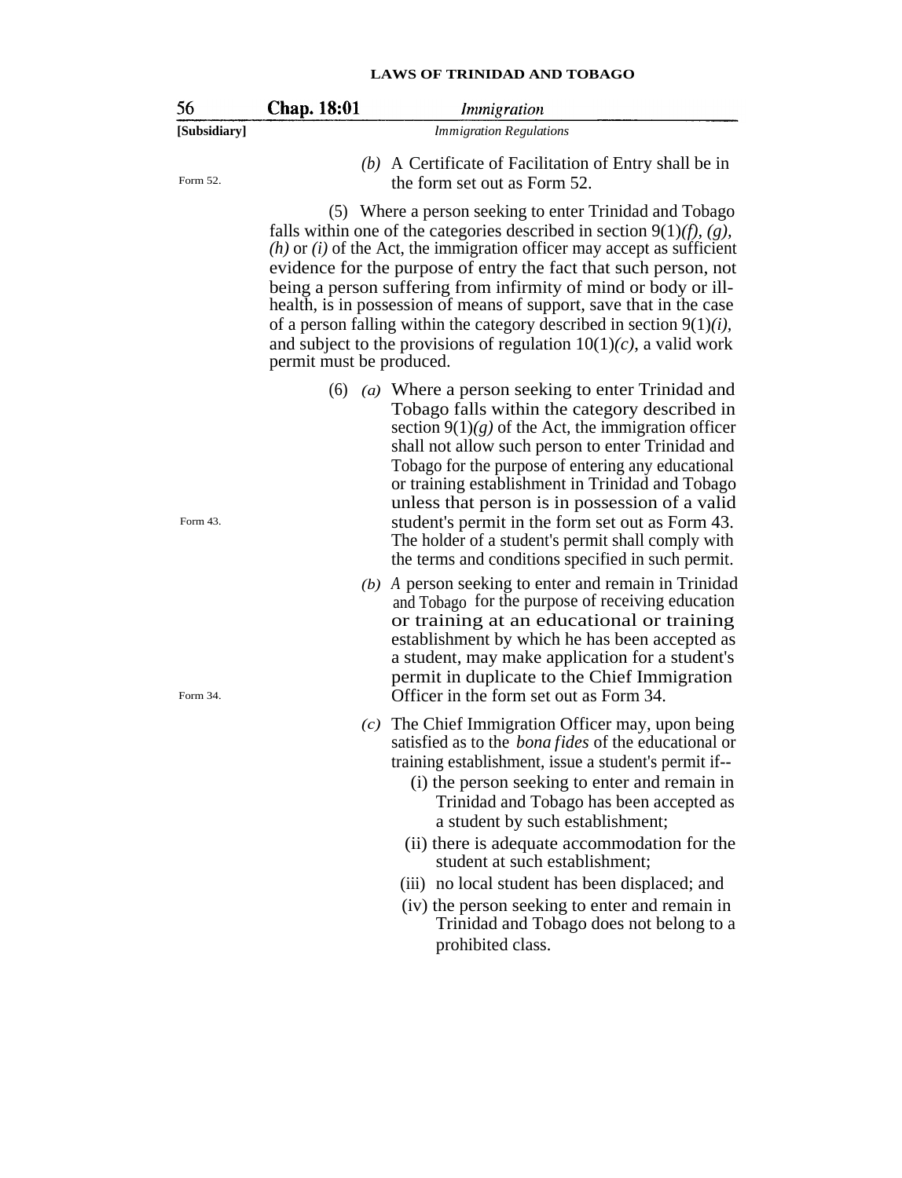Form 52.

*(b)* A Certificate of Facilitation of Entry shall be in the form set out as Form 52.

(5) Where a person seeking to enter Trinidad and Tobago falls within one of the categories described in section 9(1)*(f)*, *(g)*, *(h)* or *(i)* of the Act, the immigration officer may accept as sufficient evidence for the purpose of entry the fact that such person, not being a person suffering from infirmity of mind or body or ill-health, is in possession of means of support, save that in the case of a person falling within the category described in section 9(1)*(i)*, and subject to the provisions of regulation 10(1)*(c)*, a valid work permit must be produced.

Form 43.

(6) *(a)* Where a person seeking to enter Trinidad and Tobago falls within the category described in section 9(1)*(g)* of the Act, the immigration officer shall not allow such person to enter Trinidad and Tobago for the purpose of entering any educational or training establishment in Trinidad and Tobago unless that person is in possession of a valid student's permit in the form set out as Form 43. The holder of a student's permit shall comply with the terms and conditions specified in such permit.

Form 34.

*(b)* A person seeking to enter and remain in Trinidad and Tobago for the purpose of receiving education or training at an educational or training establishment by which he has been accepted as a student, may make application for a student's permit in duplicate to the Chief Immigration Officer in the form set out as Form 34.

*(c)* The Chief Immigration Officer may, upon being satisfied as to the *bona fides* of the educational or training establishment, issue a student's permit if--

(i) the person seeking to enter and remain in Trinidad and Tobago has been accepted as a student by such establishment;

(ii) there is adequate accommodation for the student at such establishment;

(iii) no local student has been displaced; and

(iv) the person seeking to enter and remain in Trinidad and Tobago does not belong to a prohibited class.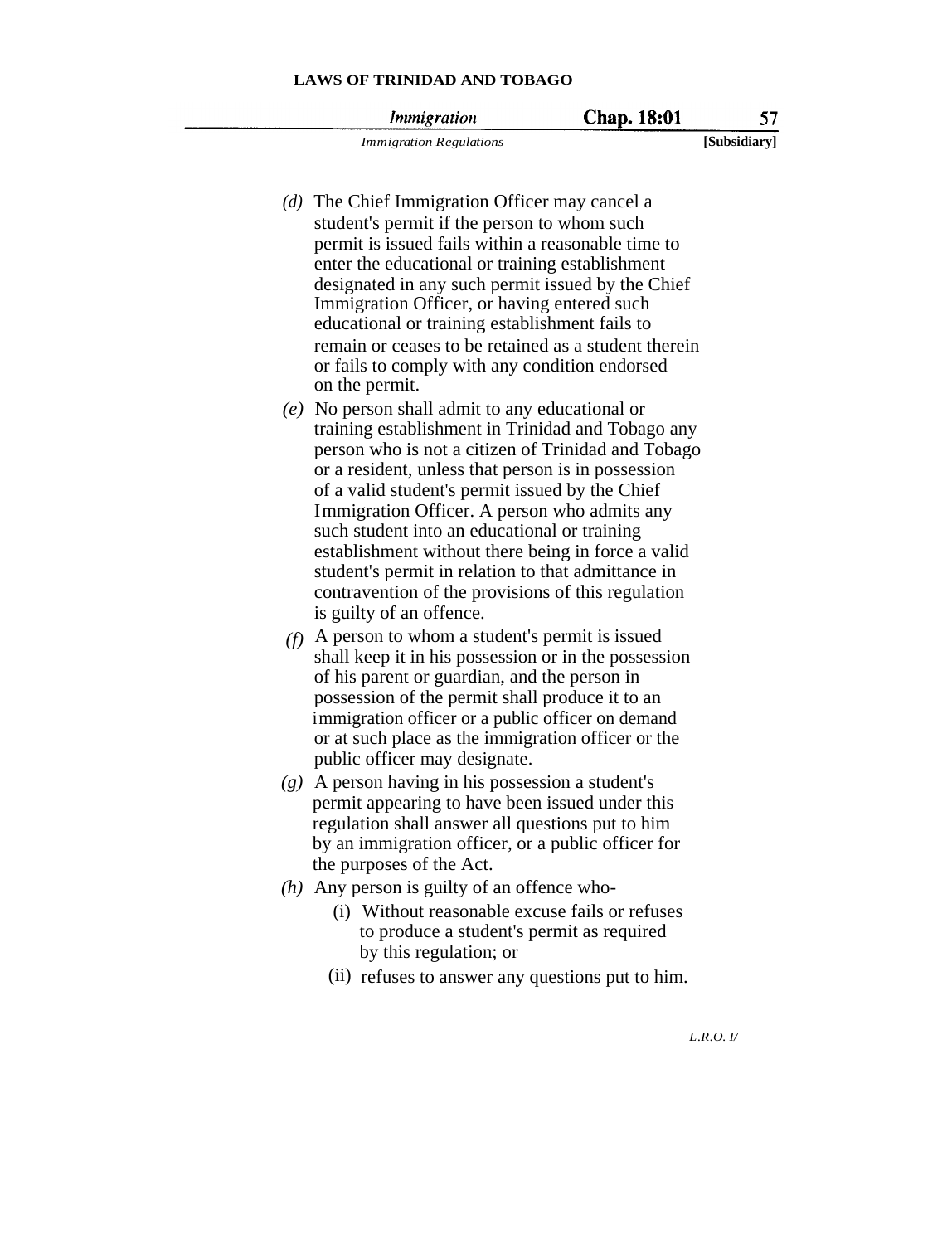*(d)* The Chief Immigration Officer may cancel a student's permit if the person to whom such permit is issued fails within a reasonable time to enter the educational or training establishment designated in any such permit issued by the Chief Immigration Officer, or having entered such educational or training establishment fails to remain or ceases to be retained as a student therein or fails to comply with any condition endorsed on the permit.

*(e)* No person shall admit to any educational or training establishment in Trinidad and Tobago any person who is not a citizen of Trinidad and Tobago or a resident, unless that person is in possession of a valid student's permit issued by the Chief Immigration Officer. A person who admits any such student into an educational or training establishment without there being in force a valid student's permit in relation to that admittance in contravention of the provisions of this regulation is guilty of an offence.

*(f)* A person to whom a student's permit is issued shall keep it in his possession or in the possession of his parent or guardian, and the person in possession of the permit shall produce it to an immigration officer or a public officer on demand or at such place as the immigration officer or the public officer may designate.

*(g)* A person having in his possession a student's permit appearing to have been issued under this regulation shall answer all questions put to him by an immigration officer, or a public officer for the purposes of the Act.

*(h)* Any person is guilty of an offence who-

(i) Without reasonable excuse fails or refuses to produce a student's permit as required by this regulation; or

(ii) refuses to answer any questions put to him.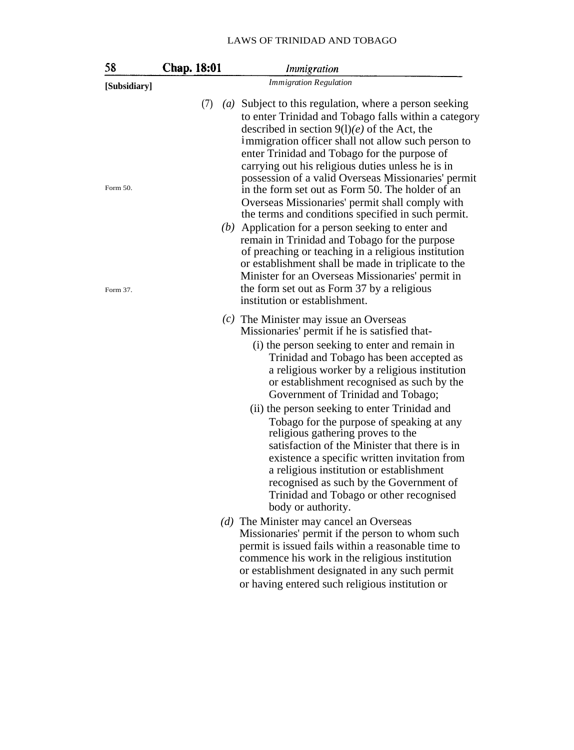[Subsidiary]

(7) *(a)* Subject to this regulation, where a person seeking to enter Trinidad and Tobago falls within a category described in section 9(l)*(e)* of the Act, the immigration officer shall not allow such person to enter Trinidad and Tobago for the purpose of carrying out his religious duties unless he is in possession of a valid Overseas Missionaries' permit in the form set out as Form 50. The holder of an Overseas Missionaries' permit shall comply with the terms and conditions specified in such permit.

Form 50.

*(b)* Application for a person seeking to enter and remain in Trinidad and Tobago for the purpose of preaching or teaching in a religious institution or establishment shall be made in triplicate to the Minister for an Overseas Missionaries' permit in the form set out as Form 37 by a religious institution or establishment.

Form 37.

*(c)* The Minister may issue an Overseas Missionaries' permit if he is satisfied that-

(i) the person seeking to enter and remain in Trinidad and Tobago has been accepted as a religious worker by a religious institution or establishment recognised as such by the Government of Trinidad and Tobago;

(ii) the person seeking to enter Trinidad and Tobago for the purpose of speaking at any religious gathering proves to the satisfaction of the Minister that there is in existence a specific written invitation from a religious institution or establishment recognised as such by the Government of Trinidad and Tobago or other recognised body or authority.

*(d)* The Minister may cancel an Overseas Missionaries' permit if the person to whom such permit is issued fails within a reasonable time to commence his work in the religious institution or establishment designated in any such permit or having entered such religious institution or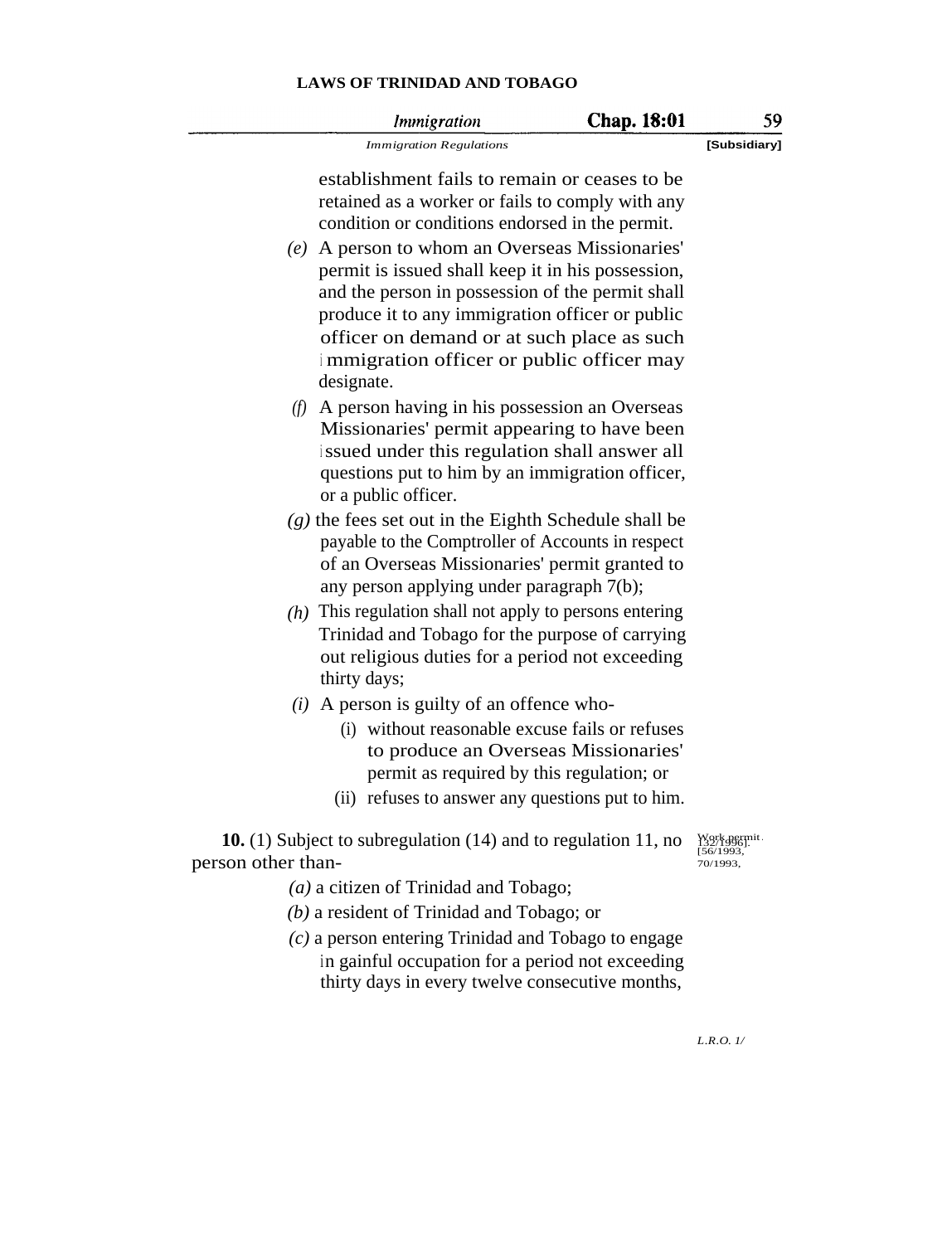establishment fails to remain or ceases to be retained as a worker or fails to comply with any condition or conditions endorsed in the permit.

*(e)* A person to whom an Overseas Missionaries' permit is issued shall keep it in his possession, and the person in possession of the permit shall produce it to any immigration officer or public officer on demand or at such place as such immigration officer or public officer may designate.

*(f)* A person having in his possession an Overseas Missionaries' permit appearing to have been issued under this regulation shall answer all questions put to him by an immigration officer, or a public officer.

*(g)* the fees set out in the Eighth Schedule shall be payable to the Comptroller of Accounts in respect of an Overseas Missionaries' permit granted to any person applying under paragraph 7(b);

*(h)* This regulation shall not apply to persons entering Trinidad and Tobago for the purpose of carrying out religious duties for a period not exceeding thirty days;

*(i)* A person is guilty of an offence who-

(i) without reasonable excuse fails or refuses to produce an Overseas Missionaries' permit as required by this regulation; or

(ii) refuses to answer any questions put to him.

Work permit. [56/1993, 70/1993, 132/1996].

**10.** (1) Subject to subregulation (14) and to regulation 11, no person other than-

*(a)* a citizen of Trinidad and Tobago;

*(b)* a resident of Trinidad and Tobago; or

*(c)* a person entering Trinidad and Tobago to engage in gainful occupation for a period not exceeding thirty days in every twelve consecutive months,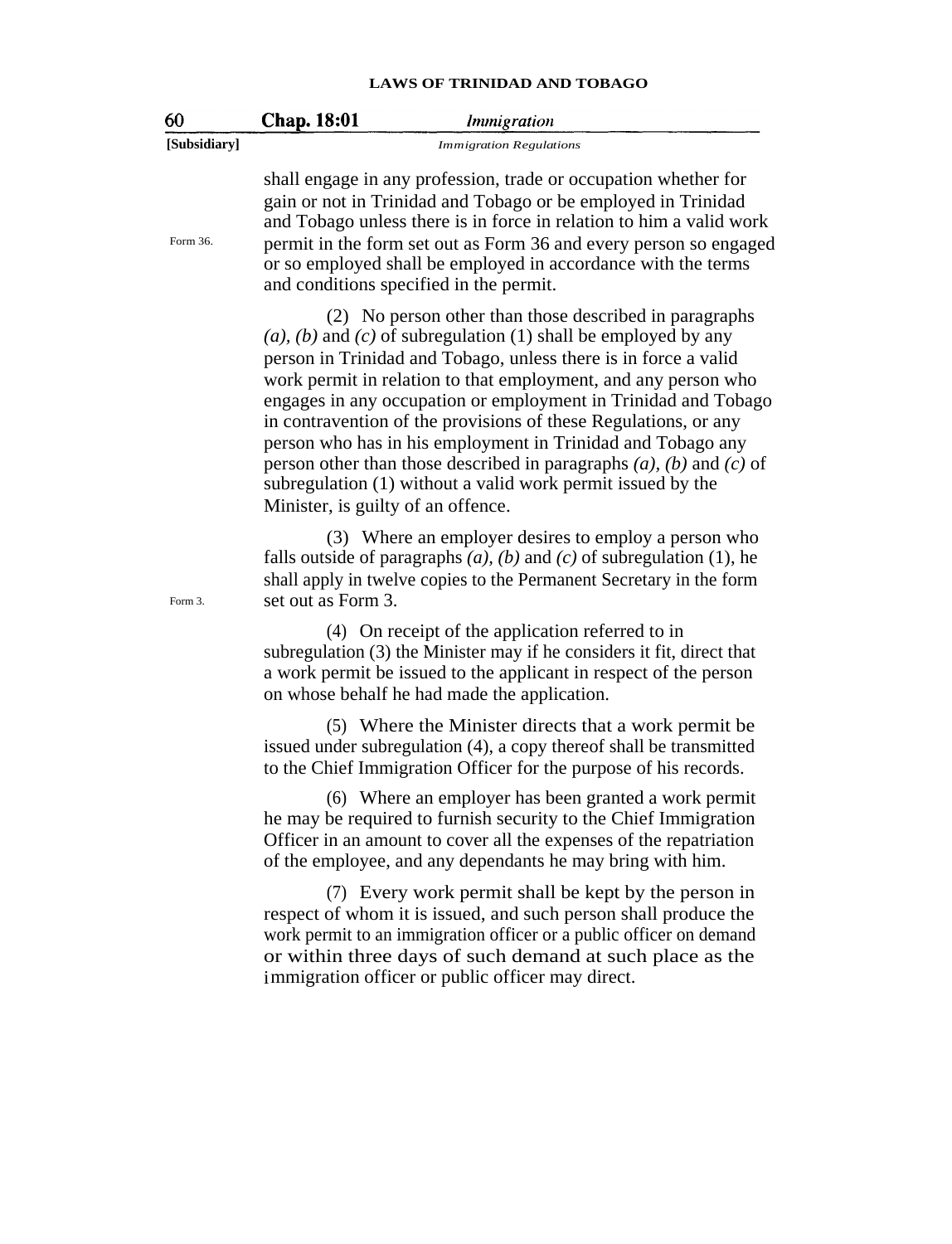shall engage in any profession, trade or occupation whether for gain or not in Trinidad and Tobago or be employed in Trinidad and Tobago unless there is in force in relation to him a valid work permit in the form set out as Form 36 and every person so engaged or so employed shall be employed in accordance with the terms and conditions specified in the permit.

Form 36.

(2) No person other than those described in paragraphs *(a)*, *(b)* and *(c)* of subregulation (1) shall be employed by any person in Trinidad and Tobago, unless there is in force a valid work permit in relation to that employment, and any person who engages in any occupation or employment in Trinidad and Tobago in contravention of the provisions of these Regulations, or any person who has in his employment in Trinidad and Tobago any person other than those described in paragraphs *(a)*, *(b)* and *(c)* of subregulation (1) without a valid work permit issued by the Minister, is guilty of an offence.

(3) Where an employer desires to employ a person who falls outside of paragraphs *(a)*, *(b)* and *(c)* of subregulation (1), he shall apply in twelve copies to the Permanent Secretary in the form set out as Form 3.

Form 3.

(4) On receipt of the application referred to in subregulation (3) the Minister may if he considers it fit, direct that a work permit be issued to the applicant in respect of the person on whose behalf he had made the application.

(5) Where the Minister directs that a work permit be issued under subregulation (4), a copy thereof shall be transmitted to the Chief Immigration Officer for the purpose of his records.

(6) Where an employer has been granted a work permit he may be required to furnish security to the Chief Immigration Officer in an amount to cover all the expenses of the repatriation of the employee, and any dependants he may bring with him.

(7) Every work permit shall be kept by the person in respect of whom it is issued, and such person shall produce the work permit to an immigration officer or a public officer on demand or within three days of such demand at such place as the immigration officer or public officer may direct.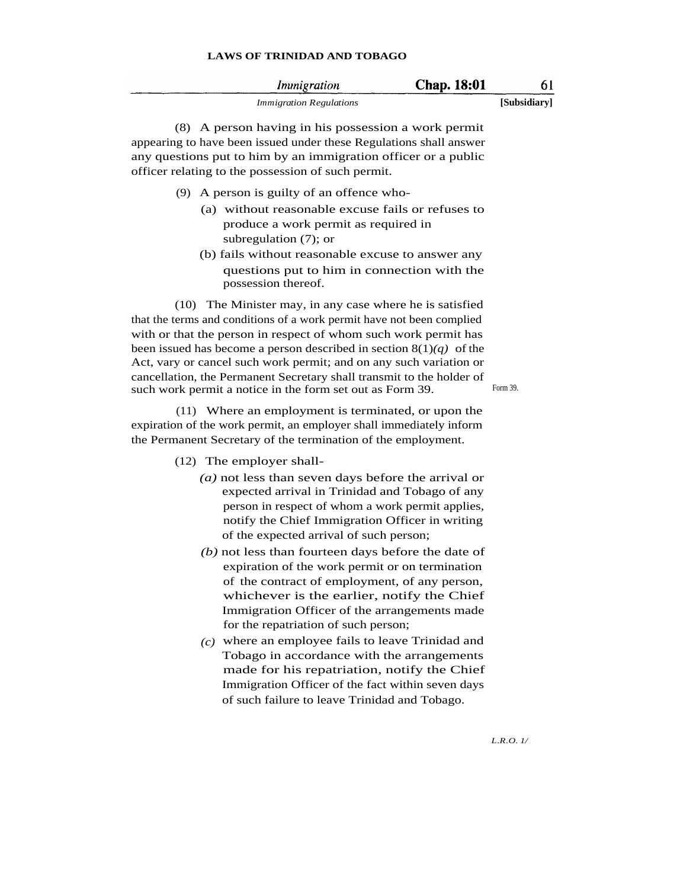(8) A person having in his possession a work permit appearing to have been issued under these Regulations shall answer any questions put to him by an immigration officer or a public officer relating to the possession of such permit.

(9) A person is guilty of an offence who-

(a) without reasonable excuse fails or refuses to produce a work permit as required in subregulation (7); or

(b) fails without reasonable excuse to answer any questions put to him in connection with the possession thereof.

(10) The Minister may, in any case where he is satisfied that the terms and conditions of a work permit have not been complied with or that the person in respect of whom such work permit has been issued has become a person described in section 8(1)*(q)* of the Act, vary or cancel such work permit; and on any such variation or cancellation, the Permanent Secretary shall transmit to the holder of such work permit a notice in the form set out as Form 39.

Form 39.

(11) Where an employment is terminated, or upon the expiration of the work permit, an employer shall immediately inform the Permanent Secretary of the termination of the employment.

(12) The employer shall-

*(a)* not less than seven days before the arrival or expected arrival in Trinidad and Tobago of any person in respect of whom a work permit applies, notify the Chief Immigration Officer in writing of the expected arrival of such person;

*(b)* not less than fourteen days before the date of expiration of the work permit or on termination of the contract of employment, of any person, whichever is the earlier, notify the Chief Immigration Officer of the arrangements made for the repatriation of such person;

*(c)* where an employee fails to leave Trinidad and Tobago in accordance with the arrangements made for his repatriation, notify the Chief Immigration Officer of the fact within seven days of such failure to leave Trinidad and Tobago.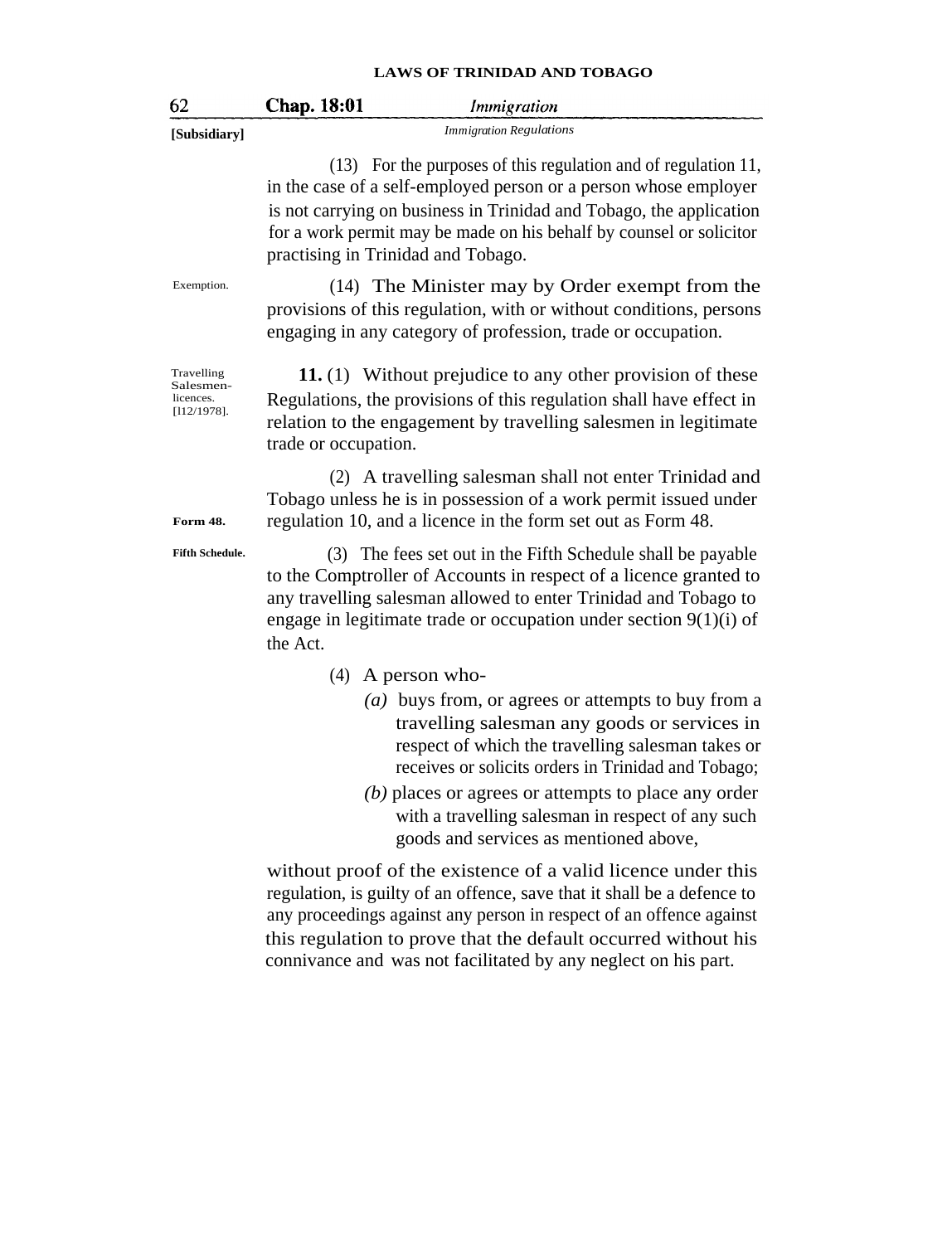(13) For the purposes of this regulation and of regulation 11, in the case of a self-employed person or a person whose employer is not carrying on business in Trinidad and Tobago, the application for a work permit may be made on his behalf by counsel or solicitor practising in Trinidad and Tobago.

Exemption.

(14) The Minister may by Order exempt from the provisions of this regulation, with or without conditions, persons engaging in any category of profession, trade or occupation.

Travelling Salesmen-licences. [112/1978].

**11.** (1) Without prejudice to any other provision of these Regulations, the provisions of this regulation shall have effect in relation to the engagement by travelling salesmen in legitimate trade or occupation.

(2) A travelling salesman shall not enter Trinidad and Tobago unless he is in possession of a work permit issued under regulation 10, and a licence in the form set out as Form 48.

**Form 48.**

**Fifth Schedule.**

(3) The fees set out in the Fifth Schedule shall be payable to the Comptroller of Accounts in respect of a licence granted to any travelling salesman allowed to enter Trinidad and Tobago to engage in legitimate trade or occupation under section 9(1)(i) of the Act.

(4) A person who-

*(a)* buys from, or agrees or attempts to buy from a travelling salesman any goods or services in respect of which the travelling salesman takes or receives or solicits orders in Trinidad and Tobago;

*(b)* places or agrees or attempts to place any order with a travelling salesman in respect of any such goods and services as mentioned above,

without proof of the existence of a valid licence under this regulation, is guilty of an offence, save that it shall be a defence to any proceedings against any person in respect of an offence against this regulation to prove that the default occurred without his connivance and was not facilitated by any neglect on his part.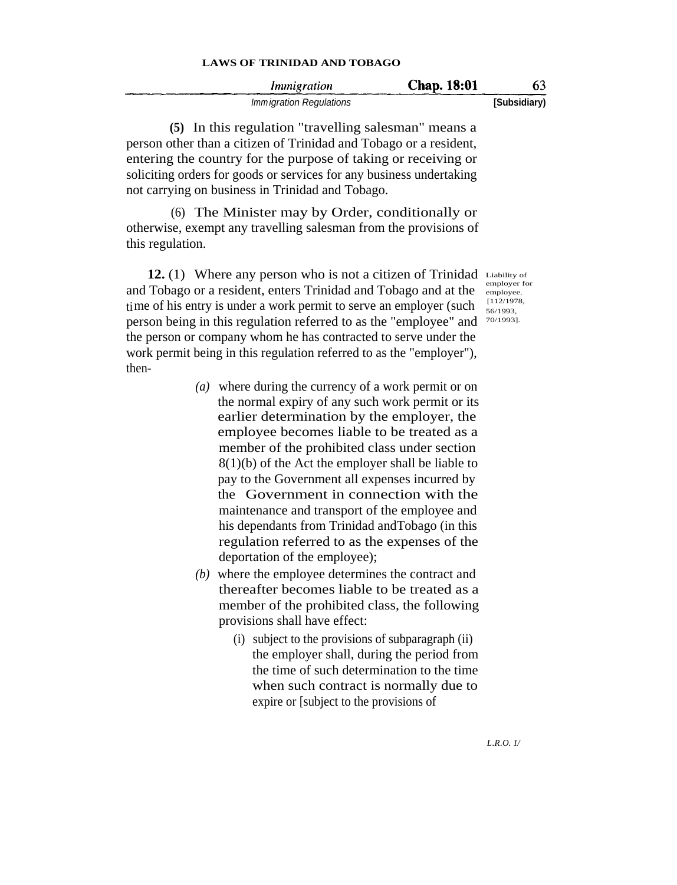(5) In this regulation "travelling salesman" means a person other than a citizen of Trinidad and Tobago or a resident, entering the country for the purpose of taking or receiving or soliciting orders for goods or services for any business undertaking not carrying on business in Trinidad and Tobago.

(6) The Minister may by Order, conditionally or otherwise, exempt any travelling salesman from the provisions of this regulation.

Liability of employer for employee. [112/1978, 56/1993, 70/1993].

**12.** (1) Where any person who is not a citizen of Trinidad and Tobago or a resident, enters Trinidad and Tobago and at the time of his entry is under a work permit to serve an employer (such person being in this regulation referred to as the "employee" and the person or company whom he has contracted to serve under the work permit being in this regulation referred to as the "employer"), then-

*(a)* where during the currency of a work permit or on the normal expiry of any such work permit or its earlier determination by the employer, the employee becomes liable to be treated as a member of the prohibited class under section 8(1)(b) of the Act the employer shall be liable to pay to the Government all expenses incurred by the Government in connection with the maintenance and transport of the employee and his dependants from Trinidad andTobago (in this regulation referred to as the expenses of the deportation of the employee);

*(b)* where the employee determines the contract and thereafter becomes liable to be treated as a member of the prohibited class, the following provisions shall have effect:

(i) subject to the provisions of subparagraph (ii) the employer shall, during the period from the time of such determination to the time when such contract is normally due to expire or [subject to the provisions of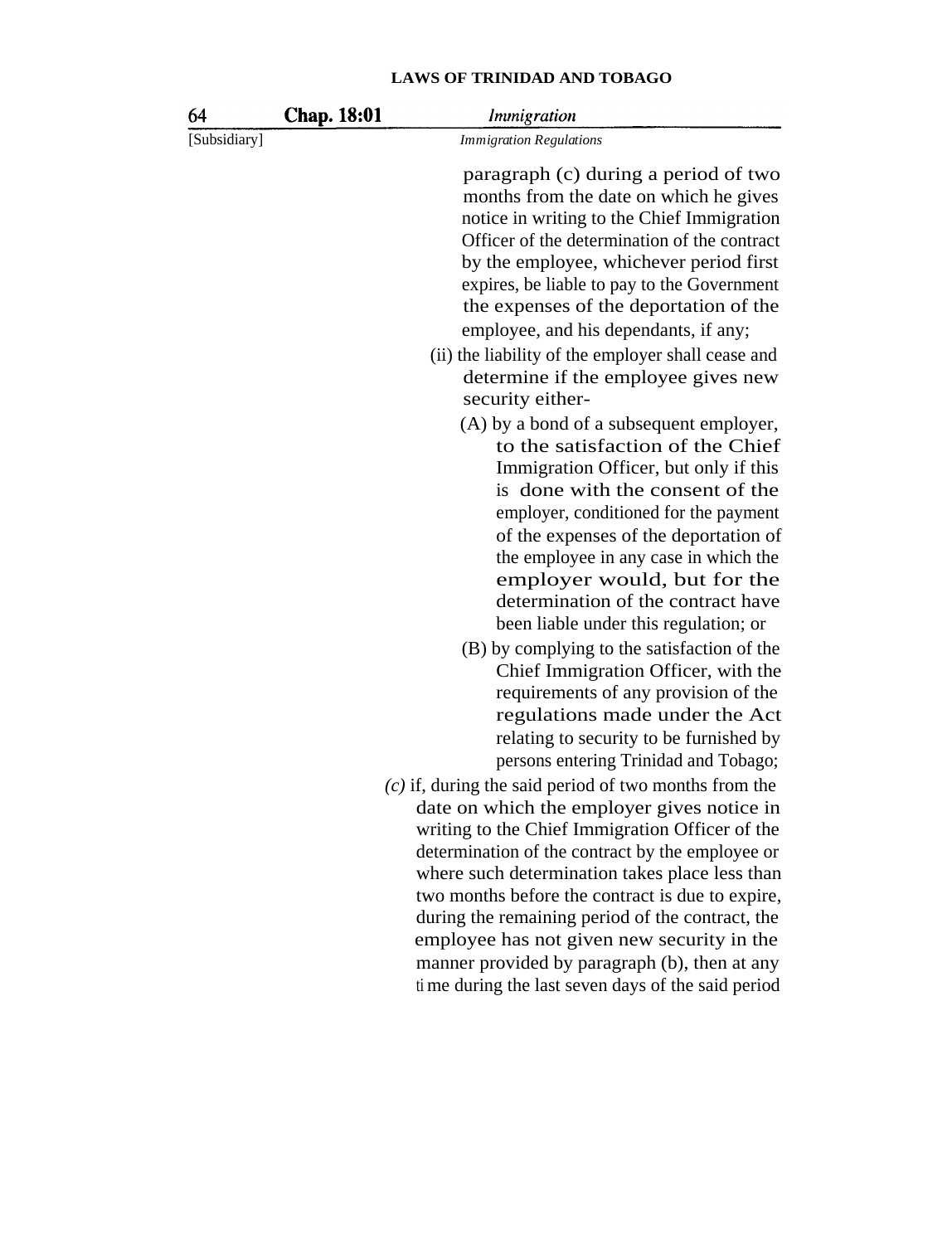paragraph (c) during a period of two months from the date on which he gives notice in writing to the Chief Immigration Officer of the determination of the contract by the employee, whichever period first expires, be liable to pay to the Government the expenses of the deportation of the employee, and his dependants, if any;

(ii) the liability of the employer shall cease and determine if the employee gives new security either-

(A) by a bond of a subsequent employer, to the satisfaction of the Chief Immigration Officer, but only if this is done with the consent of the employer, conditioned for the payment of the expenses of the deportation of the employee in any case in which the employer would, but for the determination of the contract have been liable under this regulation; or

(B) by complying to the satisfaction of the Chief Immigration Officer, with the requirements of any provision of the regulations made under the Act relating to security to be furnished by persons entering Trinidad and Tobago;

*(c)* if, during the said period of two months from the date on which the employer gives notice in writing to the Chief Immigration Officer of the determination of the contract by the employee or where such determination takes place less than two months before the contract is due to expire, during the remaining period of the contract, the employee has not given new security in the manner provided by paragraph (b), then at any time during the last seven days of the said period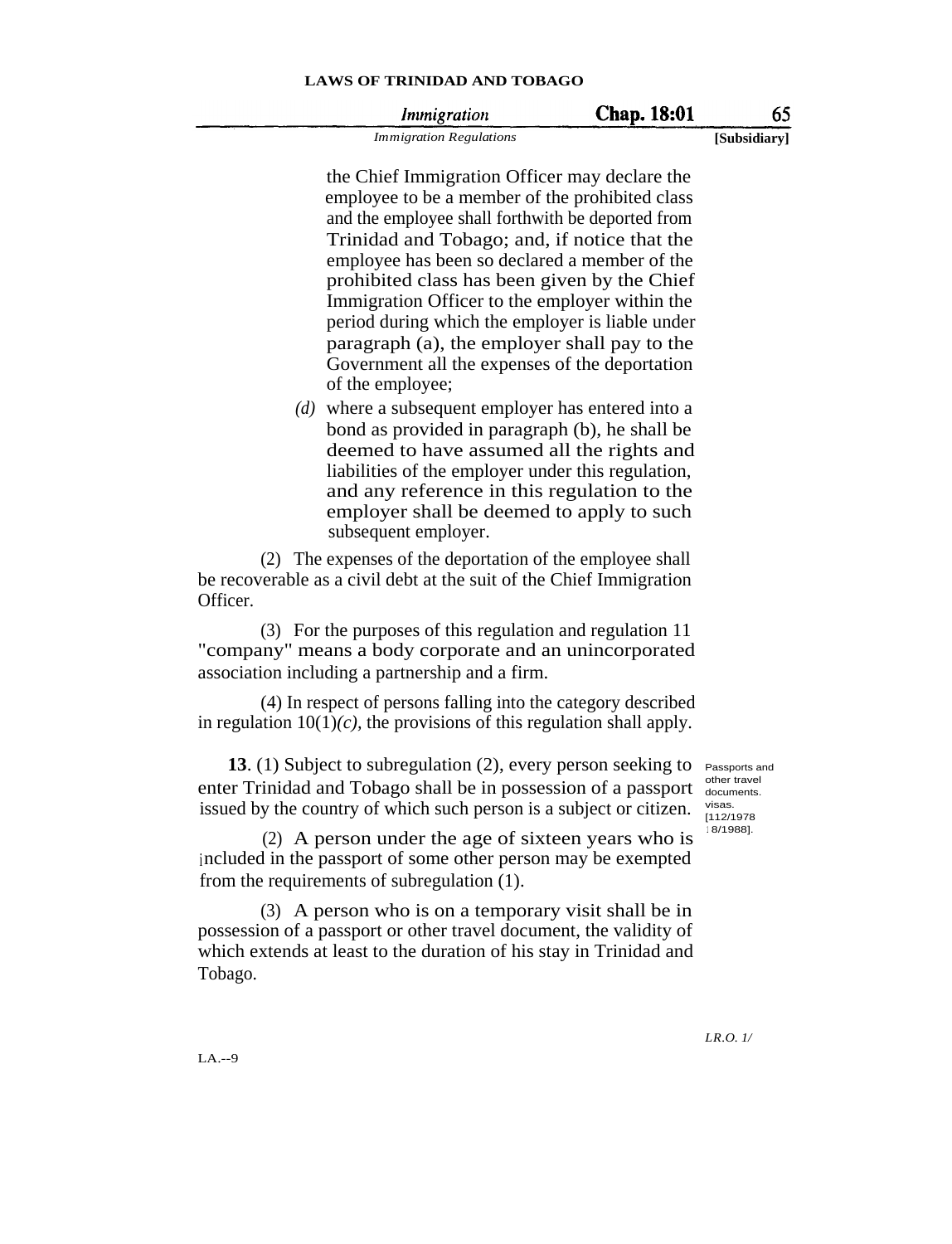the Chief Immigration Officer may declare the employee to be a member of the prohibited class and the employee shall forthwith be deported from Trinidad and Tobago; and, if notice that the employee has been so declared a member of the prohibited class has been given by the Chief Immigration Officer to the employer within the period during which the employer is liable under paragraph (a), the employer shall pay to the Government all the expenses of the deportation of the employee;

*(d)* where a subsequent employer has entered into a bond as provided in paragraph (b), he shall be deemed to have assumed all the rights and liabilities of the employer under this regulation, and any reference in this regulation to the employer shall be deemed to apply to such subsequent employer.

(2) The expenses of the deportation of the employee shall be recoverable as a civil debt at the suit of the Chief Immigration Officer.

(3) For the purposes of this regulation and regulation 11 "company" means a body corporate and an unincorporated association including a partnership and a firm.

(4) In respect of persons falling into the category described in regulation 10(1)*(c)*, the provisions of this regulation shall apply.

Passports and other travel documents. visas. [112/1978 18/1988].

**13**. (1) Subject to subregulation (2), every person seeking to enter Trinidad and Tobago shall be in possession of a passport issued by the country of which such person is a subject or citizen.

(2) A person under the age of sixteen years who is included in the passport of some other person may be exempted from the requirements of subregulation (1).

(3) A person who is on a temporary visit shall be in possession of a passport or other travel document, the validity of which extends at least to the duration of his stay in Trinidad and Tobago.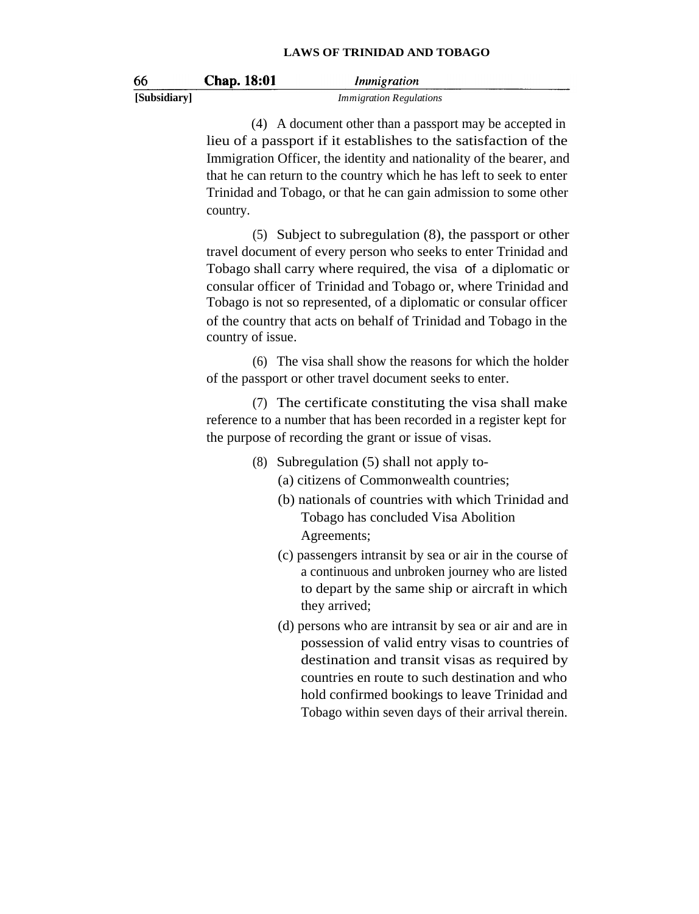(4) A document other than a passport may be accepted in lieu of a passport if it establishes to the satisfaction of the Immigration Officer, the identity and nationality of the bearer, and that he can return to the country which he has left to seek to enter Trinidad and Tobago, or that he can gain admission to some other country.

(5) Subject to subregulation (8), the passport or other travel document of every person who seeks to enter Trinidad and Tobago shall carry where required, the visa of a diplomatic or consular officer of Trinidad and Tobago or, where Trinidad and Tobago is not so represented, of a diplomatic or consular officer of the country that acts on behalf of Trinidad and Tobago in the country of issue.

(6) The visa shall show the reasons for which the holder of the passport or other travel document seeks to enter.

(7) The certificate constituting the visa shall make reference to a number that has been recorded in a register kept for the purpose of recording the grant or issue of visas.

(8) Subregulation (5) shall not apply to-

(a) citizens of Commonwealth countries;

(b) nationals of countries with which Trinidad and Tobago has concluded Visa Abolition Agreements;

(c) passengers intransit by sea or air in the course of a continuous and unbroken journey who are listed to depart by the same ship or aircraft in which they arrived;

(d) persons who are intransit by sea or air and are in possession of valid entry visas to countries of destination and transit visas as required by countries en route to such destination and who hold confirmed bookings to leave Trinidad and Tobago within seven days of their arrival therein.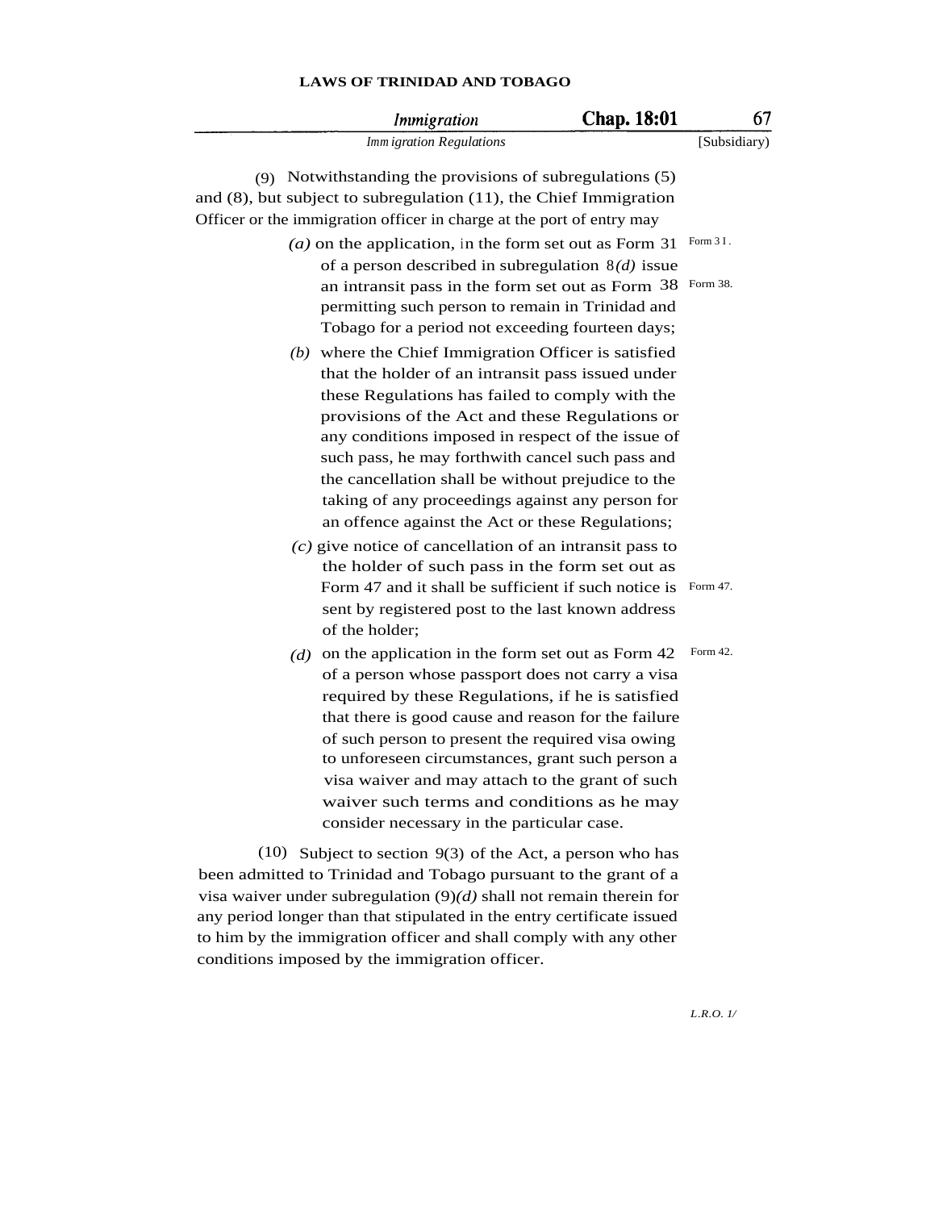(9) Notwithstanding the provisions of subregulations (5) and (8), but subject to subregulation (11), the Chief Immigration Officer or the immigration officer in charge at the port of entry may

*(a)* on the application, in the form set out as Form 31 of a person described in subregulation 8*(d)* issue an intransit pass in the form set out as Form 38 permitting such person to remain in Trinidad and Tobago for a period not exceeding fourteen days;

Form 31.
Form 38.

*(b)* where the Chief Immigration Officer is satisfied that the holder of an intransit pass issued under these Regulations has failed to comply with the provisions of the Act and these Regulations or any conditions imposed in respect of the issue of such pass, he may forthwith cancel such pass and the cancellation shall be without prejudice to the taking of any proceedings against any person for an offence against the Act or these Regulations;

*(c)* give notice of cancellation of an intransit pass to the holder of such pass in the form set out as Form 47 and it shall be sufficient if such notice is sent by registered post to the last known address of the holder;

Form 47.

*(d)* on the application in the form set out as Form 42 of a person whose passport does not carry a visa required by these Regulations, if he is satisfied that there is good cause and reason for the failure of such person to present the required visa owing to unforeseen circumstances, grant such person a visa waiver and may attach to the grant of such waiver such terms and conditions as he may consider necessary in the particular case.

Form 42.

(10) Subject to section 9(3) of the Act, a person who has been admitted to Trinidad and Tobago pursuant to the grant of a visa waiver under subregulation (9)*(d)* shall not remain therein for any period longer than that stipulated in the entry certificate issued to him by the immigration officer and shall comply with any other conditions imposed by the immigration officer.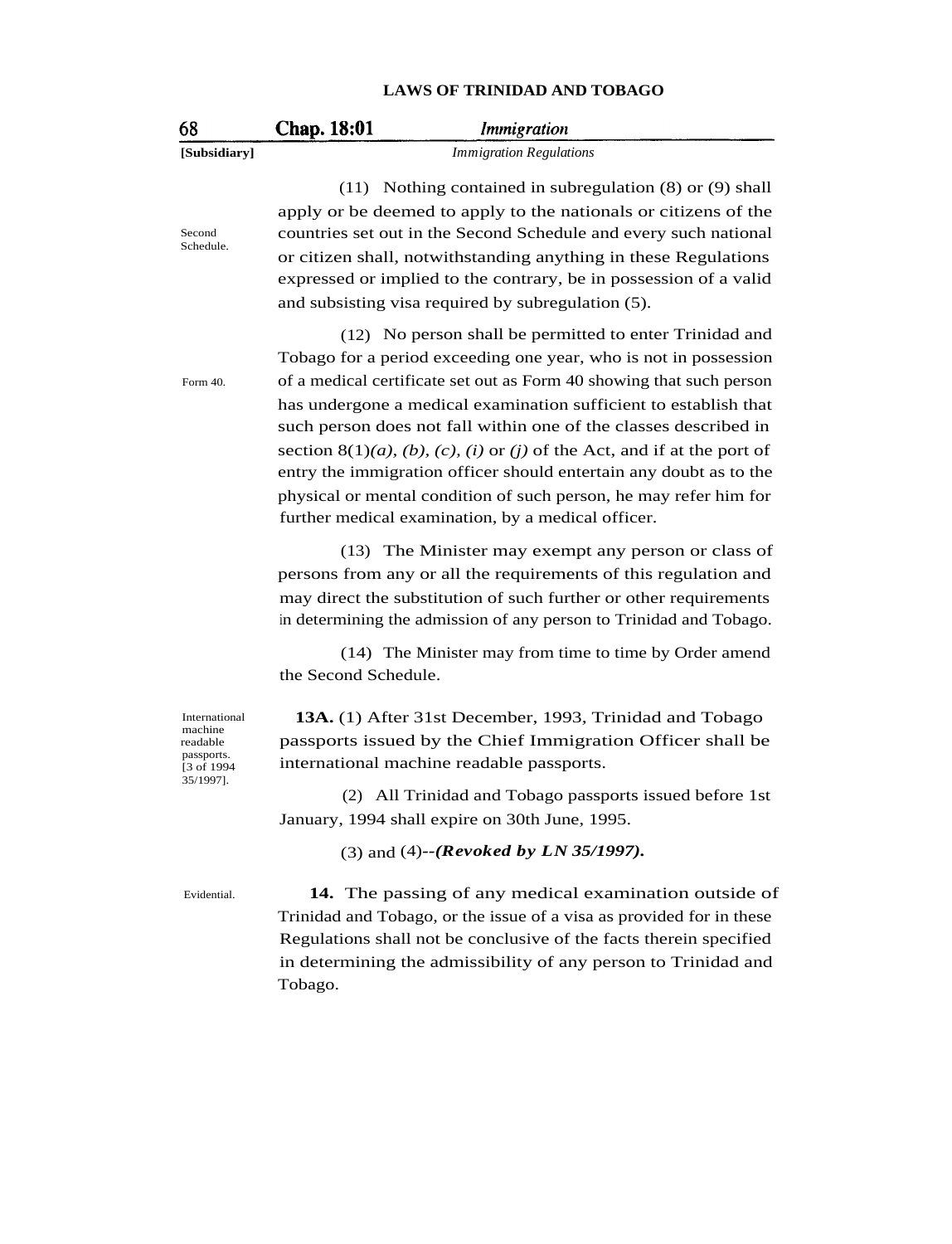(11) Nothing contained in subregulation (8) or (9) shall apply or be deemed to apply to the nationals or citizens of the countries set out in the Second Schedule and every such national or citizen shall, notwithstanding anything in these Regulations expressed or implied to the contrary, be in possession of a valid and subsisting visa required by subregulation (5).

Second Schedule.

(12) No person shall be permitted to enter Trinidad and Tobago for a period exceeding one year, who is not in possession of a medical certificate set out as Form 40 showing that such person has undergone a medical examination sufficient to establish that such person does not fall within one of the classes described in section 8(1)*(a), (b), (c), (i)* or *(j)* of the Act, and if at the port of entry the immigration officer should entertain any doubt as to the physical or mental condition of such person, he may refer him for further medical examination, by a medical officer.

Form 40.

(13) The Minister may exempt any person or class of persons from any or all the requirements of this regulation and may direct the substitution of such further or other requirements in determining the admission of any person to Trinidad and Tobago.

(14) The Minister may from time to time by Order amend the Second Schedule.

International machine readable passports. [3 of 1994 35/1997].

**13A.** (1) After 31st December, 1993, Trinidad and Tobago passports issued by the Chief Immigration Officer shall be international machine readable passports.

(2) All Trinidad and Tobago passports issued before 1st January, 1994 shall expire on 30th June, 1995.

(3) and (4)--***(Revoked by LN 35/1997).***

Evidential.

**14.** The passing of any medical examination outside of Trinidad and Tobago, or the issue of a visa as provided for in these Regulations shall not be conclusive of the facts therein specified in determining the admissibility of any person to Trinidad and Tobago.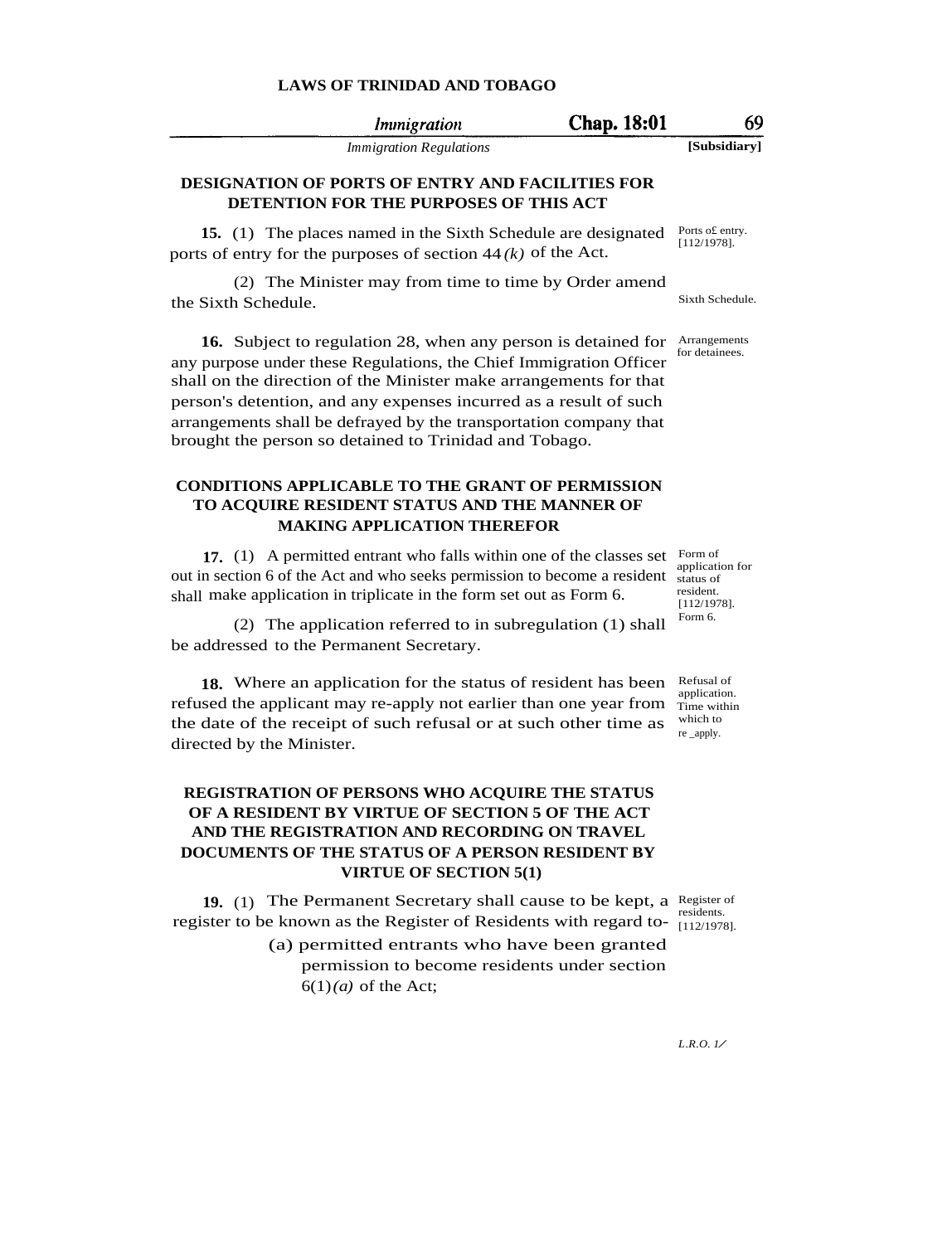## DESIGNATION OF PORTS OF ENTRY AND FACILITIES FOR DETENTION FOR THE PURPOSES OF THIS ACT

Ports o£ entry. [112/1978].

**15.** (1) The places named in the Sixth Schedule are designated ports of entry for the purposes of section 44*(k)* of the Act.

Sixth Schedule.

(2) The Minister may from time to time by Order amend the Sixth Schedule.

Arrangements for detainees.

**16.** Subject to regulation 28, when any person is detained for any purpose under these Regulations, the Chief Immigration Officer shall on the direction of the Minister make arrangements for that person's detention, and any expenses incurred as a result of such arrangements shall be defrayed by the transportation company that brought the person so detained to Trinidad and Tobago.

## CONDITIONS APPLICABLE TO THE GRANT OF PERMISSION TO ACQUIRE RESIDENT STATUS AND THE MANNER OF MAKING APPLICATION THEREFOR

Form of application for status of resident. [112/1978]. Form 6.

**17.** (1) A permitted entrant who falls within one of the classes set out in section 6 of the Act and who seeks permission to become a resident shall make application in triplicate in the form set out as Form 6.

(2) The application referred to in subregulation (1) shall be addressed to the Permanent Secretary.

Refusal of application. Time within which to re _apply.

**18.** Where an application for the status of resident has been refused the applicant may re-apply not earlier than one year from the date of the receipt of such refusal or at such other time as directed by the Minister.

## REGISTRATION OF PERSONS WHO ACQUIRE THE STATUS OF A RESIDENT BY VIRTUE OF SECTION 5 OF THE ACT AND THE REGISTRATION AND RECORDING ON TRAVEL DOCUMENTS OF THE STATUS OF A PERSON RESIDENT BY VIRTUE OF SECTION 5(1)

Register of residents. [112/1978].

**19.** (1) The Permanent Secretary shall cause to be kept, a register to be known as the Register of Residents with regard to-

(a) permitted entrants who have been granted permission to become residents under section 6(1)*(a)* of the Act;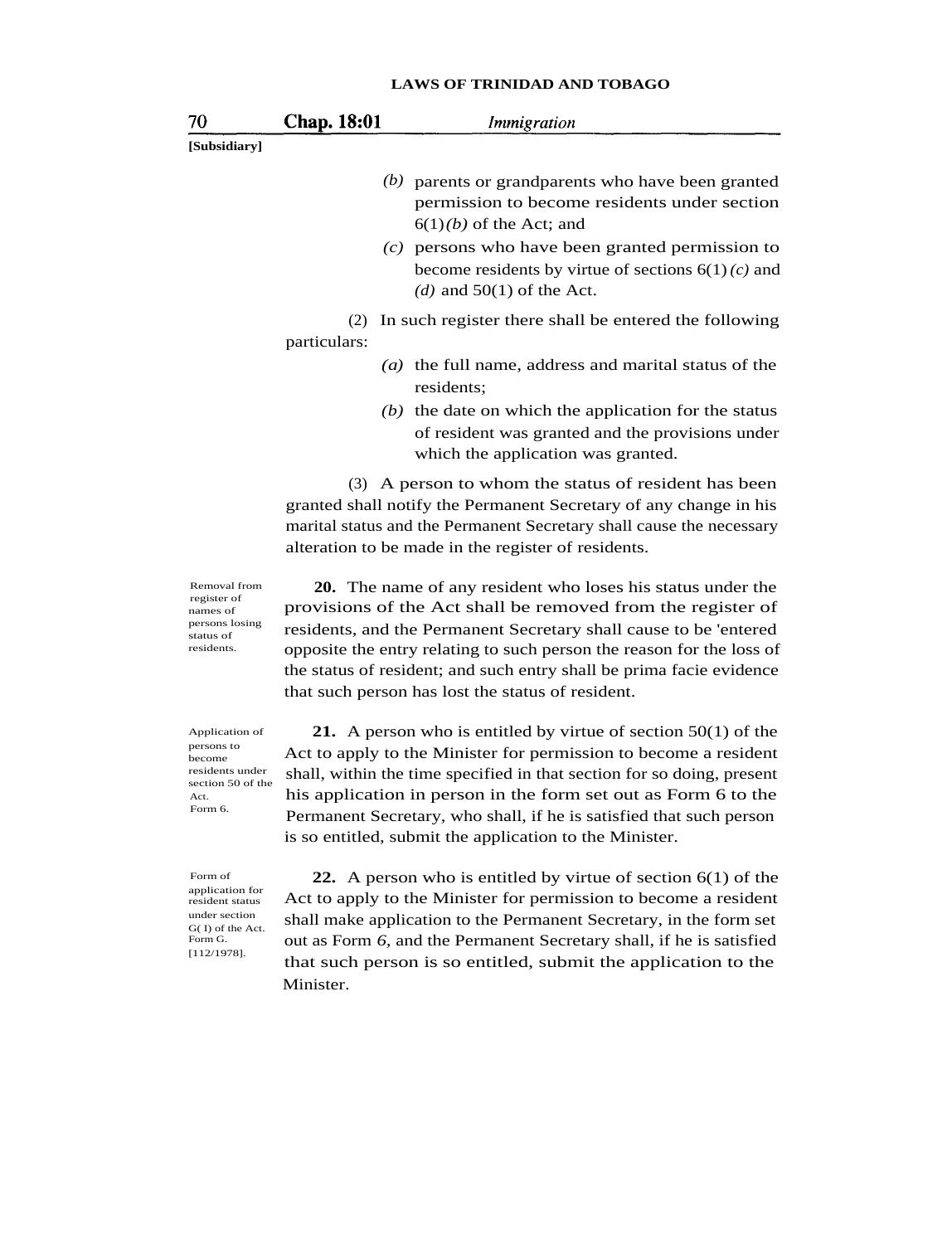[Subsidiary]

(b) parents or grandparents who have been granted permission to become residents under section 6(1)*(b)* of the Act; and

(c) persons who have been granted permission to become residents by virtue of sections 6(1)*(c)* and *(d)* and 50(1) of the Act.

(2) In such register there shall be entered the following particulars:

(a) the full name, address and marital status of the residents;

(b) the date on which the application for the status of resident was granted and the provisions under which the application was granted.

(3) A person to whom the status of resident has been granted shall notify the Permanent Secretary of any change in his marital status and the Permanent Secretary shall cause the necessary alteration to be made in the register of residents.

Removal from register of names of persons losing status of residents.

**20.** The name of any resident who loses his status under the provisions of the Act shall be removed from the register of residents, and the Permanent Secretary shall cause to be 'entered opposite the entry relating to such person the reason for the loss of the status of resident; and such entry shall be prima facie evidence that such person has lost the status of resident.

Application of persons to become residents under section 50 of the Act. Form 6.

**21.** A person who is entitled by virtue of section 50(1) of the Act to apply to the Minister for permission to become a resident shall, within the time specified in that section for so doing, present his application in person in the form set out as Form 6 to the Permanent Secretary, who shall, if he is satisfied that such person is so entitled, submit the application to the Minister.

Form of application for resident status under section G( I) of the Act. Form G. [112/1978].

**22.** A person who is entitled by virtue of section 6(1) of the Act to apply to the Minister for permission to become a resident shall make application to the Permanent Secretary, in the form set out as Form *6*, and the Permanent Secretary shall, if he is satisfied that such person is so entitled, submit the application to the Minister.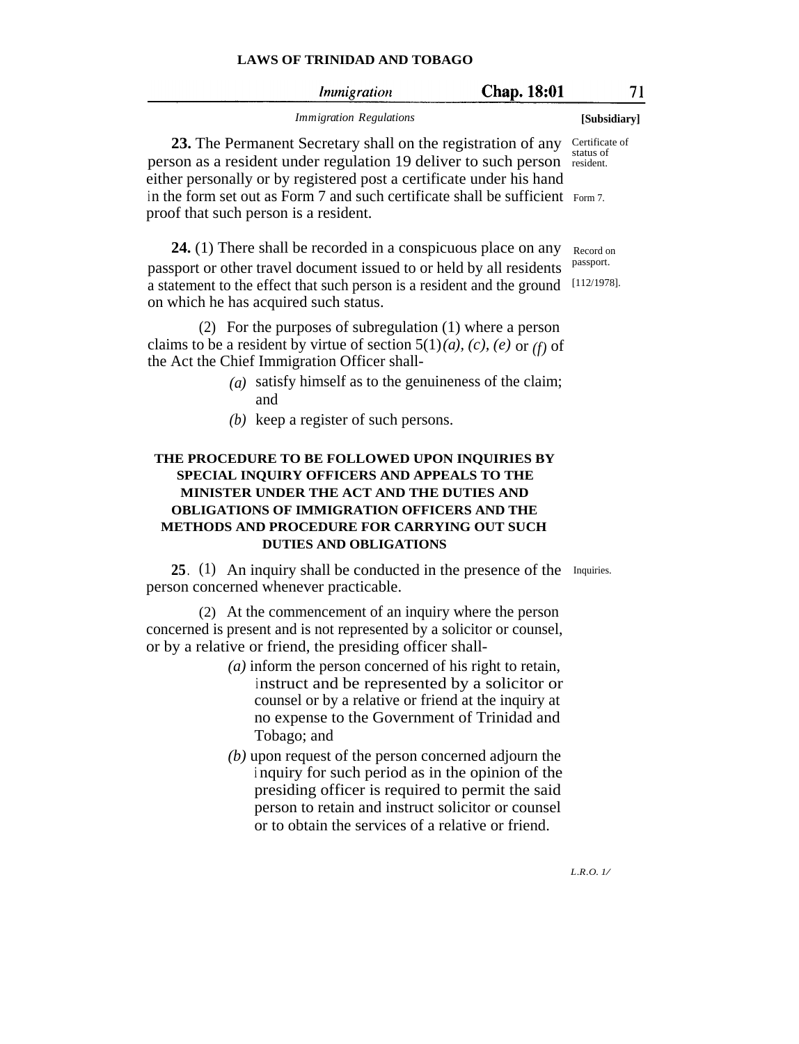**23.** The Permanent Secretary shall on the registration of any person as a resident under regulation 19 deliver to such person either personally or by registered post a certificate under his hand in the form set out as Form 7 and such certificate shall be sufficient proof that such person is a resident.

Certificate of status of resident.

Form 7.

**24.** (1) There shall be recorded in a conspicuous place on any passport or other travel document issued to or held by all residents a statement to the effect that such person is a resident and the ground on which he has acquired such status.

Record on passport.

[112/1978].

(2) For the purposes of subregulation (1) where a person claims to be a resident by virtue of section 5(1)*(a)*, *(c)*, *(e)* or *(f)* of the Act the Chief Immigration Officer shall-

*(a)* satisfy himself as to the genuineness of the claim; and

*(b)* keep a register of such persons.

**THE PROCEDURE TO BE FOLLOWED UPON INQUIRIES BY SPECIAL INQUIRY OFFICERS AND APPEALS TO THE MINISTER UNDER THE ACT AND THE DUTIES AND OBLIGATIONS OF IMMIGRATION OFFICERS AND THE METHODS AND PROCEDURE FOR CARRYING OUT SUCH DUTIES AND OBLIGATIONS**

**25**. (1) An inquiry shall be conducted in the presence of the person concerned whenever practicable.

Inquiries.

(2) At the commencement of an inquiry where the person concerned is present and is not represented by a solicitor or counsel, or by a relative or friend, the presiding officer shall-

*(a)* inform the person concerned of his right to retain, instruct and be represented by a solicitor or counsel or by a relative or friend at the inquiry at no expense to the Government of Trinidad and Tobago; and

*(b)* upon request of the person concerned adjourn the inquiry for such period as in the opinion of the presiding officer is required to permit the said person to retain and instruct solicitor or counsel or to obtain the services of a relative or friend.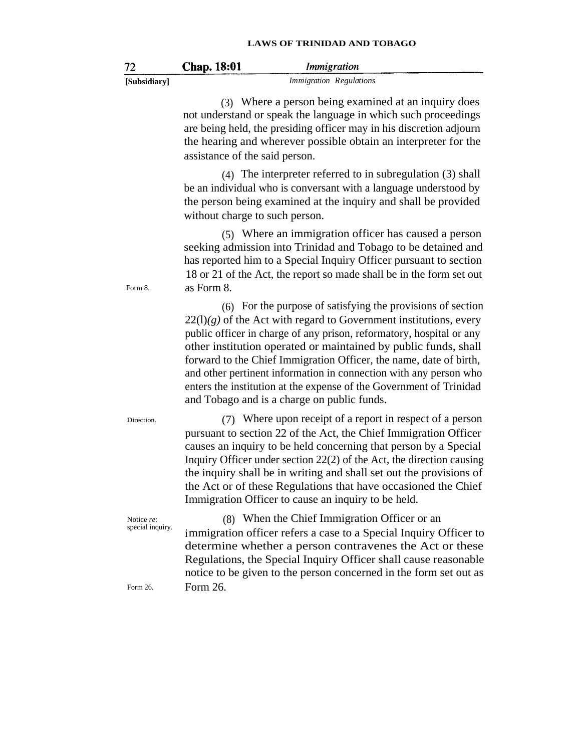(3) Where a person being examined at an inquiry does not understand or speak the language in which such proceedings are being held, the presiding officer may in his discretion adjourn the hearing and wherever possible obtain an interpreter for the assistance of the said person.

(4) The interpreter referred to in subregulation (3) shall be an individual who is conversant with a language understood by the person being examined at the inquiry and shall be provided without charge to such person.

Form 8.

(5) Where an immigration officer has caused a person seeking admission into Trinidad and Tobago to be detained and has reported him to a Special Inquiry Officer pursuant to section 18 or 21 of the Act, the report so made shall be in the form set out as Form 8.

(6) For the purpose of satisfying the provisions of section 22(l)*(g)* of the Act with regard to Government institutions, every public officer in charge of any prison, reformatory, hospital or any other institution operated or maintained by public funds, shall forward to the Chief Immigration Officer, the name, date of birth, and other pertinent information in connection with any person who enters the institution at the expense of the Government of Trinidad and Tobago and is a charge on public funds.

Direction.

(7) Where upon receipt of a report in respect of a person pursuant to section 22 of the Act, the Chief Immigration Officer causes an inquiry to be held concerning that person by a Special Inquiry Officer under section 22(2) of the Act, the direction causing the inquiry shall be in writing and shall set out the provisions of the Act or of these Regulations that have occasioned the Chief Immigration Officer to cause an inquiry to be held.

Notice *re*: special inquiry.

Form 26.

(8) When the Chief Immigration Officer or an immigration officer refers a case to a Special Inquiry Officer to determine whether a person contravenes the Act or these Regulations, the Special Inquiry Officer shall cause reasonable notice to be given to the person concerned in the form set out as Form 26.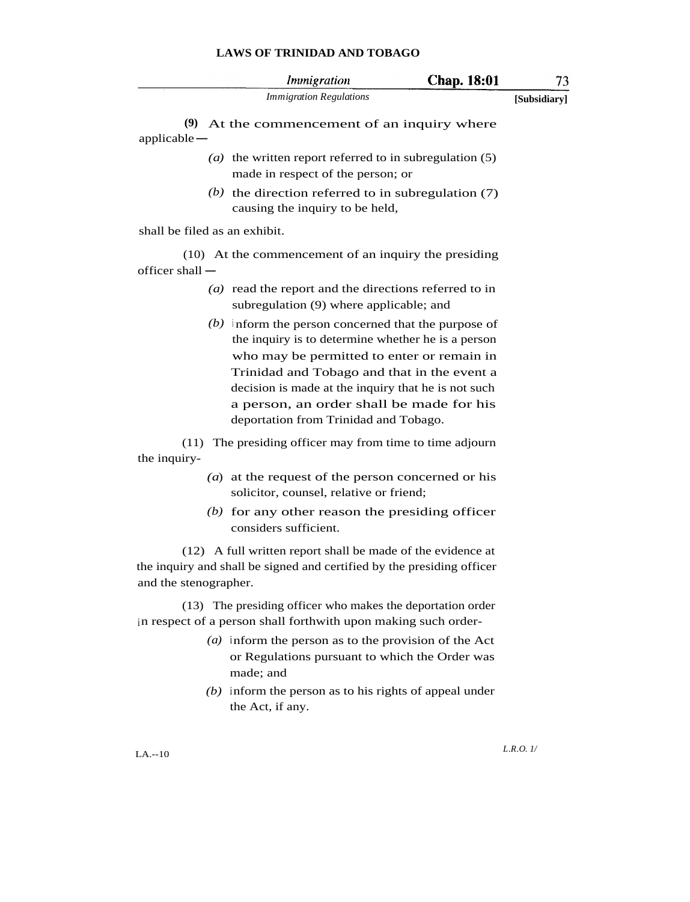(9) At the commencement of an inquiry where applicable—

*(a)* the written report referred to in subregulation (5) made in respect of the person; or

*(b)* the direction referred to in subregulation (7) causing the inquiry to be held,

shall be filed as an exhibit.

(10) At the commencement of an inquiry the presiding officer shall —

*(a)* read the report and the directions referred to in subregulation (9) where applicable; and

*(b)* inform the person concerned that the purpose of the inquiry is to determine whether he is a person who may be permitted to enter or remain in Trinidad and Tobago and that in the event a decision is made at the inquiry that he is not such a person, an order shall be made for his deportation from Trinidad and Tobago.

(11) The presiding officer may from time to time adjourn the inquiry-

*(a)* at the request of the person concerned or his solicitor, counsel, relative or friend;

*(b)* for any other reason the presiding officer considers sufficient.

(12) A full written report shall be made of the evidence at the inquiry and shall be signed and certified by the presiding officer and the stenographer.

(13) The presiding officer who makes the deportation order in respect of a person shall forthwith upon making such order-

*(a)* inform the person as to the provision of the Act or Regulations pursuant to which the Order was made; and

*(b)* inform the person as to his rights of appeal under the Act, if any.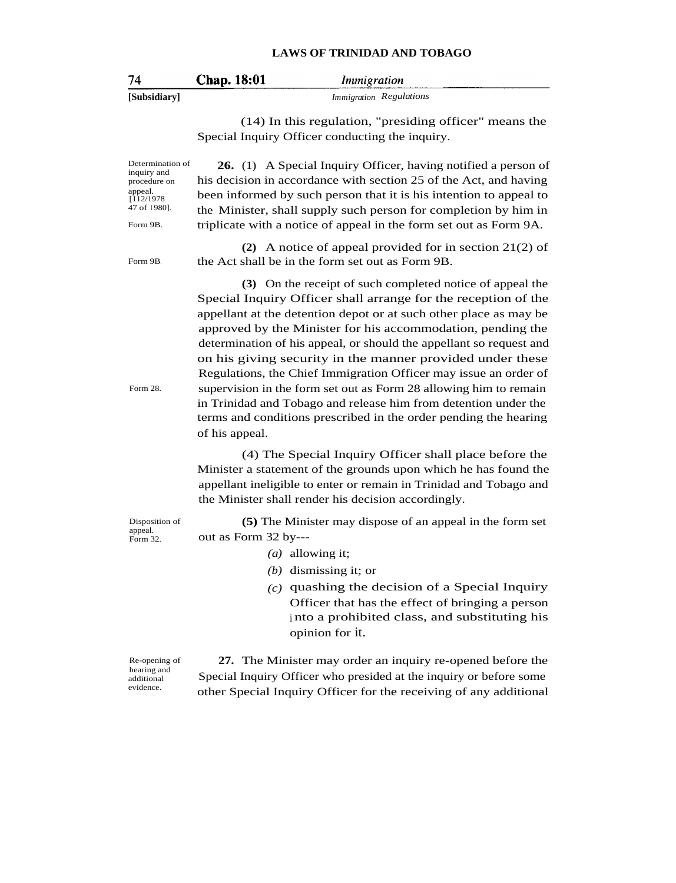(14) In this regulation, "presiding officer" means the Special Inquiry Officer conducting the inquiry.

Determination of inquiry and procedure on appeal. [112/1978 47 of 1980].

**26.** (1) A Special Inquiry Officer, having notified a person of his decision in accordance with section 25 of the Act, and having been informed by such person that it is his intention to appeal to the Minister, shall supply such person for completion by him in triplicate with a notice of appeal in the form set out as Form 9A. (Form 9B.)

**(2)** A notice of appeal provided for in section 21(2) of the Act shall be in the form set out as Form 9B. (Form 9B.)

**(3)** On the receipt of such completed notice of appeal the Special Inquiry Officer shall arrange for the reception of the appellant at the detention depot or at such other place as may be approved by the Minister for his accommodation, pending the determination of his appeal, or should the appellant so request and on his giving security in the manner provided under these Regulations, the Chief Immigration Officer may issue an order of supervision in the form set out as Form 28 allowing him to remain in Trinidad and Tobago and release him from detention under the terms and conditions prescribed in the order pending the hearing of his appeal. (Form 28.)

(4) The Special Inquiry Officer shall place before the Minister a statement of the grounds upon which he has found the appellant ineligible to enter or remain in Trinidad and Tobago and the Minister shall render his decision accordingly.

Disposition of appeal. Form 32.

**(5)** The Minister may dispose of an appeal in the form set out as Form 32 by---

*(a)* allowing it;

*(b)* dismissing it; or

*(c)* quashing the decision of a Special Inquiry Officer that has the effect of bringing a person into a prohibited class, and substituting his opinion for it.

Re-opening of hearing and additional evidence.

**27.** The Minister may order an inquiry re-opened before the Special Inquiry Officer who presided at the inquiry or before some other Special Inquiry Officer for the receiving of any additional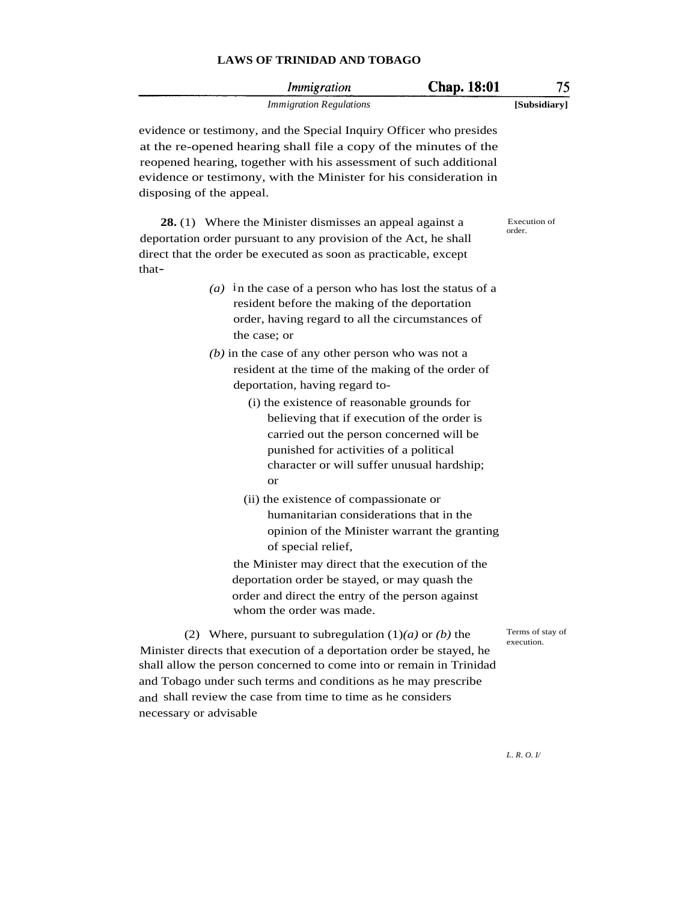evidence or testimony, and the Special Inquiry Officer who presides at the re-opened hearing shall file a copy of the minutes of the reopened hearing, together with his assessment of such additional evidence or testimony, with the Minister for his consideration in disposing of the appeal.

Execution of order.

**28.** (1) Where the Minister dismisses an appeal against a deportation order pursuant to any provision of the Act, he shall direct that the order be executed as soon as practicable, except that-

*(a)* in the case of a person who has lost the status of a resident before the making of the deportation order, having regard to all the circumstances of the case; or

*(b)* in the case of any other person who was not a resident at the time of the making of the order of deportation, having regard to-

(i) the existence of reasonable grounds for believing that if execution of the order is carried out the person concerned will be punished for activities of a political character or will suffer unusual hardship; or

(ii) the existence of compassionate or humanitarian considerations that in the opinion of the Minister warrant the granting of special relief,

the Minister may direct that the execution of the deportation order be stayed, or may quash the order and direct the entry of the person against whom the order was made.

Terms of stay of execution.

(2) Where, pursuant to subregulation (1)*(a)* or *(b)* the Minister directs that execution of a deportation order be stayed, he shall allow the person concerned to come into or remain in Trinidad and Tobago under such terms and conditions as he may prescribe and shall review the case from time to time as he considers necessary or advisable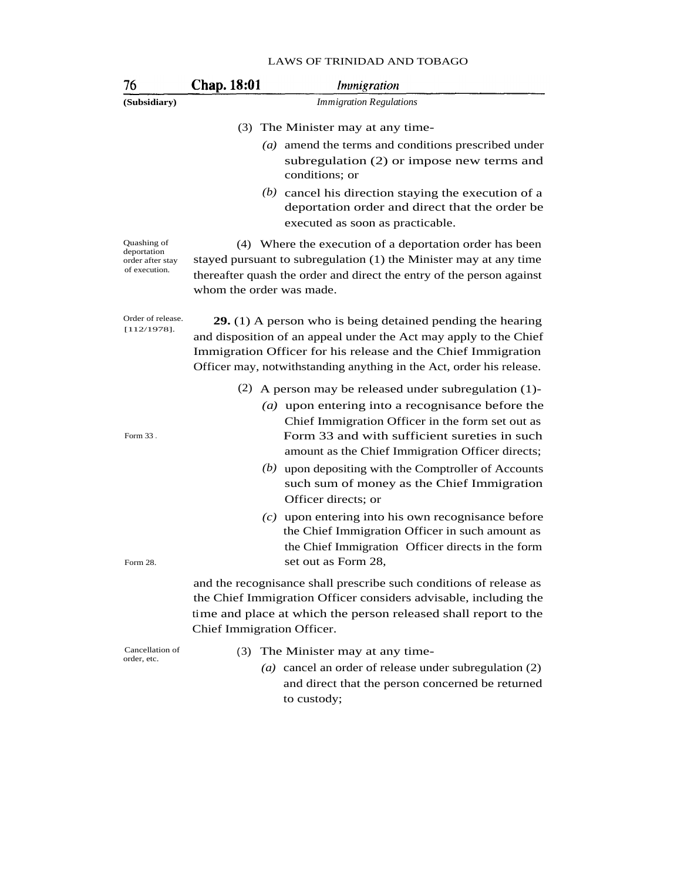(3) The Minister may at any time-

*(a)* amend the terms and conditions prescribed under subregulation (2) or impose new terms and conditions; or

*(b)* cancel his direction staying the execution of a deportation order and direct that the order be executed as soon as practicable.

Quashing of deportation order after stay of execution.

(4) Where the execution of a deportation order has been stayed pursuant to subregulation (1) the Minister may at any time thereafter quash the order and direct the entry of the person against whom the order was made.

Order of release. [112/1978].

**29.** (1) A person who is being detained pending the hearing and disposition of an appeal under the Act may apply to the Chief Immigration Officer for his release and the Chief Immigration Officer may, notwithstanding anything in the Act, order his release.

(2) A person may be released under subregulation (1)-

*(a)* upon entering into a recognisance before the Chief Immigration Officer in the form set out as Form 33 and with sufficient sureties in such amount as the Chief Immigration Officer directs;

Form 33.

*(b)* upon depositing with the Comptroller of Accounts such sum of money as the Chief Immigration Officer directs; or

*(c)* upon entering into his own recognisance before the Chief Immigration Officer in such amount as the Chief Immigration Officer directs in the form set out as Form 28,

Form 28.

and the recognisance shall prescribe such conditions of release as the Chief Immigration Officer considers advisable, including the time and place at which the person released shall report to the Chief Immigration Officer.

Cancellation of order, etc.

(3) The Minister may at any time-

*(a)* cancel an order of release under subregulation (2) and direct that the person concerned be returned to custody;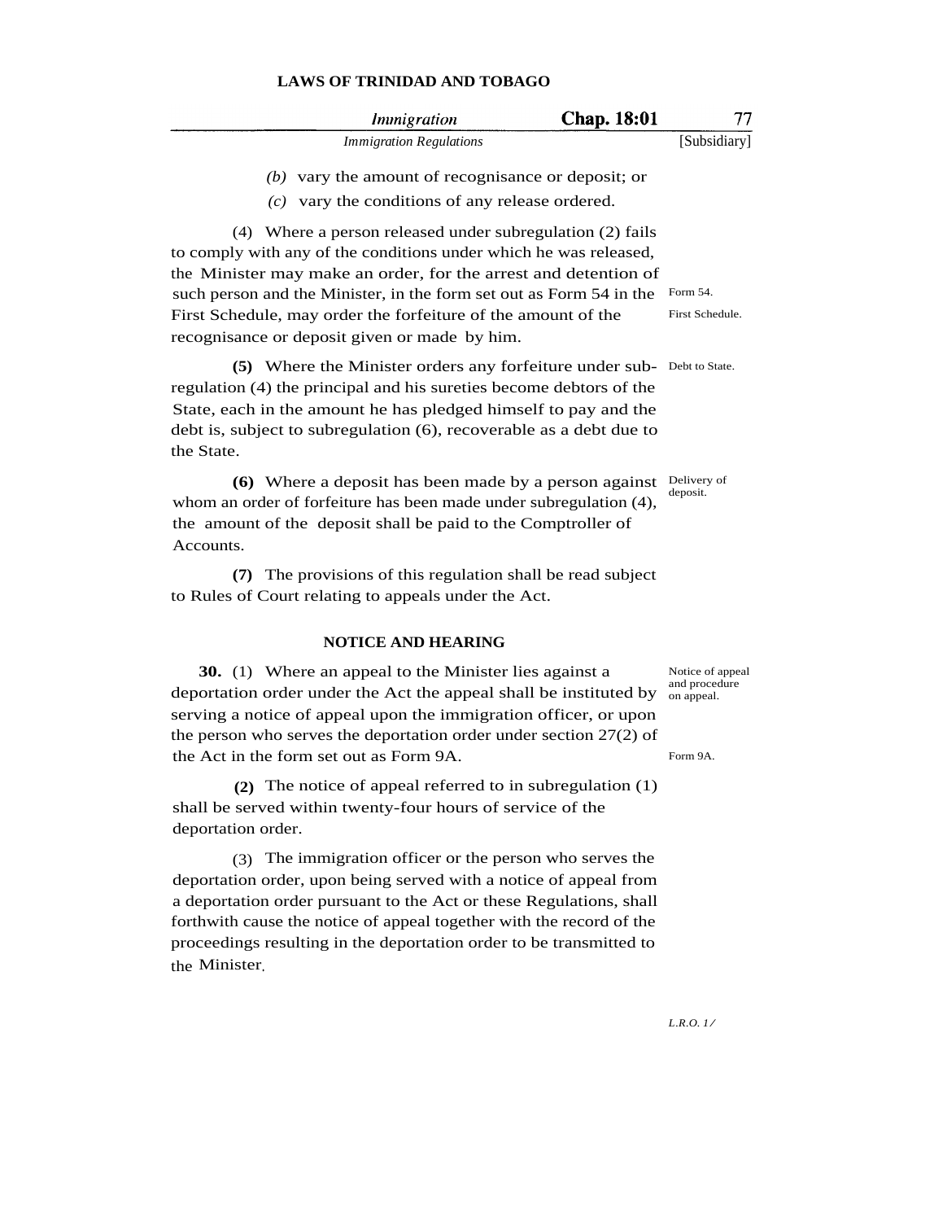(b) vary the amount of recognisance or deposit; or

(c) vary the conditions of any release ordered.

(4) Where a person released under subregulation (2) fails to comply with any of the conditions under which he was released, the Minister may make an order, for the arrest and detention of such person and the Minister, in the form set out as Form 54 in the First Schedule, may order the forfeiture of the amount of the recognisance or deposit given or made by him.

Form 54.
First Schedule.

Debt to State.

**(5)** Where the Minister orders any forfeiture under subregulation (4) the principal and his sureties become debtors of the State, each in the amount he has pledged himself to pay and the debt is, subject to subregulation (6), recoverable as a debt due to the State.

Delivery of deposit.

**(6)** Where a deposit has been made by a person against whom an order of forfeiture has been made under subregulation (4), the amount of the deposit shall be paid to the Comptroller of Accounts.

**(7)** The provisions of this regulation shall be read subject to Rules of Court relating to appeals under the Act.

## NOTICE AND HEARING

Notice of appeal and procedure on appeal.

**30.** (1) Where an appeal to the Minister lies against a deportation order under the Act the appeal shall be instituted by serving a notice of appeal upon the immigration officer, or upon the person who serves the deportation order under section 27(2) of the Act in the form set out as Form 9A.

Form 9A.

**(2)** The notice of appeal referred to in subregulation (1) shall be served within twenty-four hours of service of the deportation order.

(3) The immigration officer or the person who serves the deportation order, upon being served with a notice of appeal from a deportation order pursuant to the Act or these Regulations, shall forthwith cause the notice of appeal together with the record of the proceedings resulting in the deportation order to be transmitted to the Minister.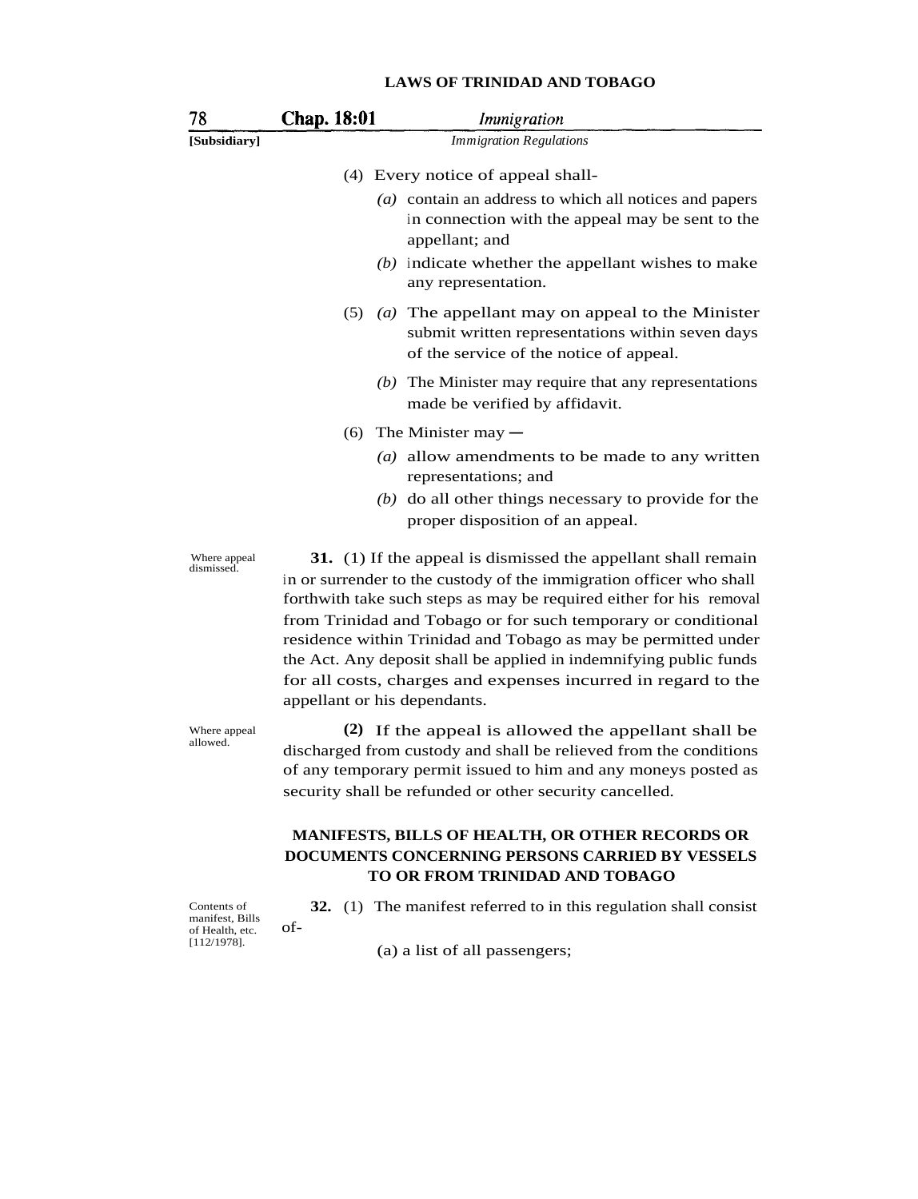(4) Every notice of appeal shall-

*(a)* contain an address to which all notices and papers in connection with the appeal may be sent to the appellant; and

*(b)* indicate whether the appellant wishes to make any representation.

(5) *(a)* The appellant may on appeal to the Minister submit written representations within seven days of the service of the notice of appeal.

*(b)* The Minister may require that any representations made be verified by affidavit.

(6) The Minister may —

*(a)* allow amendments to be made to any written representations; and

*(b)* do all other things necessary to provide for the proper disposition of an appeal.

Where appeal dismissed.

**31.** (1) If the appeal is dismissed the appellant shall remain in or surrender to the custody of the immigration officer who shall forthwith take such steps as may be required either for his removal from Trinidad and Tobago or for such temporary or conditional residence within Trinidad and Tobago as may be permitted under the Act. Any deposit shall be applied in indemnifying public funds for all costs, charges and expenses incurred in regard to the appellant or his dependants.

Where appeal allowed.

**(2)** If the appeal is allowed the appellant shall be discharged from custody and shall be relieved from the conditions of any temporary permit issued to him and any moneys posted as security shall be refunded or other security cancelled.

## MANIFESTS, BILLS OF HEALTH, OR OTHER RECORDS OR DOCUMENTS CONCERNING PERSONS CARRIED BY VESSELS TO OR FROM TRINIDAD AND TOBAGO

Contents of manifest, Bills of Health, etc. [112/1978].

**32.** (1) The manifest referred to in this regulation shall consist of-

(a) a list of all passengers;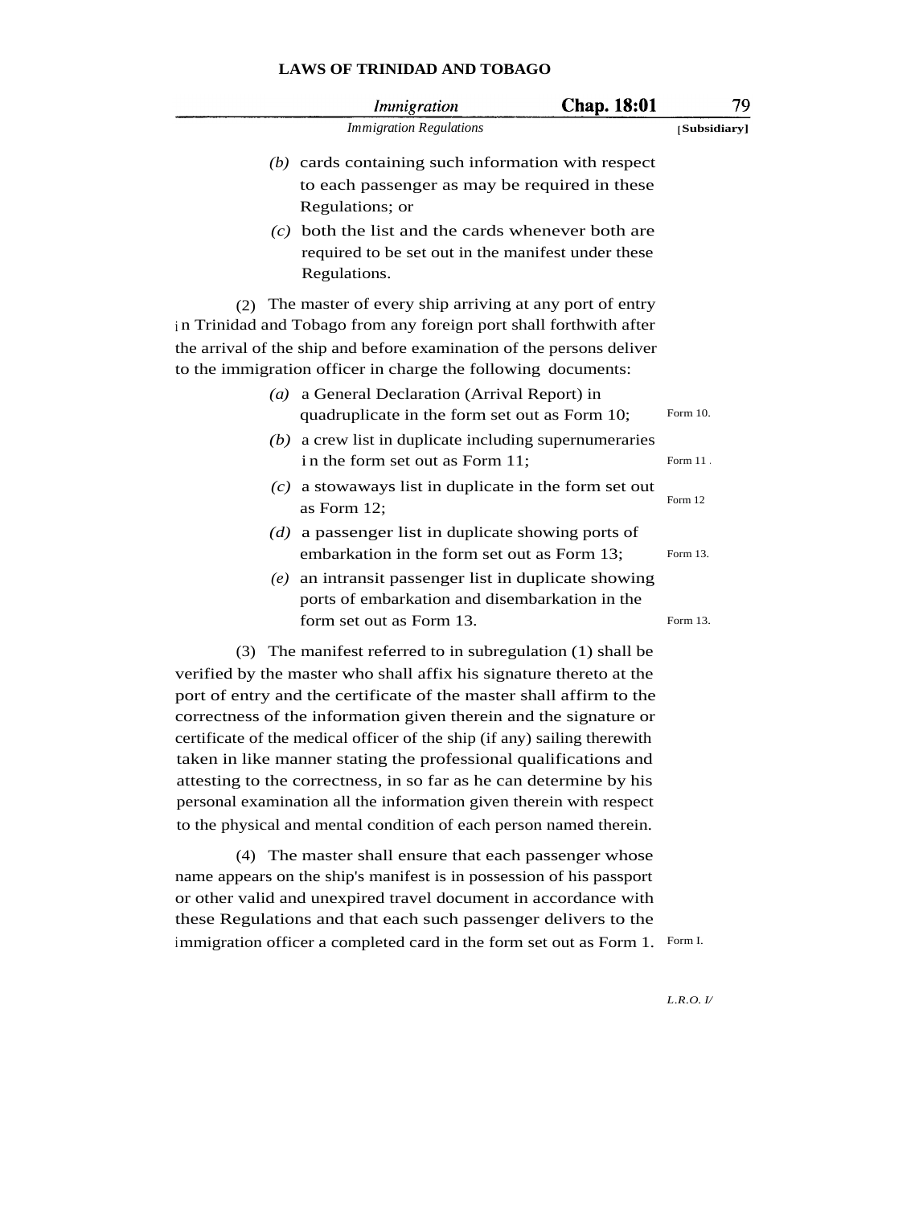(b) cards containing such information with respect to each passenger as may be required in these Regulations; or

(c) both the list and the cards whenever both are required to be set out in the manifest under these Regulations.

(2) The master of every ship arriving at any port of entry in Trinidad and Tobago from any foreign port shall forthwith after the arrival of the ship and before examination of the persons deliver to the immigration officer in charge the following documents:

(a) a General Declaration (Arrival Report) in quadruplicate in the form set out as Form 10; Form 10.

(b) a crew list in duplicate including supernumeraries in the form set out as Form 11; Form 11.

(c) a stowaways list in duplicate in the form set out as Form 12; Form 12

(d) a passenger list in duplicate showing ports of embarkation in the form set out as Form 13; Form 13.

(e) an intransit passenger list in duplicate showing ports of embarkation and disembarkation in the form set out as Form 13. Form 13.

(3) The manifest referred to in subregulation (1) shall be verified by the master who shall affix his signature thereto at the port of entry and the certificate of the master shall affirm to the correctness of the information given therein and the signature or certificate of the medical officer of the ship (if any) sailing therewith taken in like manner stating the professional qualifications and attesting to the correctness, in so far as he can determine by his personal examination all the information given therein with respect to the physical and mental condition of each person named therein.

(4) The master shall ensure that each passenger whose name appears on the ship's manifest is in possession of his passport or other valid and unexpired travel document in accordance with these Regulations and that each such passenger delivers to the immigration officer a completed card in the form set out as Form 1. Form I.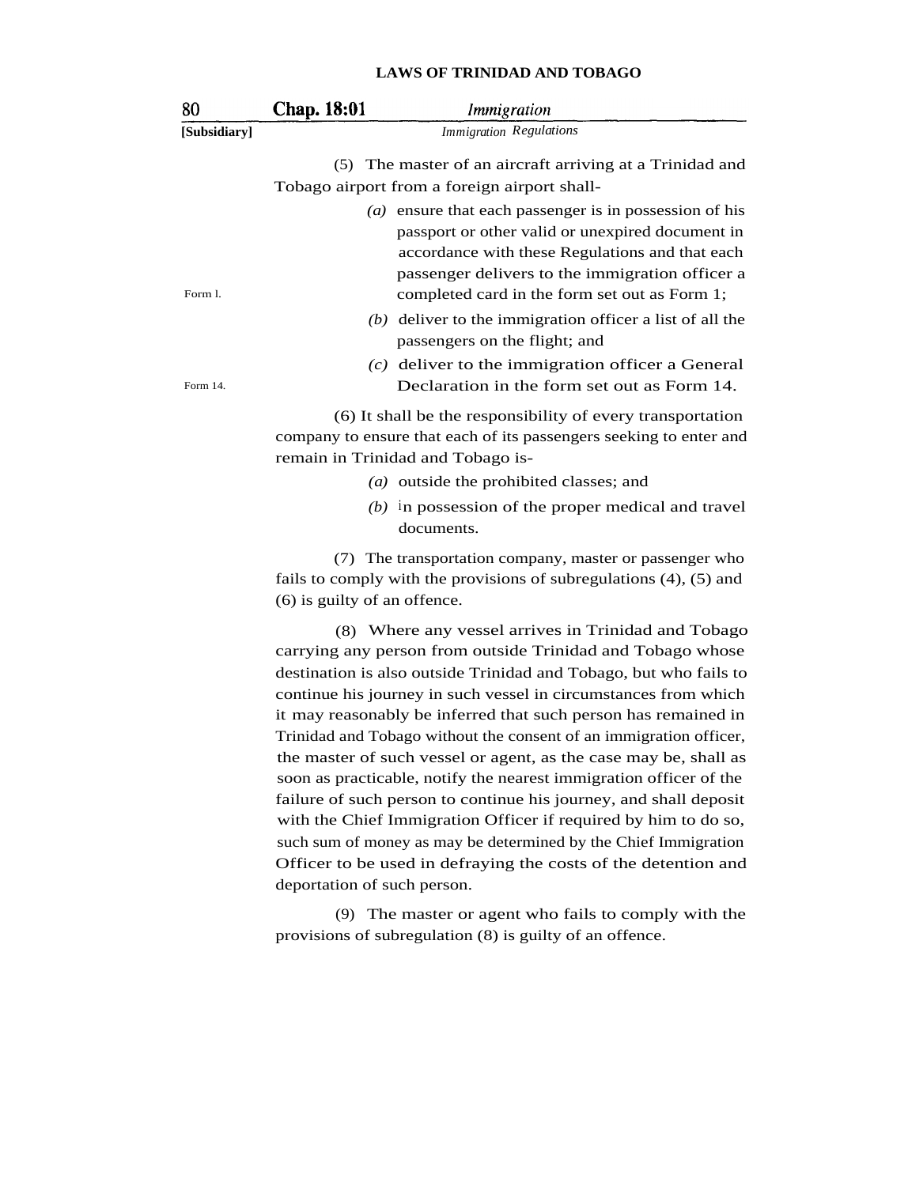(5) The master of an aircraft arriving at a Trinidad and Tobago airport from a foreign airport shall-

Form 1.

*(a)* ensure that each passenger is in possession of his passport or other valid or unexpired document in accordance with these Regulations and that each passenger delivers to the immigration officer a completed card in the form set out as Form 1;

*(b)* deliver to the immigration officer a list of all the passengers on the flight; and

Form 14.

*(c)* deliver to the immigration officer a General Declaration in the form set out as Form 14.

(6) It shall be the responsibility of every transportation company to ensure that each of its passengers seeking to enter and remain in Trinidad and Tobago is-

*(a)* outside the prohibited classes; and

*(b)* in possession of the proper medical and travel documents.

(7) The transportation company, master or passenger who fails to comply with the provisions of subregulations (4), (5) and (6) is guilty of an offence.

(8) Where any vessel arrives in Trinidad and Tobago carrying any person from outside Trinidad and Tobago whose destination is also outside Trinidad and Tobago, but who fails to continue his journey in such vessel in circumstances from which it may reasonably be inferred that such person has remained in Trinidad and Tobago without the consent of an immigration officer, the master of such vessel or agent, as the case may be, shall as soon as practicable, notify the nearest immigration officer of the failure of such person to continue his journey, and shall deposit with the Chief Immigration Officer if required by him to do so, such sum of money as may be determined by the Chief Immigration Officer to be used in defraying the costs of the detention and deportation of such person.

(9) The master or agent who fails to comply with the provisions of subregulation (8) is guilty of an offence.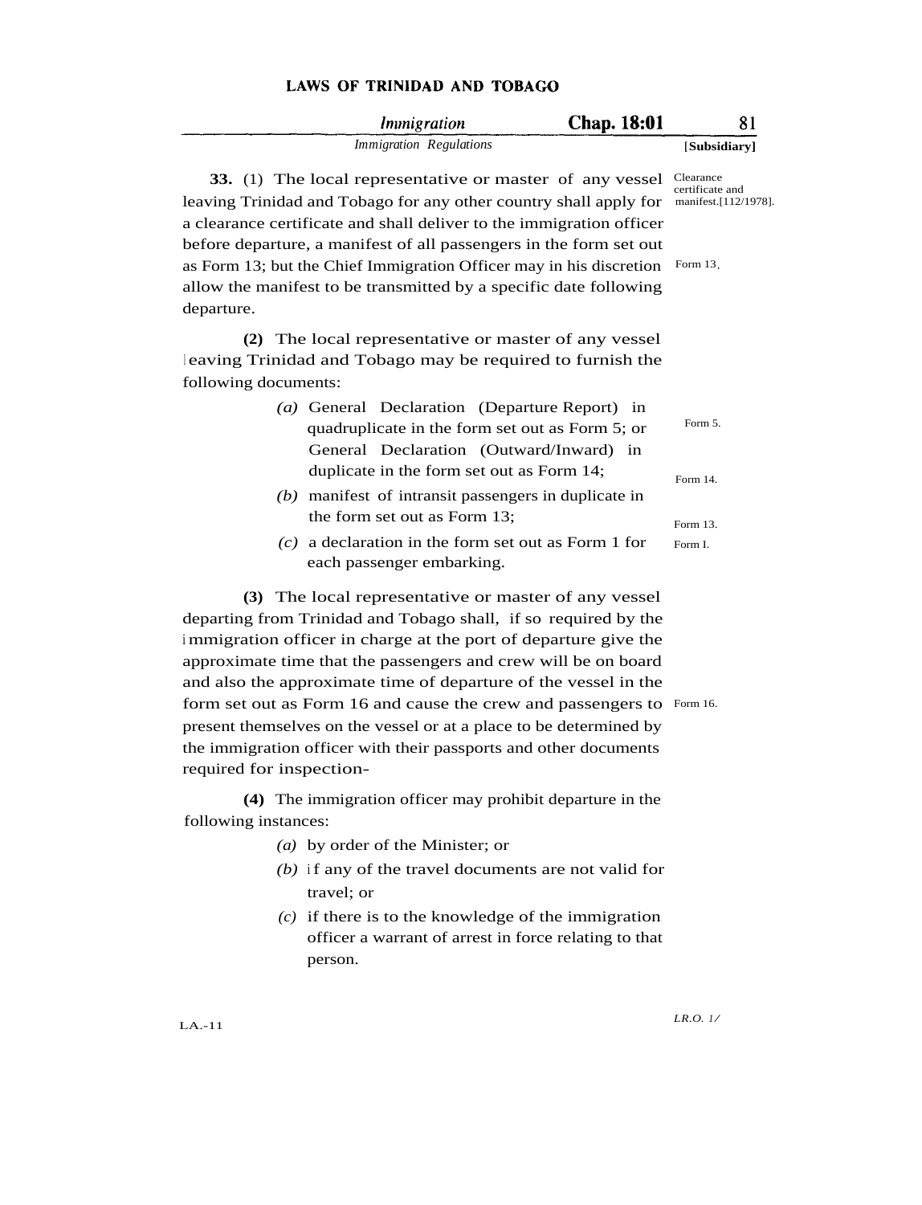**33.** (1) The local representative or master of any vessel leaving Trinidad and Tobago for any other country shall apply for a clearance certificate and shall deliver to the immigration officer before departure, a manifest of all passengers in the form set out as Form 13; but the Chief Immigration Officer may in his discretion allow the manifest to be transmitted by a specific date following departure.

Clearance certificate and manifest.[112/1978].

Form 13.

**(2)** The local representative or master of any vessel leaving Trinidad and Tobago may be required to furnish the following documents:

*(a)* General Declaration (Departure Report) in quadruplicate in the form set out as Form 5; or General Declaration (Outward/Inward) in duplicate in the form set out as Form 14;

*(b)* manifest of intransit passengers in duplicate in the form set out as Form 13;

*(c)* a declaration in the form set out as Form 1 for each passenger embarking.

Form 5.

Form 14.

Form 13.

Form I.

**(3)** The local representative or master of any vessel departing from Trinidad and Tobago shall, if so required by the immigration officer in charge at the port of departure give the approximate time that the passengers and crew will be on board and also the approximate time of departure of the vessel in the form set out as Form 16 and cause the crew and passengers to present themselves on the vessel or at a place to be determined by the immigration officer with their passports and other documents required for inspection-

Form 16.

**(4)** The immigration officer may prohibit departure in the following instances:

*(a)* by order of the Minister; or

*(b)* if any of the travel documents are not valid for travel; or

*(c)* if there is to the knowledge of the immigration officer a warrant of arrest in force relating to that person.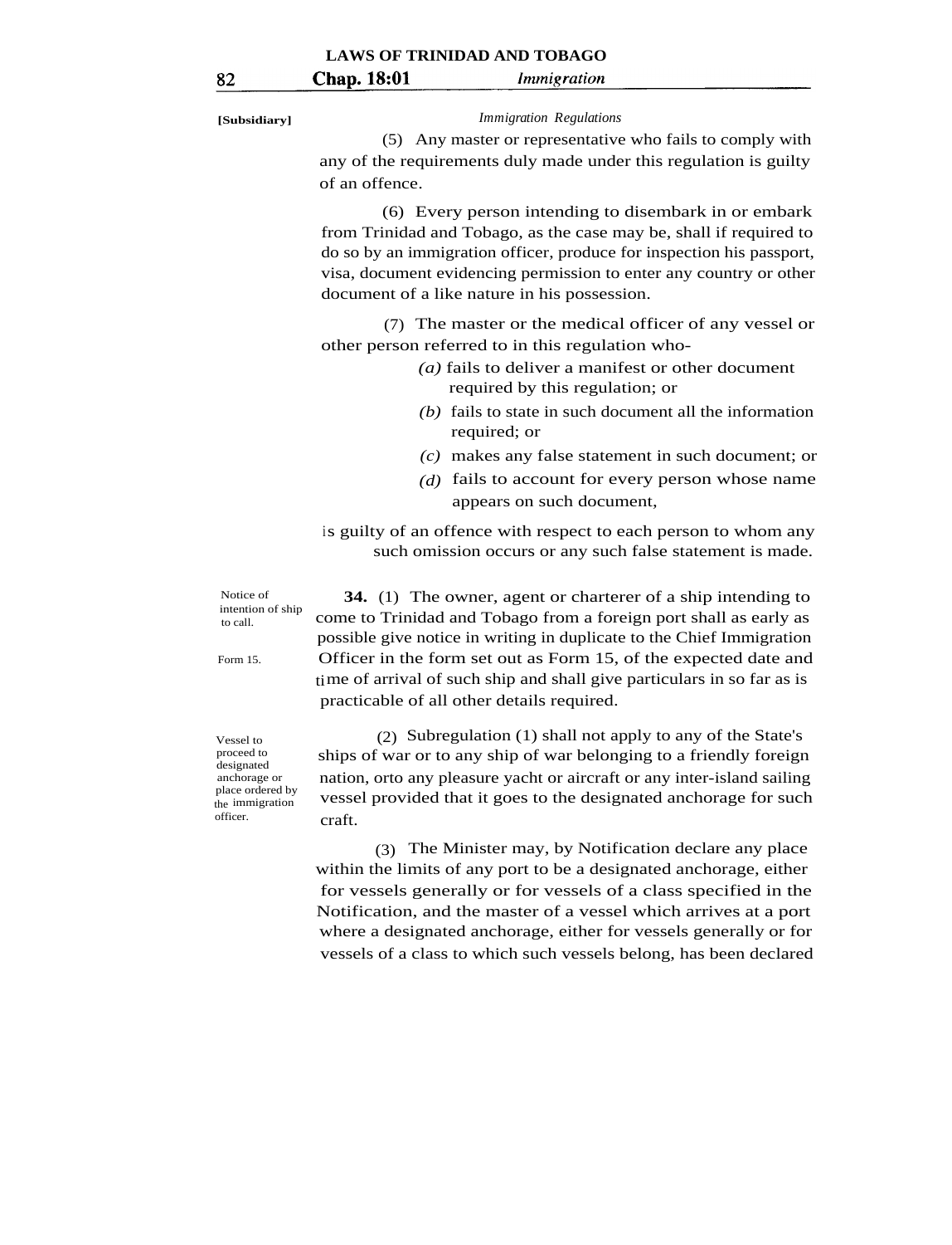[Subsidiary]

*Immigration Regulations*

(5) Any master or representative who fails to comply with any of the requirements duly made under this regulation is guilty of an offence.

(6) Every person intending to disembark in or embark from Trinidad and Tobago, as the case may be, shall if required to do so by an immigration officer, produce for inspection his passport, visa, document evidencing permission to enter any country or other document of a like nature in his possession.

(7) The master or the medical officer of any vessel or other person referred to in this regulation who-

*(a)* fails to deliver a manifest or other document required by this regulation; or

*(b)* fails to state in such document all the information required; or

*(c)* makes any false statement in such document; or

*(d)* fails to account for every person whose name appears on such document,

is guilty of an offence with respect to each person to whom any such omission occurs or any such false statement is made.

Notice of intention of ship to call.

**34.** (1) The owner, agent or charterer of a ship intending to come to Trinidad and Tobago from a foreign port shall as early as possible give notice in writing in duplicate to the Chief Immigration Officer in the form set out as Form 15, of the expected date and time of arrival of such ship and shall give particulars in so far as is practicable of all other details required.

Form 15.

Vessel to proceed to designated anchorage or place ordered by the immigration officer.

(2) Subregulation (1) shall not apply to any of the State's ships of war or to any ship of war belonging to a friendly foreign nation, orto any pleasure yacht or aircraft or any inter-island sailing vessel provided that it goes to the designated anchorage for such craft.

(3) The Minister may, by Notification declare any place within the limits of any port to be a designated anchorage, either for vessels generally or for vessels of a class specified in the Notification, and the master of a vessel which arrives at a port where a designated anchorage, either for vessels generally or for vessels of a class to which such vessels belong, has been declared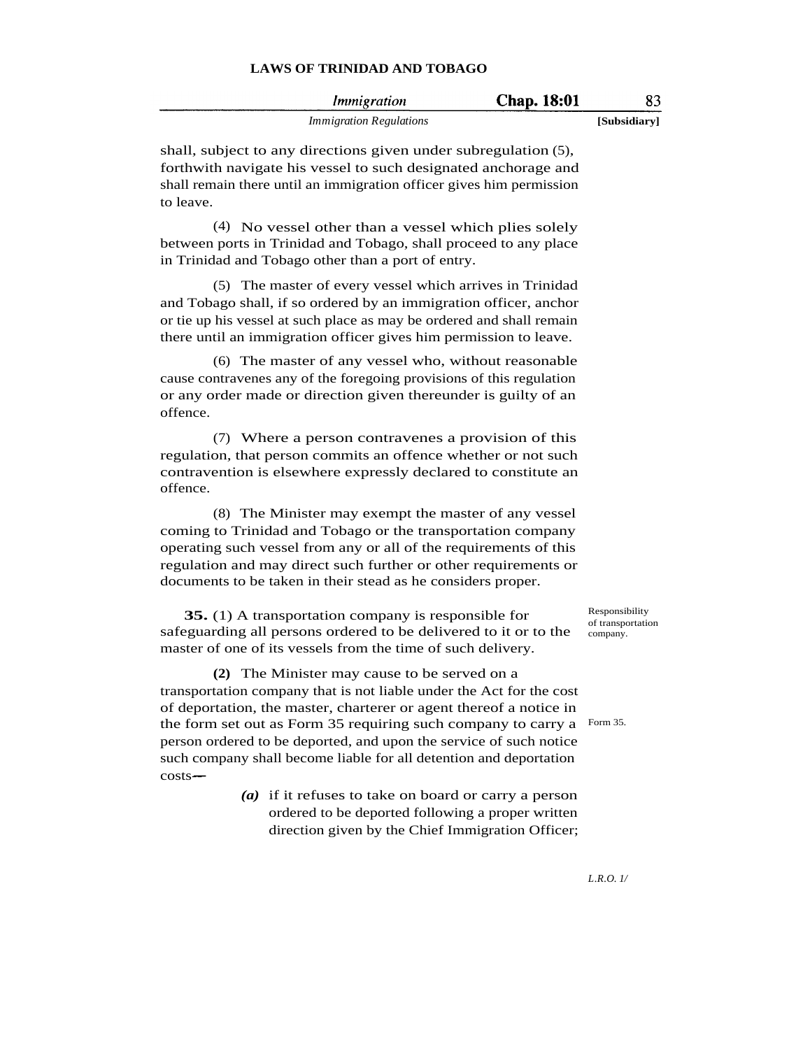shall, subject to any directions given under subregulation (5), forthwith navigate his vessel to such designated anchorage and shall remain there until an immigration officer gives him permission to leave.

(4) No vessel other than a vessel which plies solely between ports in Trinidad and Tobago, shall proceed to any place in Trinidad and Tobago other than a port of entry.

(5) The master of every vessel which arrives in Trinidad and Tobago shall, if so ordered by an immigration officer, anchor or tie up his vessel at such place as may be ordered and shall remain there until an immigration officer gives him permission to leave.

(6) The master of any vessel who, without reasonable cause contravenes any of the foregoing provisions of this regulation or any order made or direction given thereunder is guilty of an offence.

(7) Where a person contravenes a provision of this regulation, that person commits an offence whether or not such contravention is elsewhere expressly declared to constitute an offence.

(8) The Minister may exempt the master of any vessel coming to Trinidad and Tobago or the transportation company operating such vessel from any or all of the requirements of this regulation and may direct such further or other requirements or documents to be taken in their stead as he considers proper.

Responsibility of transportation company.

**35.** (1) A transportation company is responsible for safeguarding all persons ordered to be delivered to it or to the master of one of its vessels from the time of such delivery.

**(2)** The Minister may cause to be served on a transportation company that is not liable under the Act for the cost of deportation, the master, charterer or agent thereof a notice in the form set out as Form 35 requiring such company to carry a person ordered to be deported, and upon the service of such notice such company shall become liable for all detention and deportation costs—

Form 35.

*(a)* if it refuses to take on board or carry a person ordered to be deported following a proper written direction given by the Chief Immigration Officer;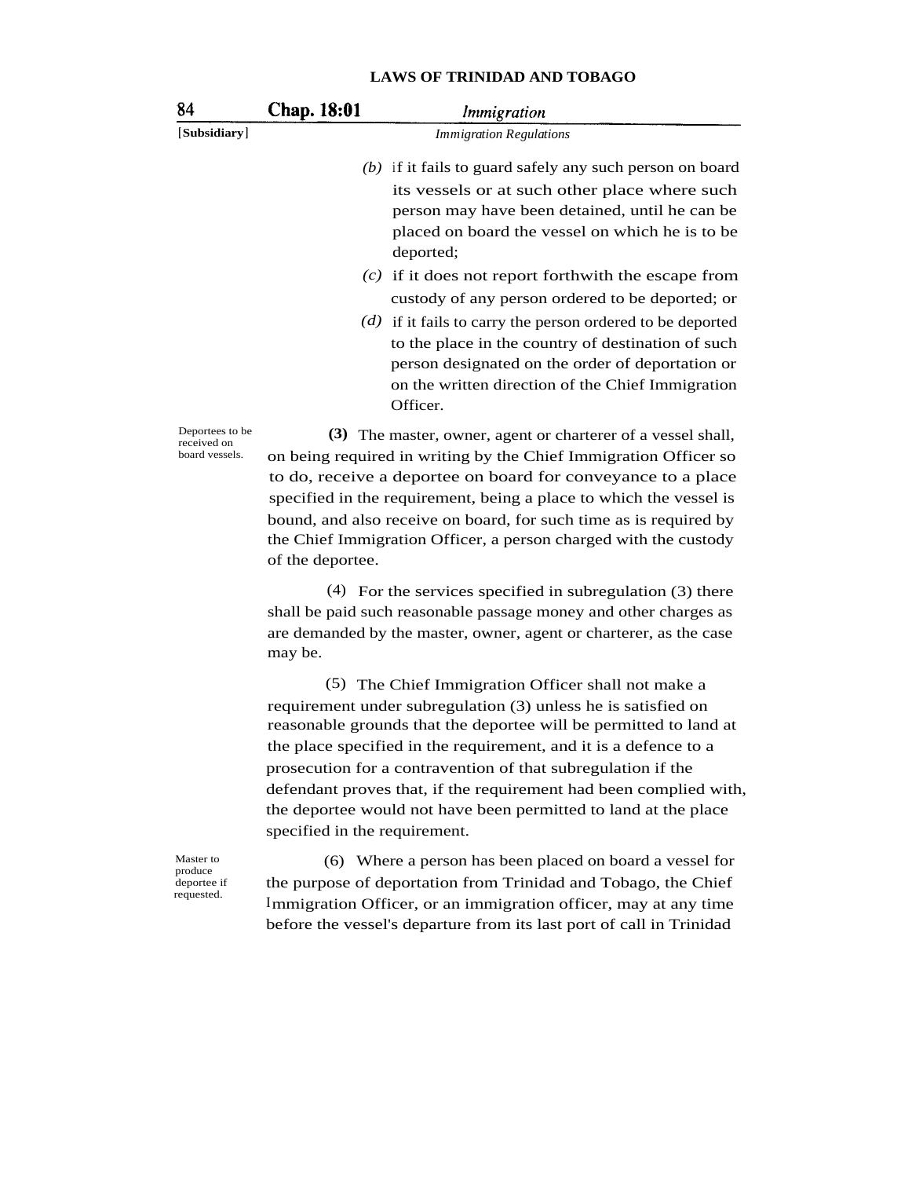(b) if it fails to guard safely any such person on board its vessels or at such other place where such person may have been detained, until he can be placed on board the vessel on which he is to be deported;

(c) if it does not report forthwith the escape from custody of any person ordered to be deported; or

(d) if it fails to carry the person ordered to be deported to the place in the country of destination of such person designated on the order of deportation or on the written direction of the Chief Immigration Officer.

Deportees to be received on board vessels.

**(3)** The master, owner, agent or charterer of a vessel shall, on being required in writing by the Chief Immigration Officer so to do, receive a deportee on board for conveyance to a place specified in the requirement, being a place to which the vessel is bound, and also receive on board, for such time as is required by the Chief Immigration Officer, a person charged with the custody of the deportee.

(4) For the services specified in subregulation (3) there shall be paid such reasonable passage money and other charges as are demanded by the master, owner, agent or charterer, as the case may be.

(5) The Chief Immigration Officer shall not make a requirement under subregulation (3) unless he is satisfied on reasonable grounds that the deportee will be permitted to land at the place specified in the requirement, and it is a defence to a prosecution for a contravention of that subregulation if the defendant proves that, if the requirement had been complied with, the deportee would not have been permitted to land at the place specified in the requirement.

Master to produce deportee if requested.

(6) Where a person has been placed on board a vessel for the purpose of deportation from Trinidad and Tobago, the Chief Immigration Officer, or an immigration officer, may at any time before the vessel's departure from its last port of call in Trinidad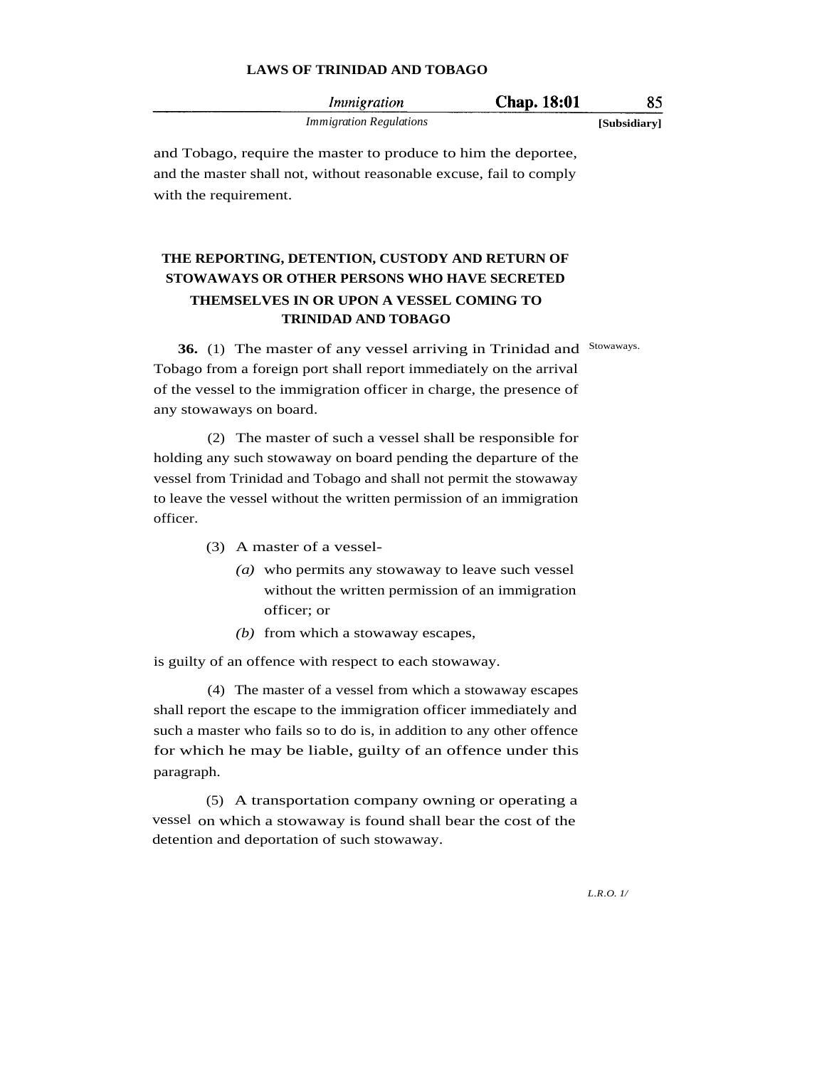and Tobago, require the master to produce to him the deportee, and the master shall not, without reasonable excuse, fail to comply with the requirement.

## THE REPORTING, DETENTION, CUSTODY AND RETURN OF STOWAWAYS OR OTHER PERSONS WHO HAVE SECRETED THEMSELVES IN OR UPON A VESSEL COMING TO TRINIDAD AND TOBAGO

Stowaways.

**36.** (1) The master of any vessel arriving in Trinidad and Tobago from a foreign port shall report immediately on the arrival of the vessel to the immigration officer in charge, the presence of any stowaways on board.

(2) The master of such a vessel shall be responsible for holding any such stowaway on board pending the departure of the vessel from Trinidad and Tobago and shall not permit the stowaway to leave the vessel without the written permission of an immigration officer.

(3) A master of a vessel-

*(a)* who permits any stowaway to leave such vessel without the written permission of an immigration officer; or

*(b)* from which a stowaway escapes,

is guilty of an offence with respect to each stowaway.

(4) The master of a vessel from which a stowaway escapes shall report the escape to the immigration officer immediately and such a master who fails so to do is, in addition to any other offence for which he may be liable, guilty of an offence under this paragraph.

(5) A transportation company owning or operating a vessel on which a stowaway is found shall bear the cost of the detention and deportation of such stowaway.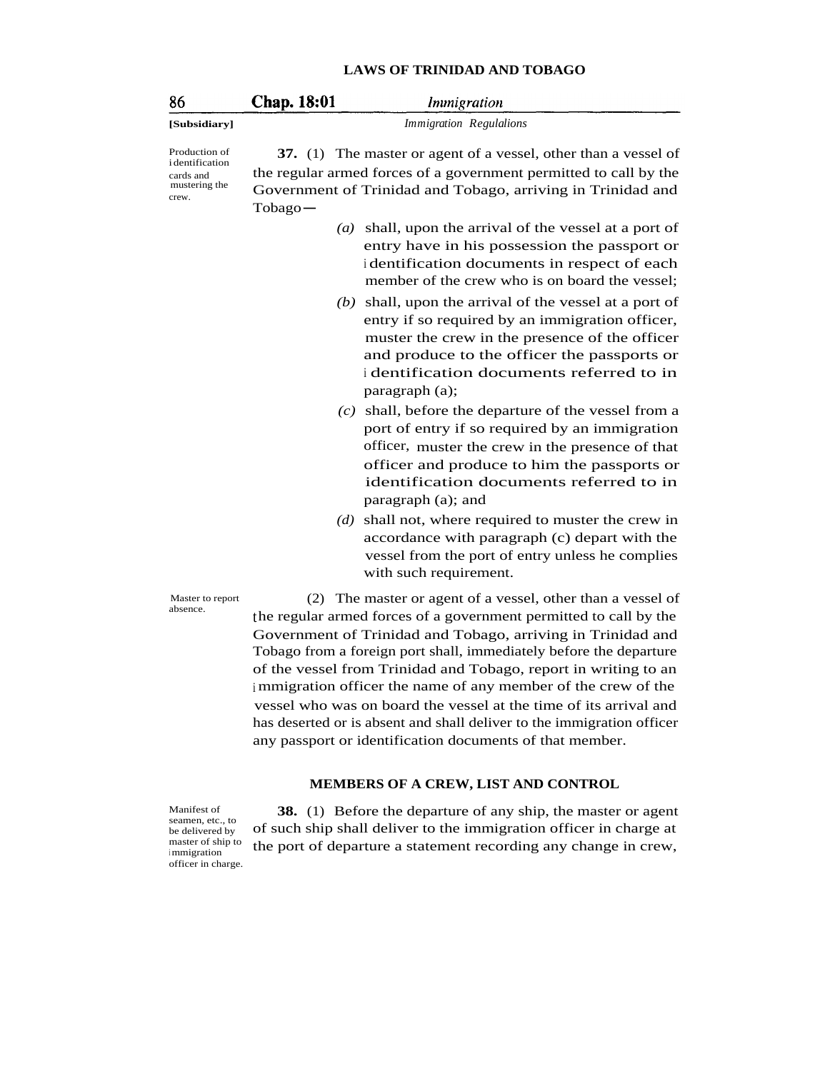*Immigration Regulations*

Production of identification cards and mustering the crew.

**37.** (1) The master or agent of a vessel, other than a vessel of the regular armed forces of a government permitted to call by the Government of Trinidad and Tobago, arriving in Trinidad and Tobago—

(a) shall, upon the arrival of the vessel at a port of entry have in his possession the passport or identification documents in respect of each member of the crew who is on board the vessel;

(b) shall, upon the arrival of the vessel at a port of entry if so required by an immigration officer, muster the crew in the presence of the officer and produce to the officer the passports or identification documents referred to in paragraph (a);

(c) shall, before the departure of the vessel from a port of entry if so required by an immigration officer, muster the crew in the presence of that officer and produce to him the passports or identification documents referred to in paragraph (a); and

(d) shall not, where required to muster the crew in accordance with paragraph (c) depart with the vessel from the port of entry unless he complies with such requirement.

Master to report absence.

(2) The master or agent of a vessel, other than a vessel of the regular armed forces of a government permitted to call by the Government of Trinidad and Tobago, arriving in Trinidad and Tobago from a foreign port shall, immediately before the departure of the vessel from Trinidad and Tobago, report in writing to an immigration officer the name of any member of the crew of the vessel who was on board the vessel at the time of its arrival and has deserted or is absent and shall deliver to the immigration officer any passport or identification documents of that member.

## MEMBERS OF A CREW, LIST AND CONTROL

Manifest of seamen, etc., to be delivered by master of ship to immigration officer in charge.

**38.** (1) Before the departure of any ship, the master or agent of such ship shall deliver to the immigration officer in charge at the port of departure a statement recording any change in crew,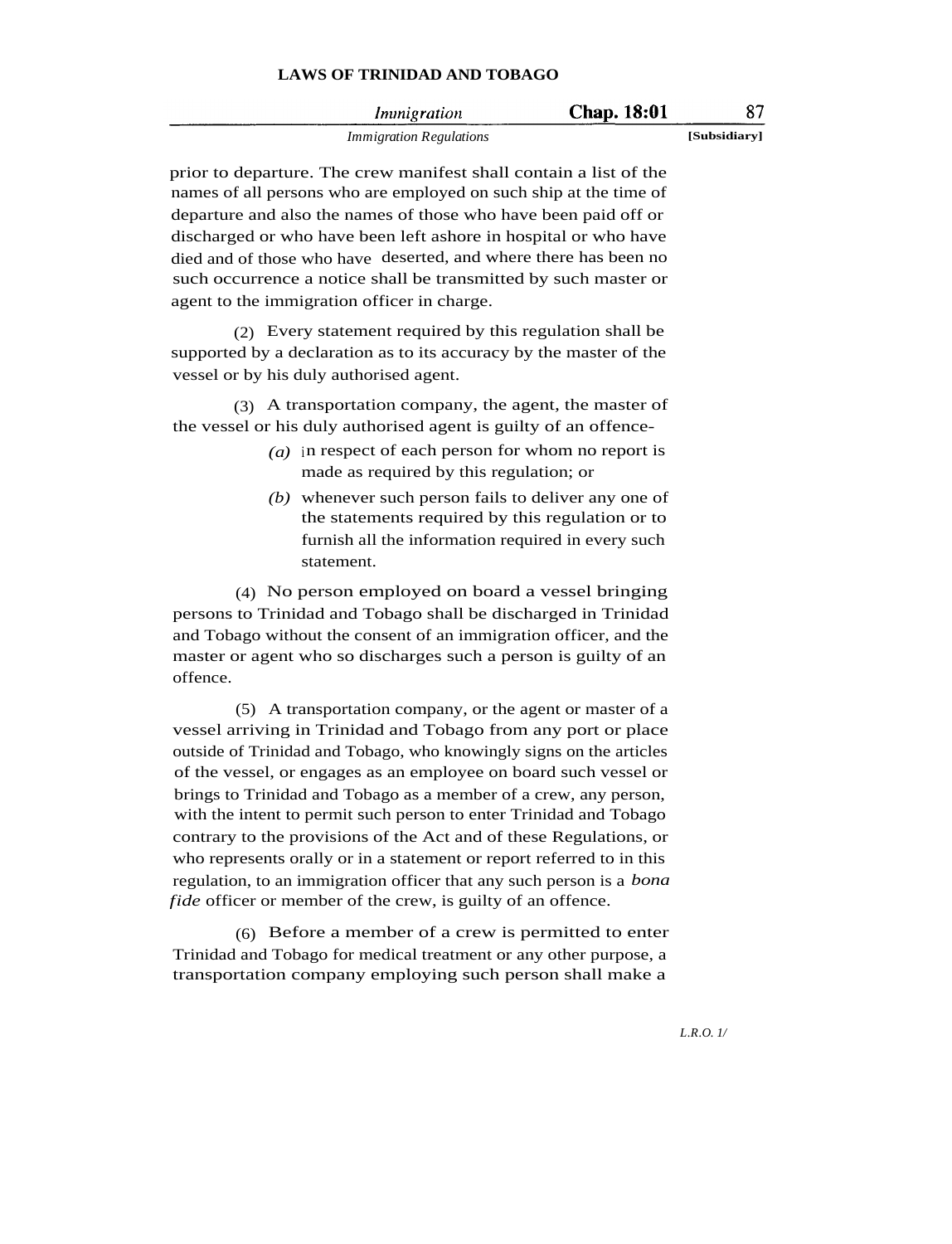prior to departure. The crew manifest shall contain a list of the names of all persons who are employed on such ship at the time of departure and also the names of those who have been paid off or discharged or who have been left ashore in hospital or who have died and of those who have deserted, and where there has been no such occurrence a notice shall be transmitted by such master or agent to the immigration officer in charge.

(2) Every statement required by this regulation shall be supported by a declaration as to its accuracy by the master of the vessel or by his duly authorised agent.

(3) A transportation company, the agent, the master of the vessel or his duly authorised agent is guilty of an offence-

*(a)* in respect of each person for whom no report is made as required by this regulation; or

*(b)* whenever such person fails to deliver any one of the statements required by this regulation or to furnish all the information required in every such statement.

(4) No person employed on board a vessel bringing persons to Trinidad and Tobago shall be discharged in Trinidad and Tobago without the consent of an immigration officer, and the master or agent who so discharges such a person is guilty of an offence.

(5) A transportation company, or the agent or master of a vessel arriving in Trinidad and Tobago from any port or place outside of Trinidad and Tobago, who knowingly signs on the articles of the vessel, or engages as an employee on board such vessel or brings to Trinidad and Tobago as a member of a crew, any person, with the intent to permit such person to enter Trinidad and Tobago contrary to the provisions of the Act and of these Regulations, or who represents orally or in a statement or report referred to in this regulation, to an immigration officer that any such person is a *bona fide* officer or member of the crew, is guilty of an offence.

(6) Before a member of a crew is permitted to enter Trinidad and Tobago for medical treatment or any other purpose, a transportation company employing such person shall make a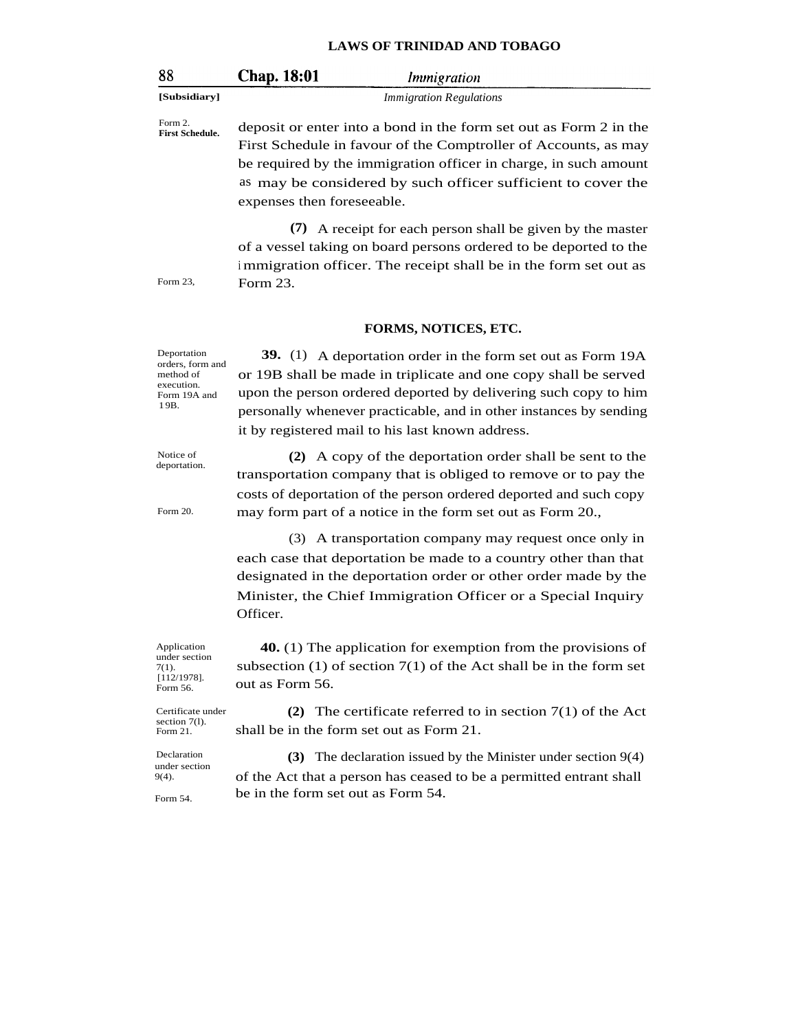deposit or enter into a bond in the form set out as Form 2 in the First Schedule in favour of the Comptroller of Accounts, as may be required by the immigration officer in charge, in such amount as may be considered by such officer sufficient to cover the expenses then foreseeable.

Form 2. First Schedule.

**(7)** A receipt for each person shall be given by the master of a vessel taking on board persons ordered to be deported to the immigration officer. The receipt shall be in the form set out as Form 23.

Form 23,

### FORMS, NOTICES, ETC.

Deportation orders, form and method of execution. Form 19A and 19B.

**39.** (1) A deportation order in the form set out as Form 19A or 19B shall be made in triplicate and one copy shall be served upon the person ordered deported by delivering such copy to him personally whenever practicable, and in other instances by sending it by registered mail to his last known address.

Notice of deportation.

**(2)** A copy of the deportation order shall be sent to the transportation company that is obliged to remove or to pay the costs of deportation of the person ordered deported and such copy may form part of a notice in the form set out as Form 20.,

Form 20.

(3) A transportation company may request once only in each case that deportation be made to a country other than that designated in the deportation order or other order made by the Minister, the Chief Immigration Officer or a Special Inquiry Officer.

Application under section 7(1). [112/1978]. Form 56.

**40.** (1) The application for exemption from the provisions of subsection (1) of section 7(1) of the Act shall be in the form set out as Form 56.

Certificate under section 7(l). Form 21.

**(2)** The certificate referred to in section 7(1) of the Act shall be in the form set out as Form 21.

Declaration under section 9(4). Form 54.

**(3)** The declaration issued by the Minister under section 9(4) of the Act that a person has ceased to be a permitted entrant shall be in the form set out as Form 54.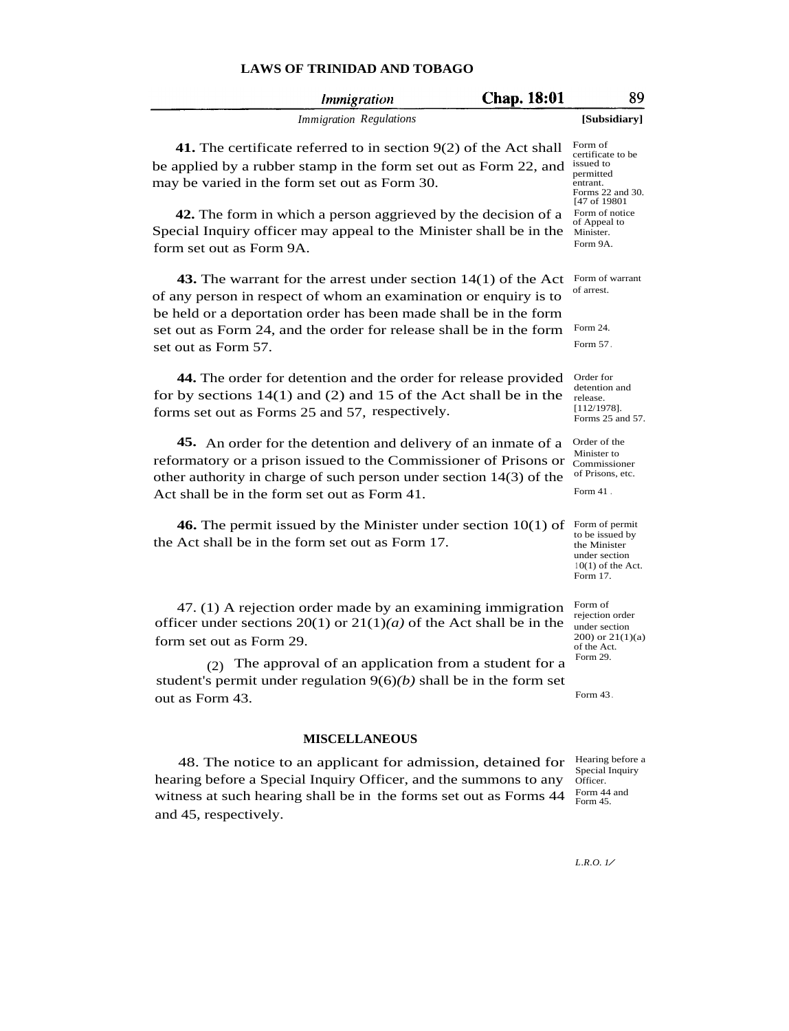**41.** The certificate referred to in section 9(2) of the Act shall be applied by a rubber stamp in the form set out as Form 22, and may be varied in the form set out as Form 30.

Form of certificate to be issued to permitted entrant. Forms 22 and 30. [47 of 19801

**42.** The form in which a person aggrieved by the decision of a Special Inquiry officer may appeal to the Minister shall be in the form set out as Form 9A.

Form of notice of Appeal to Minister. Form 9A.

**43.** The warrant for the arrest under section 14(1) of the Act of any person in respect of whom an examination or enquiry is to be held or a deportation order has been made shall be in the form set out as Form 24, and the order for release shall be in the form set out as Form 57.

Form of warrant of arrest. Form 24. Form 57.

**44.** The order for detention and the order for release provided for by sections 14(1) and (2) and 15 of the Act shall be in the forms set out as Forms 25 and 57, respectively.

Order for detention and release. [112/1978]. Forms 25 and 57.

**45.** An order for the detention and delivery of an inmate of a reformatory or a prison issued to the Commissioner of Prisons or other authority in charge of such person under section 14(3) of the Act shall be in the form set out as Form 41.

Order of the Minister to Commissioner of Prisons, etc. Form 41.

**46.** The permit issued by the Minister under section 10(1) of the Act shall be in the form set out as Form 17.

Form of permit to be issued by the Minister under section 10(1) of the Act. Form 17.

47. (1) A rejection order made by an examining immigration officer under sections 20(1) or 21(1)*(a)* of the Act shall be in the form set out as Form 29.

(2) The approval of an application from a student for a student's permit under regulation 9(6)*(b)* shall be in the form set out as Form 43.

Form of rejection order under section 200) or 21(1)(a) of the Act. Form 29. Form 43.

## MISCELLANEOUS

48. The notice to an applicant for admission, detained for hearing before a Special Inquiry Officer, and the summons to any witness at such hearing shall be in the forms set out as Forms 44 and 45, respectively.

Hearing before a Special Inquiry Officer. Form 44 and Form 45.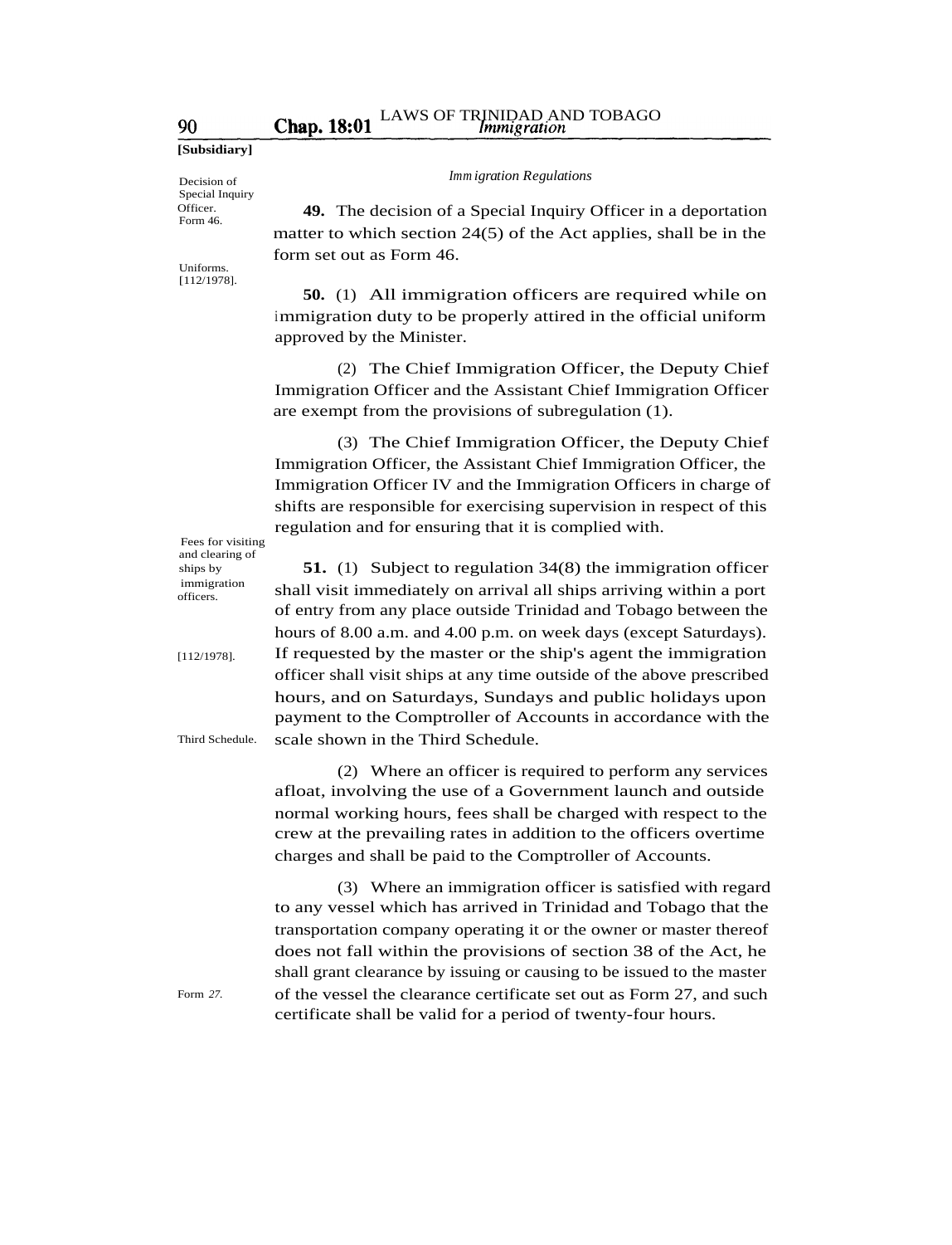[Subsidiary]

*Immigration Regulations*

Decision of Special Inquiry Officer. Form 46.

**49.** The decision of a Special Inquiry Officer in a deportation matter to which section 24(5) of the Act applies, shall be in the form set out as Form 46.

Uniforms. [112/1978].

**50.** (1) All immigration officers are required while on immigration duty to be properly attired in the official uniform approved by the Minister.

(2) The Chief Immigration Officer, the Deputy Chief Immigration Officer and the Assistant Chief Immigration Officer are exempt from the provisions of subregulation (1).

(3) The Chief Immigration Officer, the Deputy Chief Immigration Officer, the Assistant Chief Immigration Officer, the Immigration Officer IV and the Immigration Officers in charge of shifts are responsible for exercising supervision in respect of this regulation and for ensuring that it is complied with.

Fees for visiting and clearing of ships by immigration officers.

**51.** (1) Subject to regulation 34(8) the immigration officer shall visit immediately on arrival all ships arriving within a port of entry from any place outside Trinidad and Tobago between the hours of 8.00 a.m. and 4.00 p.m. on week days (except Saturdays). If requested by the master or the ship's agent the immigration officer shall visit ships at any time outside of the above prescribed hours, and on Saturdays, Sundays and public holidays upon payment to the Comptroller of Accounts in accordance with the scale shown in the Third Schedule.

[112/1978].

Third Schedule.

(2) Where an officer is required to perform any services afloat, involving the use of a Government launch and outside normal working hours, fees shall be charged with respect to the crew at the prevailing rates in addition to the officers overtime charges and shall be paid to the Comptroller of Accounts.

(3) Where an immigration officer is satisfied with regard to any vessel which has arrived in Trinidad and Tobago that the transportation company operating it or the owner or master thereof does not fall within the provisions of section 38 of the Act, he shall grant clearance by issuing or causing to be issued to the master of the vessel the clearance certificate set out as Form 27, and such certificate shall be valid for a period of twenty-four hours.

Form *27*.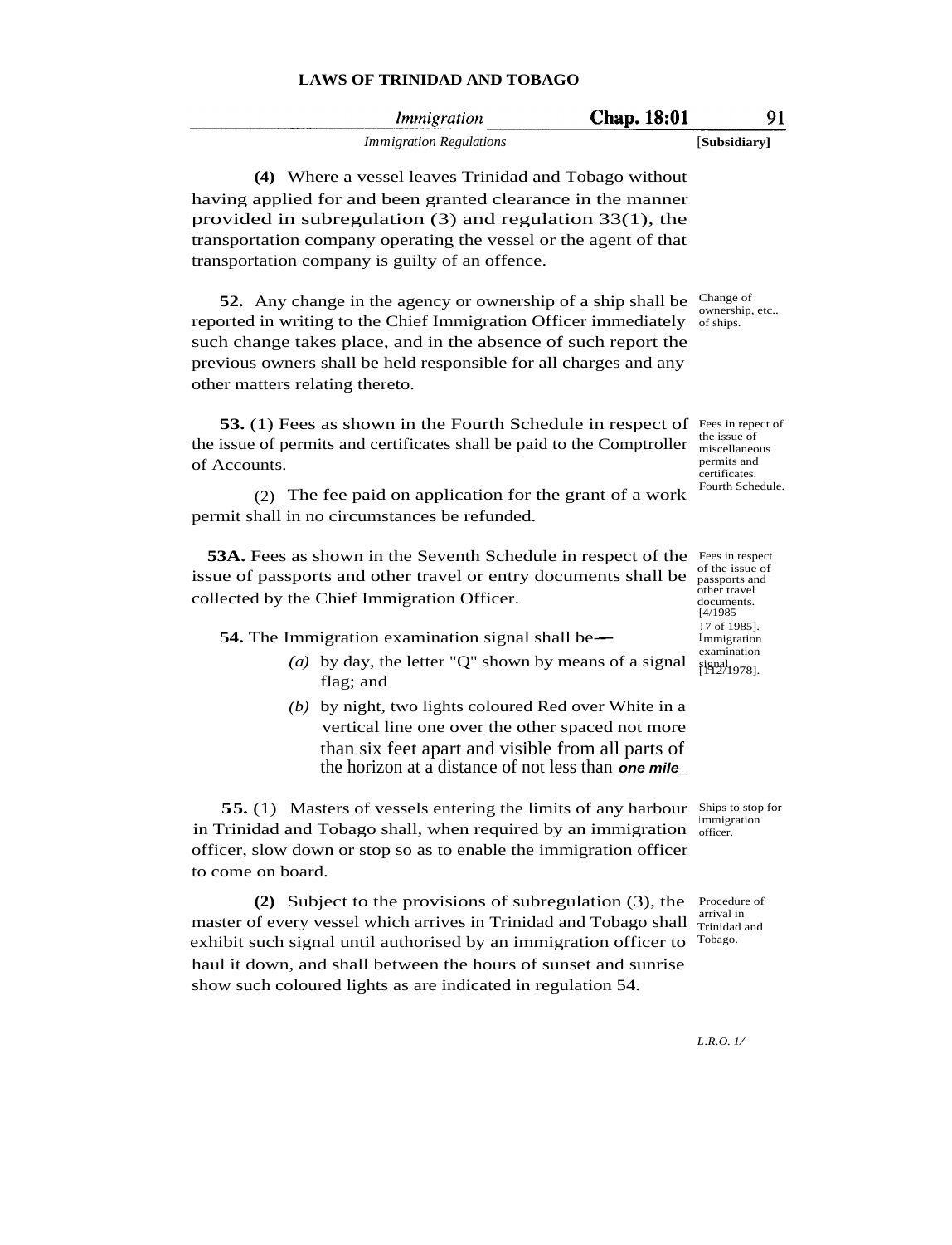(4) Where a vessel leaves Trinidad and Tobago without having applied for and been granted clearance in the manner provided in subregulation (3) and regulation 33(1), the transportation company operating the vessel or the agent of that transportation company is guilty of an offence.

Change of ownership, etc.. of ships.

**52.** Any change in the agency or ownership of a ship shall be reported in writing to the Chief Immigration Officer immediately such change takes place, and in the absence of such report the previous owners shall be held responsible for all charges and any other matters relating thereto.

Fees in repect of the issue of miscellaneous permits and certificates. Fourth Schedule.

**53.** (1) Fees as shown in the Fourth Schedule in respect of the issue of permits and certificates shall be paid to the Comptroller of Accounts.

(2) The fee paid on application for the grant of a work permit shall in no circumstances be refunded.

Fees in respect of the issue of passports and other travel documents. [4/1985 17 of 1985].

**53A.** Fees as shown in the Seventh Schedule in respect of the issue of passports and other travel or entry documents shall be collected by the Chief Immigration Officer.

Immigration examination signal. [112/1978].

**54.** The Immigration examination signal shall be—

*(a)* by day, the letter "Q" shown by means of a signal flag; and

*(b)* by night, two lights coloured Red over White in a vertical line one over the other spaced not more than six feet apart and visible from all parts of the horizon at a distance of not less than one mile.

Ships to stop for immigration officer.

**55.** (1) Masters of vessels entering the limits of any harbour in Trinidad and Tobago shall, when required by an immigration officer, slow down or stop so as to enable the immigration officer to come on board.

Procedure of arrival in Trinidad and Tobago.

(2) Subject to the provisions of subregulation (3), the master of every vessel which arrives in Trinidad and Tobago shall exhibit such signal until authorised by an immigration officer to haul it down, and shall between the hours of sunset and sunrise show such coloured lights as are indicated in regulation 54.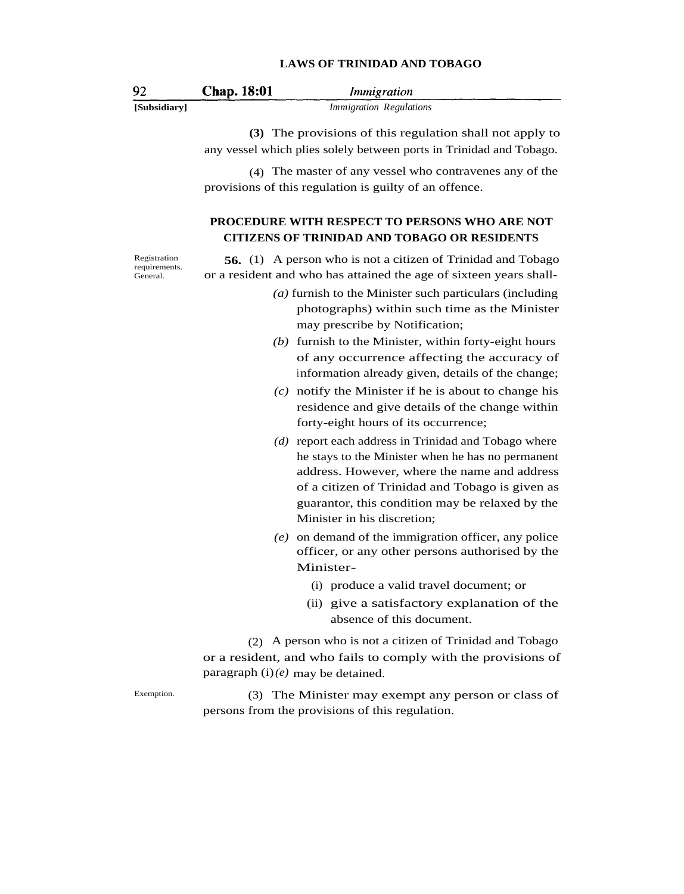**(3)** The provisions of this regulation shall not apply to any vessel which plies solely between ports in Trinidad and Tobago.

(4) The master of any vessel who contravenes any of the provisions of this regulation is guilty of an offence.

## PROCEDURE WITH RESPECT TO PERSONS WHO ARE NOT CITIZENS OF TRINIDAD AND TOBAGO OR RESIDENTS

Registration requirements. General.

**56.** (1) A person who is not a citizen of Trinidad and Tobago or a resident and who has attained the age of sixteen years shall-

*(a)* furnish to the Minister such particulars (including photographs) within such time as the Minister may prescribe by Notification;

*(b)* furnish to the Minister, within forty-eight hours of any occurrence affecting the accuracy of information already given, details of the change;

*(c)* notify the Minister if he is about to change his residence and give details of the change within forty-eight hours of its occurrence;

*(d)* report each address in Trinidad and Tobago where he stays to the Minister when he has no permanent address. However, where the name and address of a citizen of Trinidad and Tobago is given as guarantor, this condition may be relaxed by the Minister in his discretion;

*(e)* on demand of the immigration officer, any police officer, or any other persons authorised by the Minister-

(i) produce a valid travel document; or

(ii) give a satisfactory explanation of the absence of this document.

(2) A person who is not a citizen of Trinidad and Tobago or a resident, and who fails to comply with the provisions of paragraph (i)*(e)* may be detained.

Exemption.

(3) The Minister may exempt any person or class of persons from the provisions of this regulation.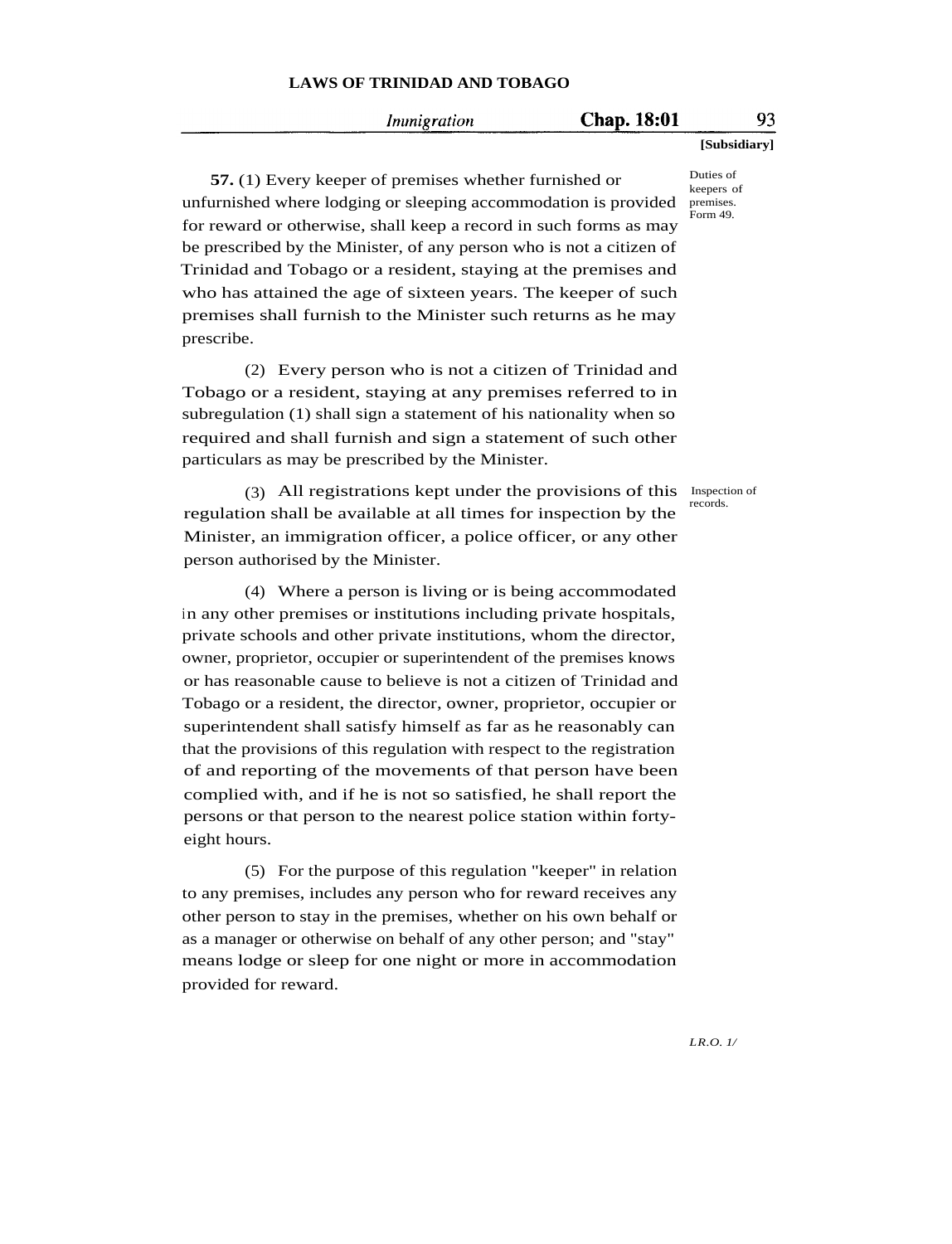Duties of keepers of premises. Form 49.

**57.** (1) Every keeper of premises whether furnished or unfurnished where lodging or sleeping accommodation is provided for reward or otherwise, shall keep a record in such forms as may be prescribed by the Minister, of any person who is not a citizen of Trinidad and Tobago or a resident, staying at the premises and who has attained the age of sixteen years. The keeper of such premises shall furnish to the Minister such returns as he may prescribe.

(2) Every person who is not a citizen of Trinidad and Tobago or a resident, staying at any premises referred to in subregulation (1) shall sign a statement of his nationality when so required and shall furnish and sign a statement of such other particulars as may be prescribed by the Minister.

Inspection of records.

(3) All registrations kept under the provisions of this regulation shall be available at all times for inspection by the Minister, an immigration officer, a police officer, or any other person authorised by the Minister.

(4) Where a person is living or is being accommodated in any other premises or institutions including private hospitals, private schools and other private institutions, whom the director, owner, proprietor, occupier or superintendent of the premises knows or has reasonable cause to believe is not a citizen of Trinidad and Tobago or a resident, the director, owner, proprietor, occupier or superintendent shall satisfy himself as far as he reasonably can that the provisions of this regulation with respect to the registration of and reporting of the movements of that person have been complied with, and if he is not so satisfied, he shall report the persons or that person to the nearest police station within forty-eight hours.

(5) For the purpose of this regulation "keeper" in relation to any premises, includes any person who for reward receives any other person to stay in the premises, whether on his own behalf or as a manager or otherwise on behalf of any other person; and "stay" means lodge or sleep for one night or more in accommodation provided for reward.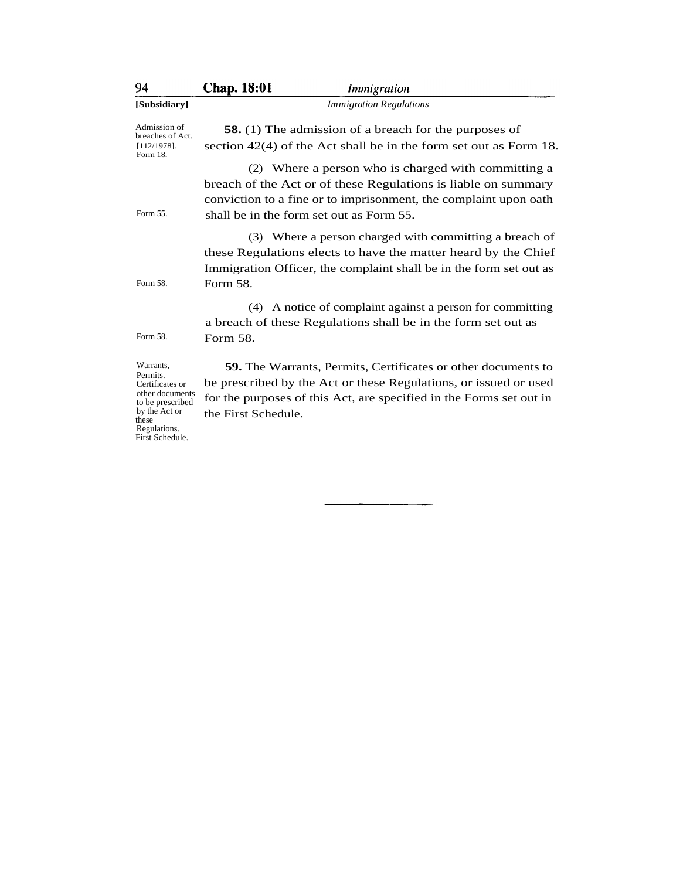Admission of breaches of Act. [112/1978]. Form 18.

**58.** (1) The admission of a breach for the purposes of section 42(4) of the Act shall be in the form set out as Form 18.

Form 55.

(2) Where a person who is charged with committing a breach of the Act or of these Regulations is liable on summary conviction to a fine or to imprisonment, the complaint upon oath shall be in the form set out as Form 55.

Form 58.

(3) Where a person charged with committing a breach of these Regulations elects to have the matter heard by the Chief Immigration Officer, the complaint shall be in the form set out as Form 58.

Form 58.

(4) A notice of complaint against a person for committing a breach of these Regulations shall be in the form set out as Form 58.

Warrants, Permits. Certificates or other documents to be prescribed by the Act or these Regulations. First Schedule.

**59.** The Warrants, Permits, Certificates or other documents to be prescribed by the Act or these Regulations, or issued or used for the purposes of this Act, are specified in the Forms set out in the First Schedule.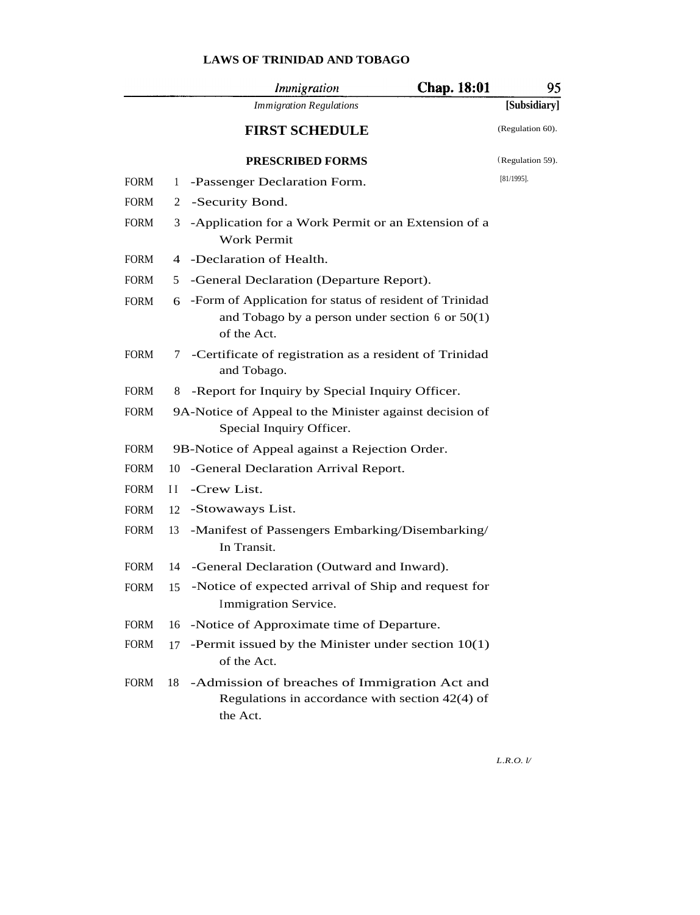## FIRST SCHEDULE

(Regulation 60).

### PRESCRIBED FORMS

(Regulation 59).
[81/1995].

FORM 1 -Passenger Declaration Form.

FORM 2 -Security Bond.

FORM 3 -Application for a Work Permit or an Extension of a Work Permit

FORM 4 -Declaration of Health.

FORM 5 -General Declaration (Departure Report).

FORM 6 -Form of Application for status of resident of Trinidad and Tobago by a person under section 6 or 50(1) of the Act.

FORM 7 -Certificate of registration as a resident of Trinidad and Tobago.

FORM 8 -Report for Inquiry by Special Inquiry Officer.

FORM 9A-Notice of Appeal to the Minister against decision of Special Inquiry Officer.

FORM 9B-Notice of Appeal against a Rejection Order.

FORM 10 -General Declaration Arrival Report.

FORM 11 -Crew List.

FORM 12 -Stowaways List.

FORM 13 -Manifest of Passengers Embarking/Disembarking/ In Transit.

FORM 14 -General Declaration (Outward and Inward).

FORM 15 -Notice of expected arrival of Ship and request for Immigration Service.

FORM 16 -Notice of Approximate time of Departure.

FORM 17 -Permit issued by the Minister under section 10(1) of the Act.

FORM 18 -Admission of breaches of Immigration Act and Regulations in accordance with section 42(4) of the Act.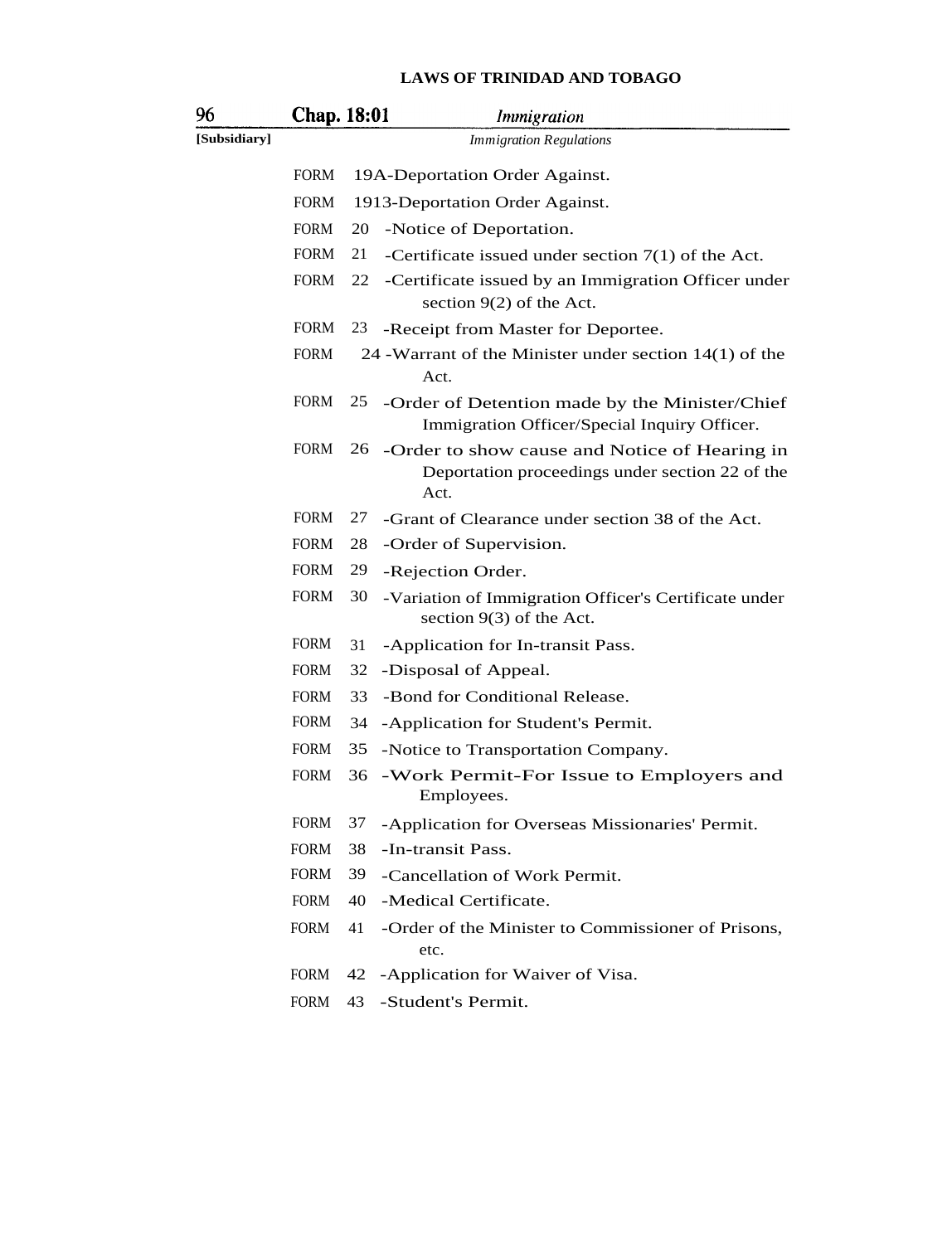FORM 19A-Deportation Order Against.

FORM 1913-Deportation Order Against.

FORM 20 -Notice of Deportation.

FORM 21 -Certificate issued under section 7(1) of the Act.

FORM 22 -Certificate issued by an Immigration Officer under section 9(2) of the Act.

FORM 23 -Receipt from Master for Deportee.

FORM 24 -Warrant of the Minister under section 14(1) of the Act.

FORM 25 -Order of Detention made by the Minister/Chief Immigration Officer/Special Inquiry Officer.

FORM 26 -Order to show cause and Notice of Hearing in Deportation proceedings under section 22 of the Act.

FORM 27 -Grant of Clearance under section 38 of the Act.

FORM 28 -Order of Supervision.

FORM 29 -Rejection Order.

FORM 30 -Variation of Immigration Officer's Certificate under section 9(3) of the Act.

FORM 31 -Application for In-transit Pass.

FORM 32 -Disposal of Appeal.

FORM 33 -Bond for Conditional Release.

FORM 34 -Application for Student's Permit.

FORM 35 -Notice to Transportation Company.

FORM 36 -Work Permit-For Issue to Employers and Employees.

FORM 37 -Application for Overseas Missionaries' Permit.

FORM 38 -In-transit Pass.

FORM 39 -Cancellation of Work Permit.

FORM 40 -Medical Certificate.

FORM 41 -Order of the Minister to Commissioner of Prisons, etc.

FORM 42 -Application for Waiver of Visa.

FORM 43 -Student's Permit.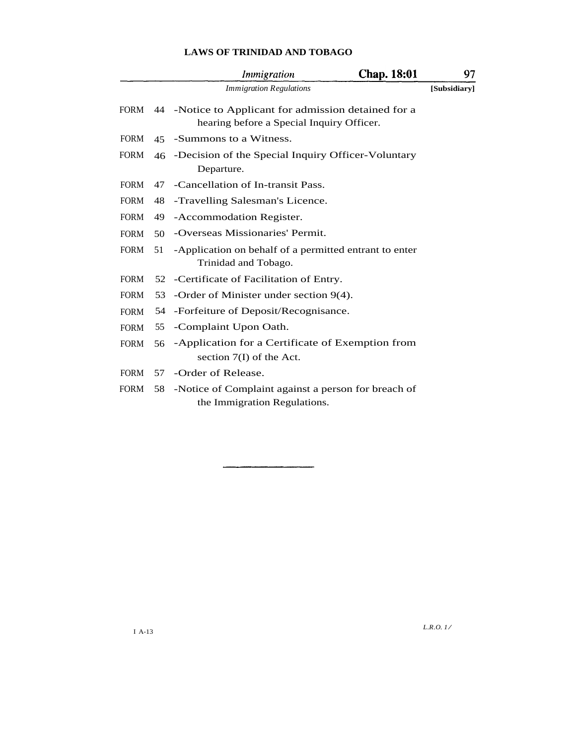FORM 44 -Notice to Applicant for admission detained for a hearing before a Special Inquiry Officer.

FORM 45 -Summons to a Witness.

FORM 46 -Decision of the Special Inquiry Officer-Voluntary Departure.

FORM 47 -Cancellation of In-transit Pass.

FORM 48 -Travelling Salesman's Licence.

FORM 49 -Accommodation Register.

FORM 50 -Overseas Missionaries' Permit.

FORM 51 -Application on behalf of a permitted entrant to enter Trinidad and Tobago.

FORM 52 -Certificate of Facilitation of Entry.

FORM 53 -Order of Minister under section 9(4).

FORM 54 -Forfeiture of Deposit/Recognisance.

FORM 55 -Complaint Upon Oath.

FORM 56 -Application for a Certificate of Exemption from section 7(I) of the Act.

FORM 57 -Order of Release.

FORM 58 -Notice of Complaint against a person for breach of the Immigration Regulations.